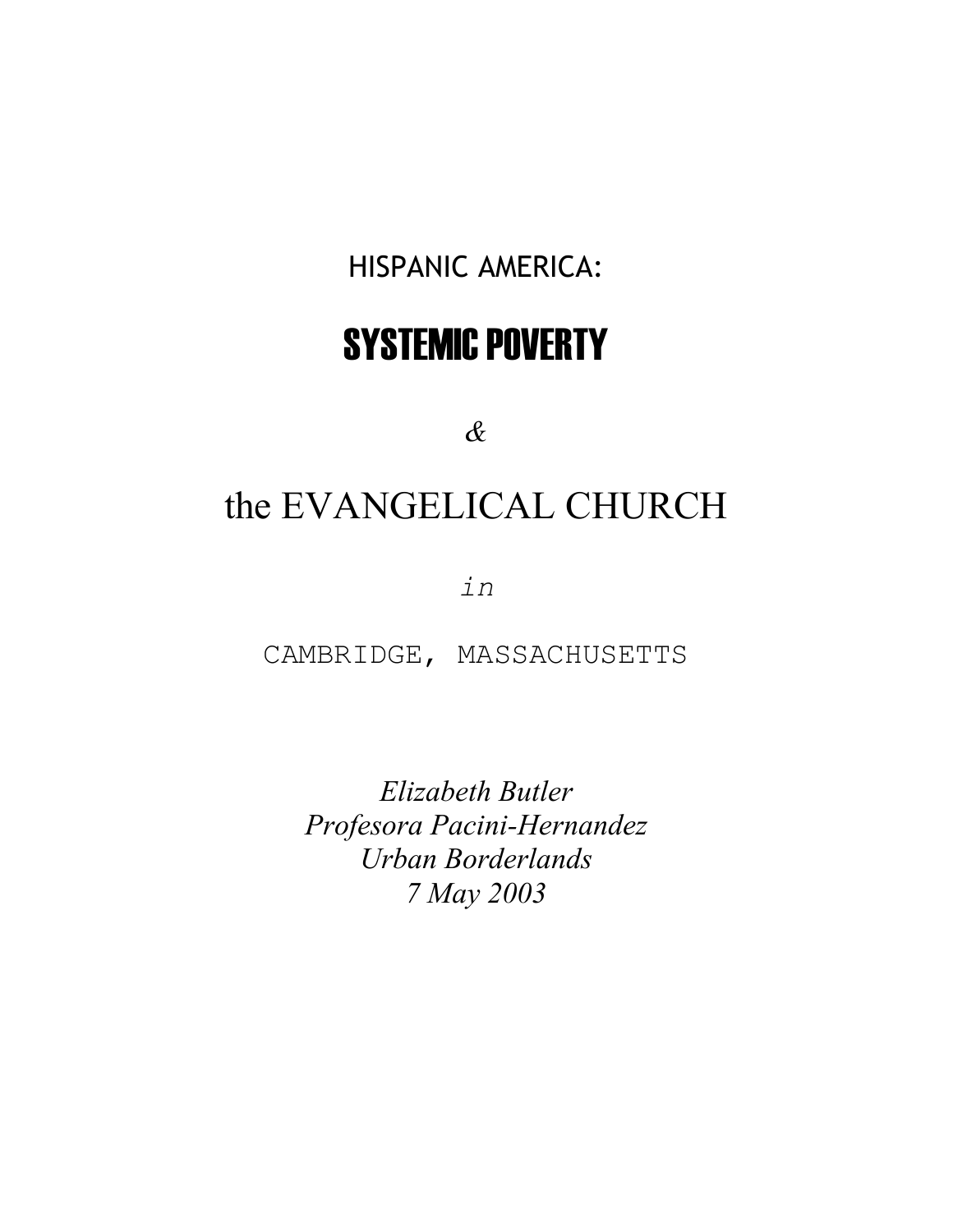HISPANIC AMERICA:

# SYSTEMIC POVERTY

*&*

# the EVANGELICAL CHURCH

*in*

CAMBRIDGE, MASSACHUSETTS

*Elizabeth Butler*
*Profesora Pacini-Hernandez*
*Urban Borderlands*
*7 May 2003*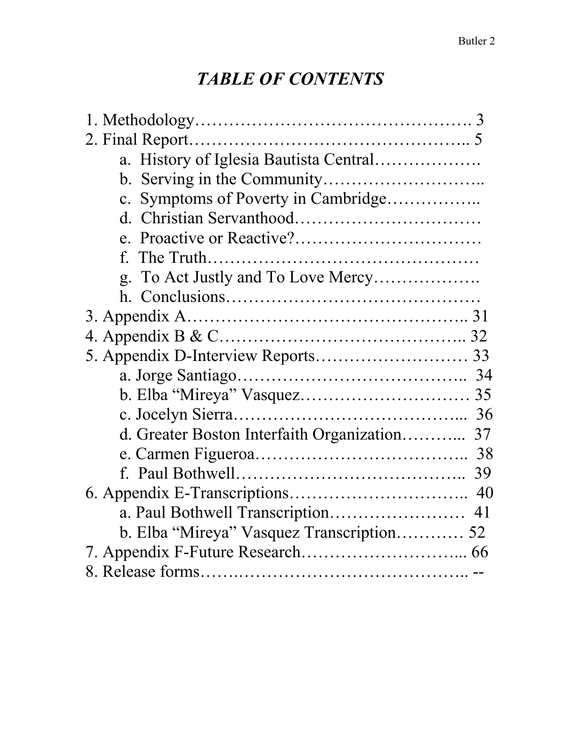# *TABLE OF CONTENTS*

1. Methodology………………………………………… 3
2. Final Report……………………………………….. 5
   - a. History of Iglesia Bautista Central……………….
   - b. Serving in the Community………………………..
   - c. Symptoms of Poverty in Cambridge……………..
   - d. Christian Servanthood……………………………
   - e. Proactive or Reactive?……………………………
   - f. The Truth…………………………………………
   - g. To Act Justly and To Love Mercy……………….
   - h. Conclusions………………………………………
3. Appendix A……………………………………….. 31
4. Appendix B & C………………………………….. 32
5. Appendix D-Interview Reports…………………… 33
   - a. Jorge Santiago………………………………….. 34
   - b. Elba "Mireya" Vasquez………………………… 35
   - c. Jocelyn Sierra………………………………... 36
   - d. Greater Boston Interfaith Organization………... 37
   - e. Carmen Figueroa…………………………….. 38
   - f. Paul Bothwell………………………………….. 39
6. Appendix E-Transcriptions………………………….. 40
   - a. Paul Bothwell Transcription…………………… 41
   - b. Elba "Mireya" Vasquez Transcription………… 52
7. Appendix F-Future Research……………………... 66
8. Release forms……..…………………………………. --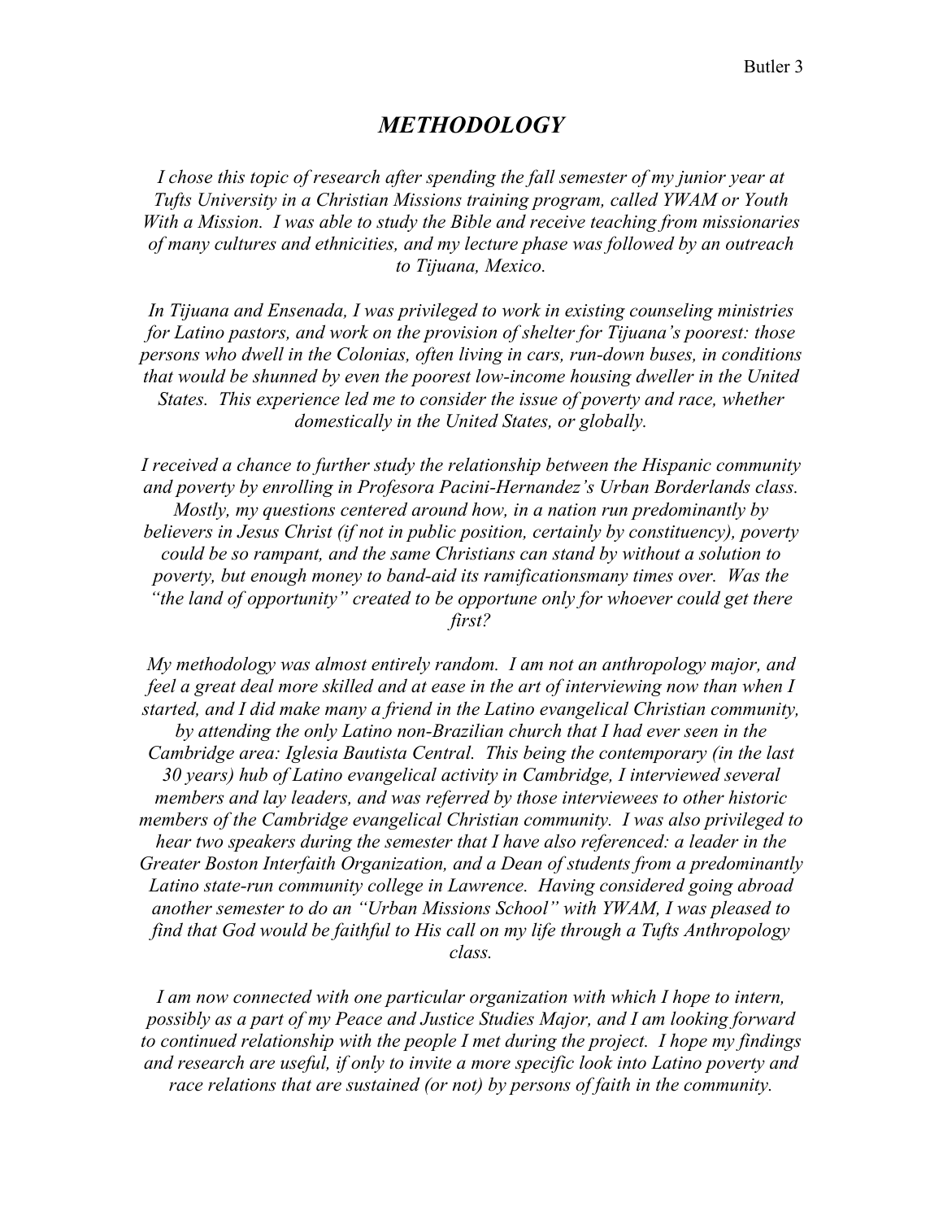# *METHODOLOGY*

*I chose this topic of research after spending the fall semester of my junior year at Tufts University in a Christian Missions training program, called YWAM or Youth With a Mission. I was able to study the Bible and receive teaching from missionaries of many cultures and ethnicities, and my lecture phase was followed by an outreach to Tijuana, Mexico.*

*In Tijuana and Ensenada, I was privileged to work in existing counseling ministries for Latino pastors, and work on the provision of shelter for Tijuana's poorest: those persons who dwell in the Colonias, often living in cars, run-down buses, in conditions that would be shunned by even the poorest low-income housing dweller in the United States. This experience led me to consider the issue of poverty and race, whether domestically in the United States, or globally.*

*I received a chance to further study the relationship between the Hispanic community and poverty by enrolling in Profesora Pacini-Hernandez's Urban Borderlands class. Mostly, my questions centered around how, in a nation run predominantly by believers in Jesus Christ (if not in public position, certainly by constituency), poverty could be so rampant, and the same Christians can stand by without a solution to poverty, but enough money to band-aid its ramificationsmany times over. Was the "the land of opportunity" created to be opportune only for whoever could get there first?*

*My methodology was almost entirely random. I am not an anthropology major, and feel a great deal more skilled and at ease in the art of interviewing now than when I started, and I did make many a friend in the Latino evangelical Christian community, by attending the only Latino non-Brazilian church that I had ever seen in the Cambridge area: Iglesia Bautista Central. This being the contemporary (in the last 30 years) hub of Latino evangelical activity in Cambridge, I interviewed several members and lay leaders, and was referred by those interviewees to other historic members of the Cambridge evangelical Christian community. I was also privileged to hear two speakers during the semester that I have also referenced: a leader in the Greater Boston Interfaith Organization, and a Dean of students from a predominantly Latino state-run community college in Lawrence. Having considered going abroad another semester to do an "Urban Missions School" with YWAM, I was pleased to find that God would be faithful to His call on my life through a Tufts Anthropology class.*

*I am now connected with one particular organization with which I hope to intern, possibly as a part of my Peace and Justice Studies Major, and I am looking forward to continued relationship with the people I met during the project. I hope my findings and research are useful, if only to invite a more specific look into Latino poverty and race relations that are sustained (or not) by persons of faith in the community.*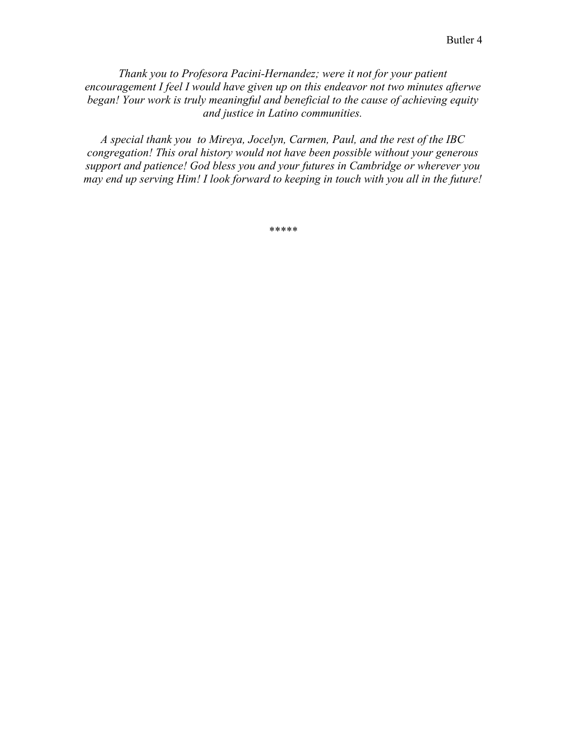*Thank you to Profesora Pacini-Hernandez; were it not for your patient encouragement I feel I would have given up on this endeavor not two minutes afterwe began! Your work is truly meaningful and beneficial to the cause of achieving equity and justice in Latino communities.*

*A special thank you  to Mireya, Jocelyn, Carmen, Paul, and the rest of the IBC congregation! This oral history would not have been possible without your generous support and patience! God bless you and your futures in Cambridge or wherever you may end up serving Him! I look forward to keeping in touch with you all in the future!*

*****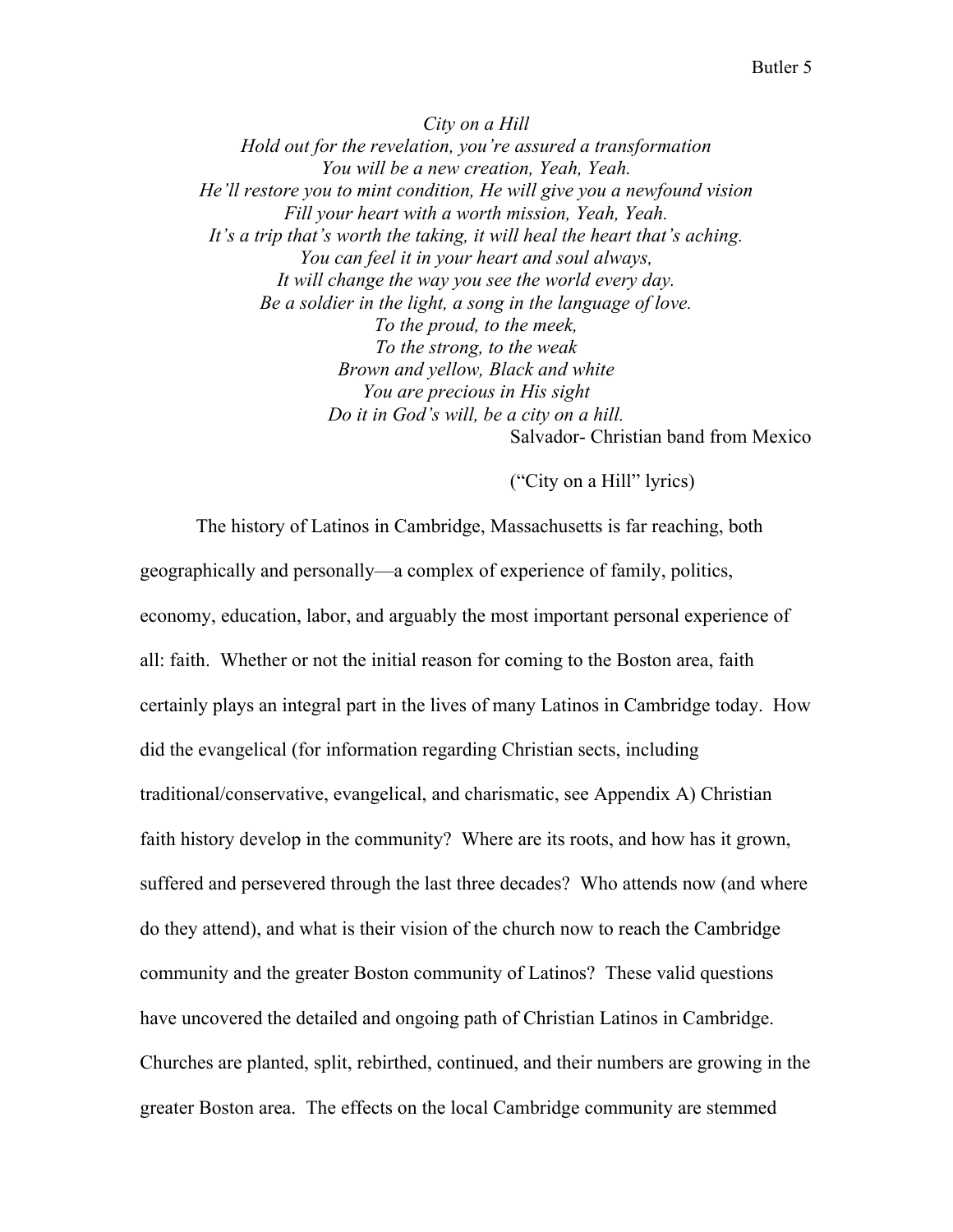*City on a Hill*
*Hold out for the revelation, you're assured a transformation*
*You will be a new creation, Yeah, Yeah.*
*He'll restore you to mint condition, He will give you a newfound vision*
*Fill your heart with a worth mission, Yeah, Yeah.*
*It's a trip that's worth the taking, it will heal the heart that's aching.*
*You can feel it in your heart and soul always,*
*It will change the way you see the world every day.*
*Be a soldier in the light, a song in the language of love.*
*To the proud, to the meek,*
*To the strong, to the weak*
*Brown and yellow, Black and white*
*You are precious in His sight*
*Do it in God's will, be a city on a hill.*

Salvador- Christian band from Mexico

("City on a Hill" lyrics)

The history of Latinos in Cambridge, Massachusetts is far reaching, both geographically and personally—a complex of experience of family, politics, economy, education, labor, and arguably the most important personal experience of all: faith. Whether or not the initial reason for coming to the Boston area, faith certainly plays an integral part in the lives of many Latinos in Cambridge today. How did the evangelical (for information regarding Christian sects, including traditional/conservative, evangelical, and charismatic, see Appendix A) Christian faith history develop in the community? Where are its roots, and how has it grown, suffered and persevered through the last three decades? Who attends now (and where do they attend), and what is their vision of the church now to reach the Cambridge community and the greater Boston community of Latinos? These valid questions have uncovered the detailed and ongoing path of Christian Latinos in Cambridge. Churches are planted, split, rebirthed, continued, and their numbers are growing in the greater Boston area. The effects on the local Cambridge community are stemmed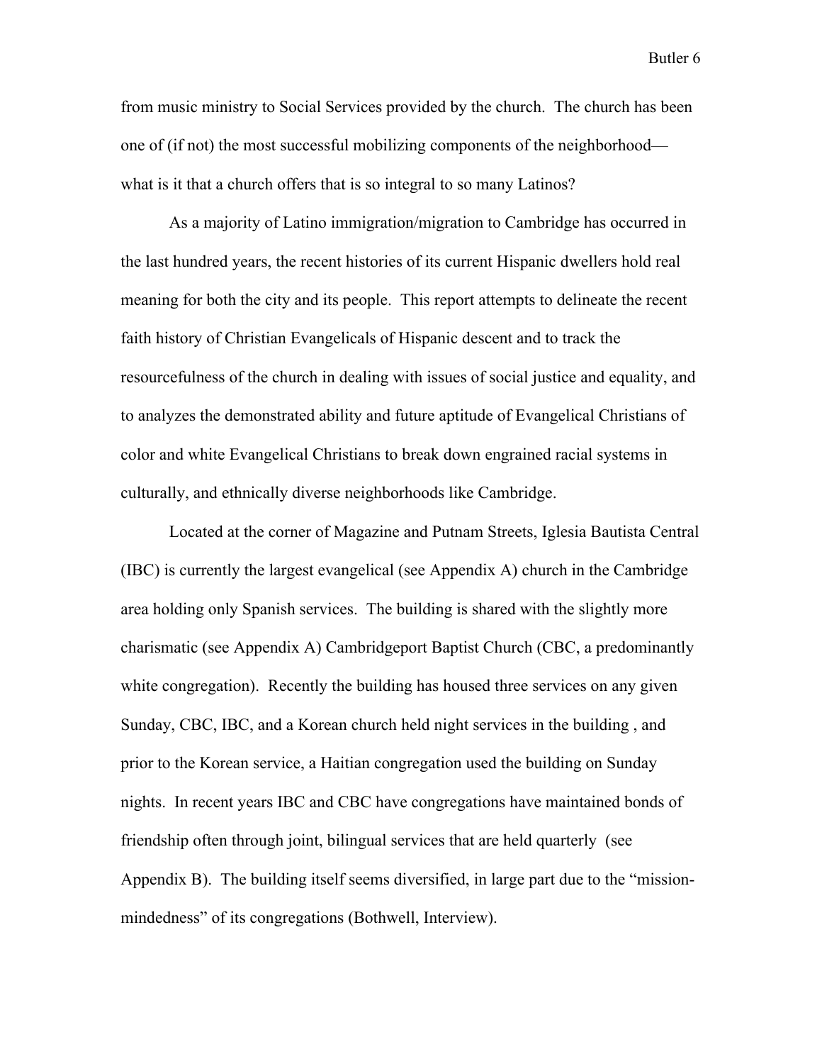from music ministry to Social Services provided by the church. The church has been one of (if not) the most successful mobilizing components of the neighborhood—what is it that a church offers that is so integral to so many Latinos?

As a majority of Latino immigration/migration to Cambridge has occurred in the last hundred years, the recent histories of its current Hispanic dwellers hold real meaning for both the city and its people. This report attempts to delineate the recent faith history of Christian Evangelicals of Hispanic descent and to track the resourcefulness of the church in dealing with issues of social justice and equality, and to analyzes the demonstrated ability and future aptitude of Evangelical Christians of color and white Evangelical Christians to break down engrained racial systems in culturally, and ethnically diverse neighborhoods like Cambridge.

Located at the corner of Magazine and Putnam Streets, Iglesia Bautista Central (IBC) is currently the largest evangelical (see Appendix A) church in the Cambridge area holding only Spanish services. The building is shared with the slightly more charismatic (see Appendix A) Cambridgeport Baptist Church (CBC, a predominantly white congregation). Recently the building has housed three services on any given Sunday, CBC, IBC, and a Korean church held night services in the building , and prior to the Korean service, a Haitian congregation used the building on Sunday nights. In recent years IBC and CBC have congregations have maintained bonds of friendship often through joint, bilingual services that are held quarterly (see Appendix B). The building itself seems diversified, in large part due to the "mission-mindedness" of its congregations (Bothwell, Interview).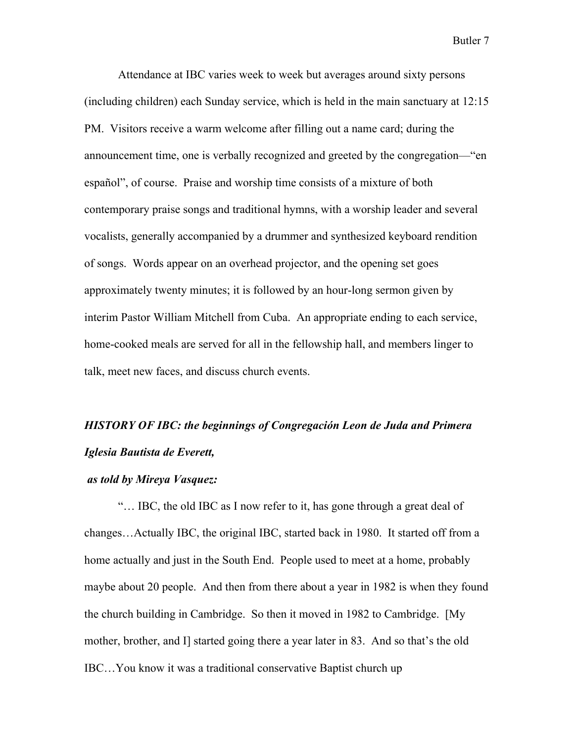Attendance at IBC varies week to week but averages around sixty persons (including children) each Sunday service, which is held in the main sanctuary at 12:15 PM. Visitors receive a warm welcome after filling out a name card; during the announcement time, one is verbally recognized and greeted by the congregation—"en español", of course. Praise and worship time consists of a mixture of both contemporary praise songs and traditional hymns, with a worship leader and several vocalists, generally accompanied by a drummer and synthesized keyboard rendition of songs. Words appear on an overhead projector, and the opening set goes approximately twenty minutes; it is followed by an hour-long sermon given by interim Pastor William Mitchell from Cuba. An appropriate ending to each service, home-cooked meals are served for all in the fellowship hall, and members linger to talk, meet new faces, and discuss church events.

***HISTORY OF IBC: the beginnings of Congregación Leon de Juda and Primera Iglesia Bautista de Everett,***

***as told by Mireya Vasquez:***

"… IBC, the old IBC as I now refer to it, has gone through a great deal of changes…Actually IBC, the original IBC, started back in 1980. It started off from a home actually and just in the South End. People used to meet at a home, probably maybe about 20 people. And then from there about a year in 1982 is when they found the church building in Cambridge. So then it moved in 1982 to Cambridge. [My mother, brother, and I] started going there a year later in 83. And so that's the old IBC…You know it was a traditional conservative Baptist church up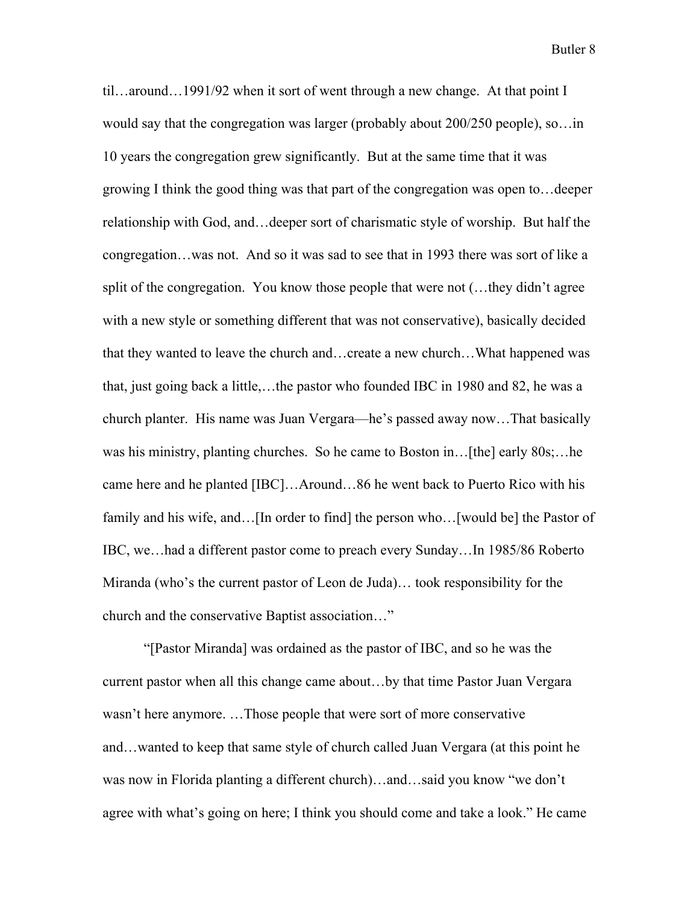til…around…1991/92 when it sort of went through a new change. At that point I would say that the congregation was larger (probably about 200/250 people), so…in 10 years the congregation grew significantly. But at the same time that it was growing I think the good thing was that part of the congregation was open to…deeper relationship with God, and…deeper sort of charismatic style of worship. But half the congregation…was not. And so it was sad to see that in 1993 there was sort of like a split of the congregation. You know those people that were not (…they didn't agree with a new style or something different that was not conservative), basically decided that they wanted to leave the church and…create a new church…What happened was that, just going back a little,…the pastor who founded IBC in 1980 and 82, he was a church planter. His name was Juan Vergara—he's passed away now…That basically was his ministry, planting churches. So he came to Boston in…[the] early 80s;…he came here and he planted [IBC]…Around…86 he went back to Puerto Rico with his family and his wife, and…[In order to find] the person who…[would be] the Pastor of IBC, we…had a different pastor come to preach every Sunday…In 1985/86 Roberto Miranda (who's the current pastor of Leon de Juda)… took responsibility for the church and the conservative Baptist association…"

"[Pastor Miranda] was ordained as the pastor of IBC, and so he was the current pastor when all this change came about…by that time Pastor Juan Vergara wasn't here anymore. …Those people that were sort of more conservative and…wanted to keep that same style of church called Juan Vergara (at this point he was now in Florida planting a different church)…and…said you know "we don't agree with what's going on here; I think you should come and take a look." He came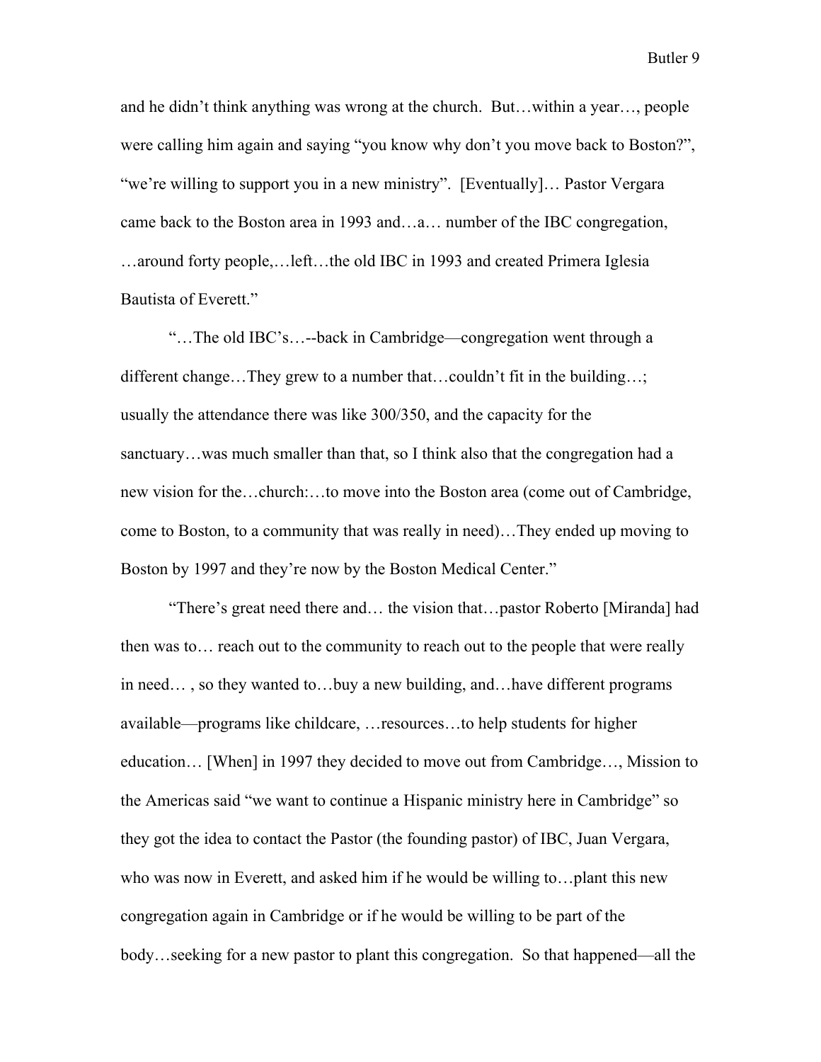and he didn't think anything was wrong at the church. But…within a year…, people were calling him again and saying "you know why don't you move back to Boston?", "we're willing to support you in a new ministry". [Eventually]… Pastor Vergara came back to the Boston area in 1993 and…a… number of the IBC congregation, …around forty people,…left…the old IBC in 1993 and created Primera Iglesia Bautista of Everett."

"…The old IBC's…--back in Cambridge—congregation went through a different change…They grew to a number that…couldn't fit in the building…; usually the attendance there was like 300/350, and the capacity for the sanctuary…was much smaller than that, so I think also that the congregation had a new vision for the…church:…to move into the Boston area (come out of Cambridge, come to Boston, to a community that was really in need)…They ended up moving to Boston by 1997 and they're now by the Boston Medical Center."

"There's great need there and… the vision that…pastor Roberto [Miranda] had then was to… reach out to the community to reach out to the people that were really in need… , so they wanted to…buy a new building, and…have different programs available—programs like childcare, …resources…to help students for higher education… [When] in 1997 they decided to move out from Cambridge…, Mission to the Americas said "we want to continue a Hispanic ministry here in Cambridge" so they got the idea to contact the Pastor (the founding pastor) of IBC, Juan Vergara, who was now in Everett, and asked him if he would be willing to…plant this new congregation again in Cambridge or if he would be willing to be part of the body…seeking for a new pastor to plant this congregation. So that happened—all the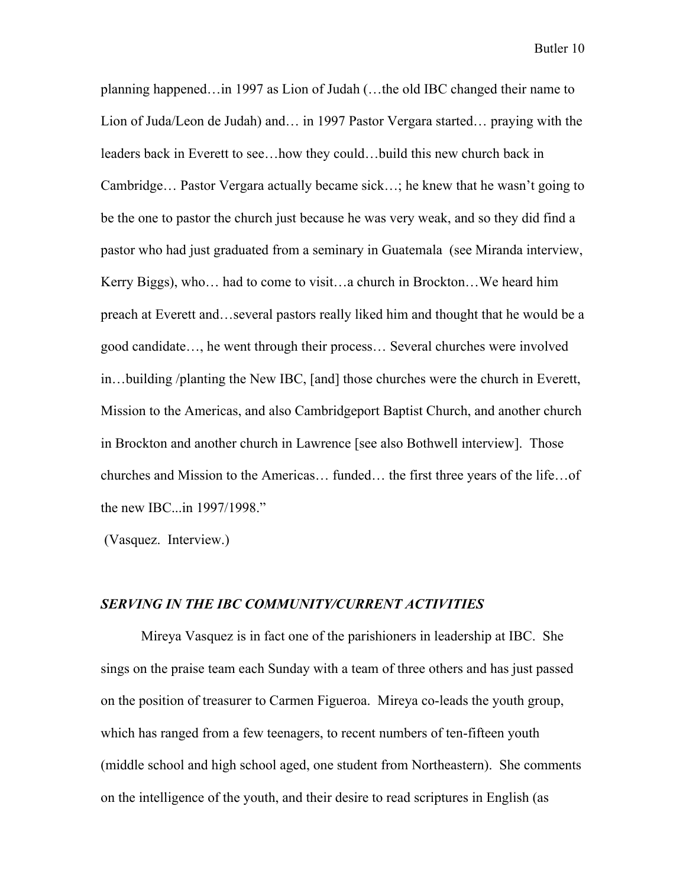planning happened…in 1997 as Lion of Judah (…the old IBC changed their name to Lion of Juda/Leon de Judah) and… in 1997 Pastor Vergara started… praying with the leaders back in Everett to see…how they could…build this new church back in Cambridge… Pastor Vergara actually became sick…; he knew that he wasn't going to be the one to pastor the church just because he was very weak, and so they did find a pastor who had just graduated from a seminary in Guatemala (see Miranda interview, Kerry Biggs), who… had to come to visit…a church in Brockton…We heard him preach at Everett and…several pastors really liked him and thought that he would be a good candidate…, he went through their process… Several churches were involved in…building /planting the New IBC, [and] those churches were the church in Everett, Mission to the Americas, and also Cambridgeport Baptist Church, and another church in Brockton and another church in Lawrence [see also Bothwell interview]. Those churches and Mission to the Americas… funded… the first three years of the life…of the new IBC...in 1997/1998."

(Vasquez. Interview.)

### *SERVING IN THE IBC COMMUNITY/CURRENT ACTIVITIES*

Mireya Vasquez is in fact one of the parishioners in leadership at IBC. She sings on the praise team each Sunday with a team of three others and has just passed on the position of treasurer to Carmen Figueroa. Mireya co-leads the youth group, which has ranged from a few teenagers, to recent numbers of ten-fifteen youth (middle school and high school aged, one student from Northeastern). She comments on the intelligence of the youth, and their desire to read scriptures in English (as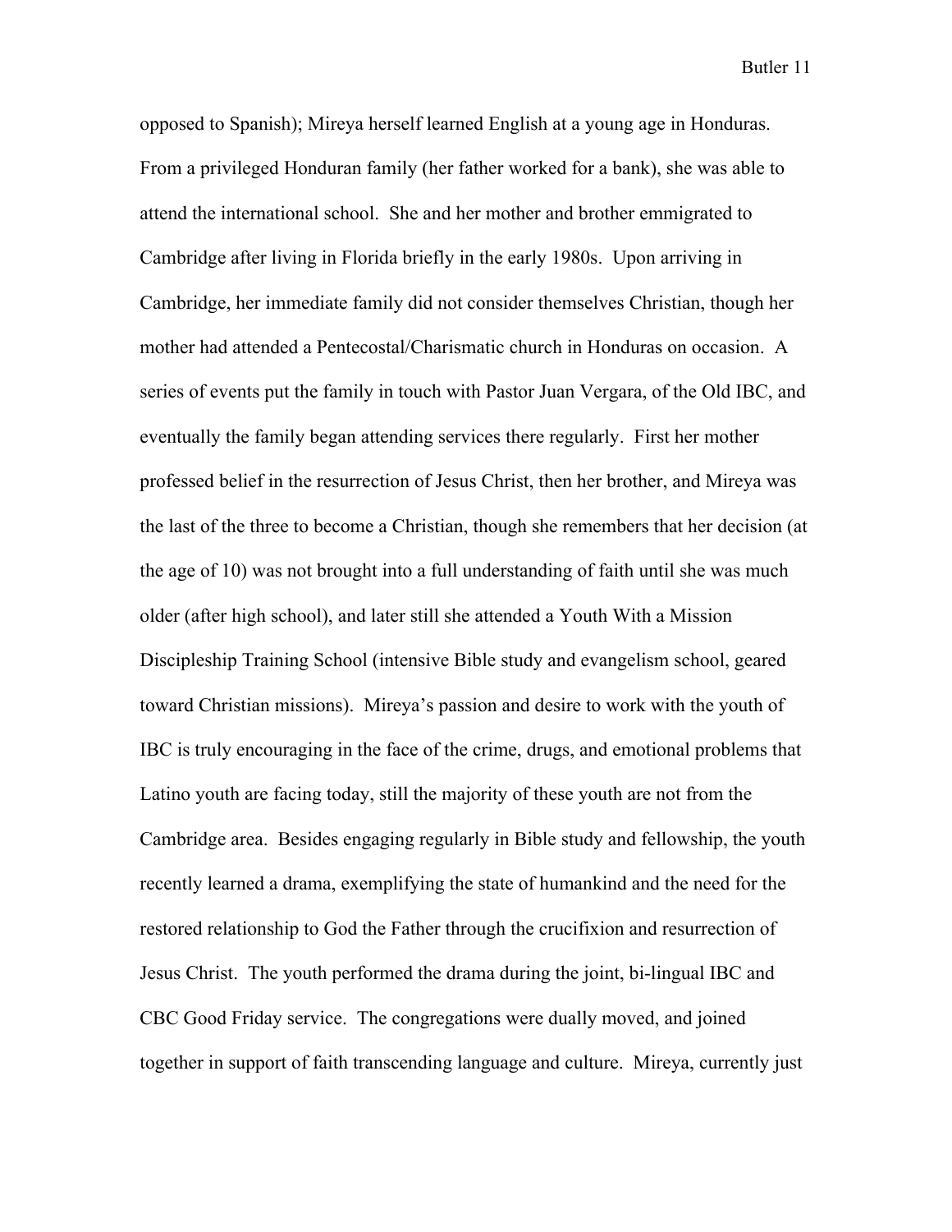opposed to Spanish); Mireya herself learned English at a young age in Honduras. From a privileged Honduran family (her father worked for a bank), she was able to attend the international school. She and her mother and brother emmigrated to Cambridge after living in Florida briefly in the early 1980s. Upon arriving in Cambridge, her immediate family did not consider themselves Christian, though her mother had attended a Pentecostal/Charismatic church in Honduras on occasion. A series of events put the family in touch with Pastor Juan Vergara, of the Old IBC, and eventually the family began attending services there regularly. First her mother professed belief in the resurrection of Jesus Christ, then her brother, and Mireya was the last of the three to become a Christian, though she remembers that her decision (at the age of 10) was not brought into a full understanding of faith until she was much older (after high school), and later still she attended a Youth With a Mission Discipleship Training School (intensive Bible study and evangelism school, geared toward Christian missions). Mireya's passion and desire to work with the youth of IBC is truly encouraging in the face of the crime, drugs, and emotional problems that Latino youth are facing today, still the majority of these youth are not from the Cambridge area. Besides engaging regularly in Bible study and fellowship, the youth recently learned a drama, exemplifying the state of humankind and the need for the restored relationship to God the Father through the crucifixion and resurrection of Jesus Christ. The youth performed the drama during the joint, bi-lingual IBC and CBC Good Friday service. The congregations were dually moved, and joined together in support of faith transcending language and culture. Mireya, currently just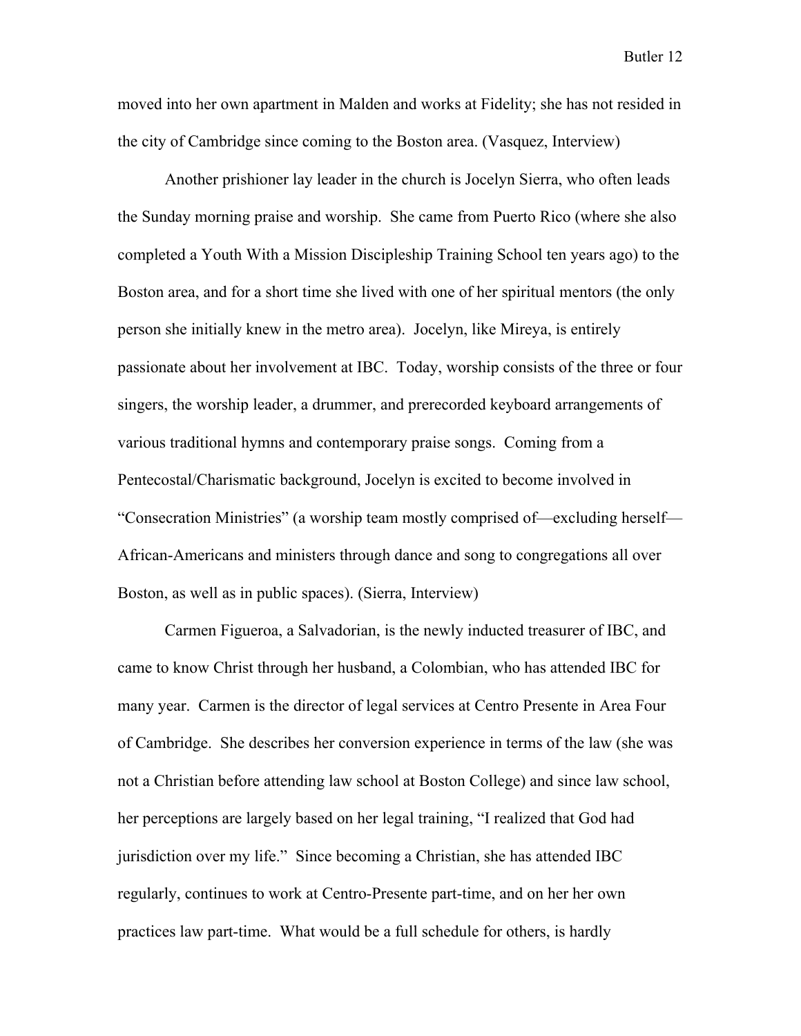moved into her own apartment in Malden and works at Fidelity; she has not resided in the city of Cambridge since coming to the Boston area. (Vasquez, Interview)

Another prishioner lay leader in the church is Jocelyn Sierra, who often leads the Sunday morning praise and worship. She came from Puerto Rico (where she also completed a Youth With a Mission Discipleship Training School ten years ago) to the Boston area, and for a short time she lived with one of her spiritual mentors (the only person she initially knew in the metro area). Jocelyn, like Mireya, is entirely passionate about her involvement at IBC. Today, worship consists of the three or four singers, the worship leader, a drummer, and prerecorded keyboard arrangements of various traditional hymns and contemporary praise songs. Coming from a Pentecostal/Charismatic background, Jocelyn is excited to become involved in "Consecration Ministries" (a worship team mostly comprised of—excluding herself—African-Americans and ministers through dance and song to congregations all over Boston, as well as in public spaces). (Sierra, Interview)

Carmen Figueroa, a Salvadorian, is the newly inducted treasurer of IBC, and came to know Christ through her husband, a Colombian, who has attended IBC for many year. Carmen is the director of legal services at Centro Presente in Area Four of Cambridge. She describes her conversion experience in terms of the law (she was not a Christian before attending law school at Boston College) and since law school, her perceptions are largely based on her legal training, "I realized that God had jurisdiction over my life." Since becoming a Christian, she has attended IBC regularly, continues to work at Centro-Presente part-time, and on her her own practices law part-time. What would be a full schedule for others, is hardly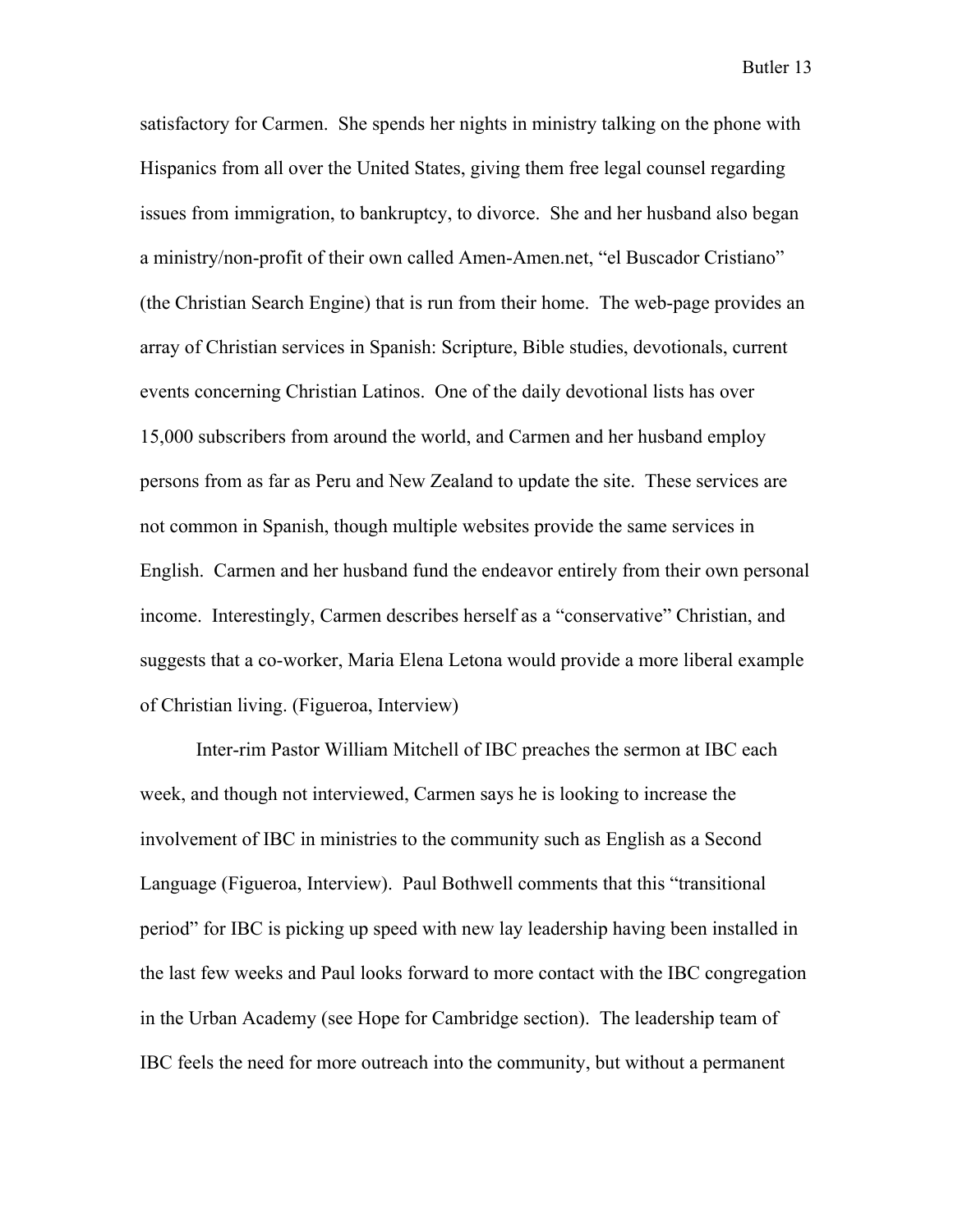satisfactory for Carmen. She spends her nights in ministry talking on the phone with Hispanics from all over the United States, giving them free legal counsel regarding issues from immigration, to bankruptcy, to divorce. She and her husband also began a ministry/non-profit of their own called Amen-Amen.net, "el Buscador Cristiano" (the Christian Search Engine) that is run from their home. The web-page provides an array of Christian services in Spanish: Scripture, Bible studies, devotionals, current events concerning Christian Latinos. One of the daily devotional lists has over 15,000 subscribers from around the world, and Carmen and her husband employ persons from as far as Peru and New Zealand to update the site. These services are not common in Spanish, though multiple websites provide the same services in English. Carmen and her husband fund the endeavor entirely from their own personal income. Interestingly, Carmen describes herself as a "conservative" Christian, and suggests that a co-worker, Maria Elena Letona would provide a more liberal example of Christian living. (Figueroa, Interview)

Inter-rim Pastor William Mitchell of IBC preaches the sermon at IBC each week, and though not interviewed, Carmen says he is looking to increase the involvement of IBC in ministries to the community such as English as a Second Language (Figueroa, Interview). Paul Bothwell comments that this "transitional period" for IBC is picking up speed with new lay leadership having been installed in the last few weeks and Paul looks forward to more contact with the IBC congregation in the Urban Academy (see Hope for Cambridge section). The leadership team of IBC feels the need for more outreach into the community, but without a permanent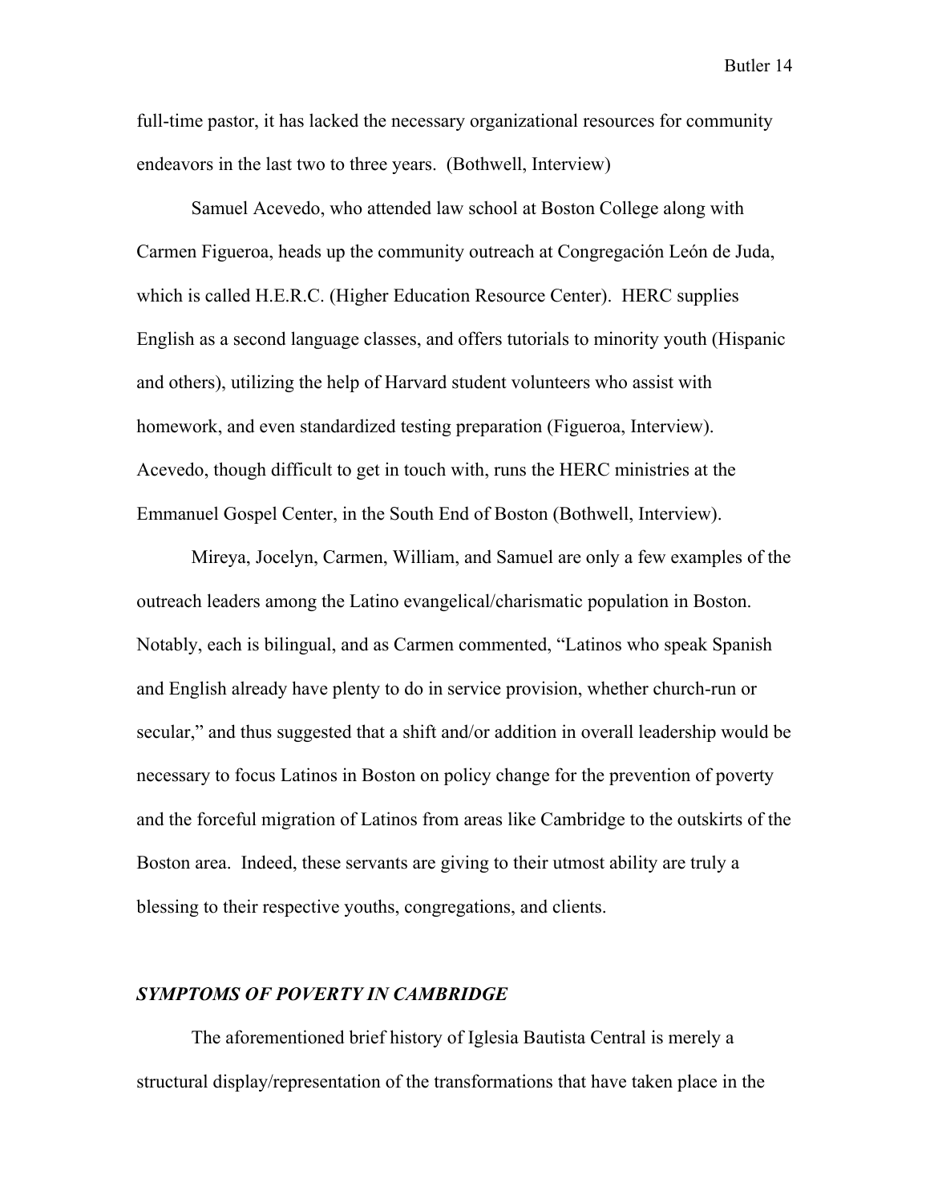full-time pastor, it has lacked the necessary organizational resources for community endeavors in the last two to three years. (Bothwell, Interview)

Samuel Acevedo, who attended law school at Boston College along with Carmen Figueroa, heads up the community outreach at Congregación León de Juda, which is called H.E.R.C. (Higher Education Resource Center). HERC supplies English as a second language classes, and offers tutorials to minority youth (Hispanic and others), utilizing the help of Harvard student volunteers who assist with homework, and even standardized testing preparation (Figueroa, Interview). Acevedo, though difficult to get in touch with, runs the HERC ministries at the Emmanuel Gospel Center, in the South End of Boston (Bothwell, Interview).

Mireya, Jocelyn, Carmen, William, and Samuel are only a few examples of the outreach leaders among the Latino evangelical/charismatic population in Boston. Notably, each is bilingual, and as Carmen commented, "Latinos who speak Spanish and English already have plenty to do in service provision, whether church-run or secular," and thus suggested that a shift and/or addition in overall leadership would be necessary to focus Latinos in Boston on policy change for the prevention of poverty and the forceful migration of Latinos from areas like Cambridge to the outskirts of the Boston area. Indeed, these servants are giving to their utmost ability are truly a blessing to their respective youths, congregations, and clients.

### *SYMPTOMS OF POVERTY IN CAMBRIDGE*

The aforementioned brief history of Iglesia Bautista Central is merely a structural display/representation of the transformations that have taken place in the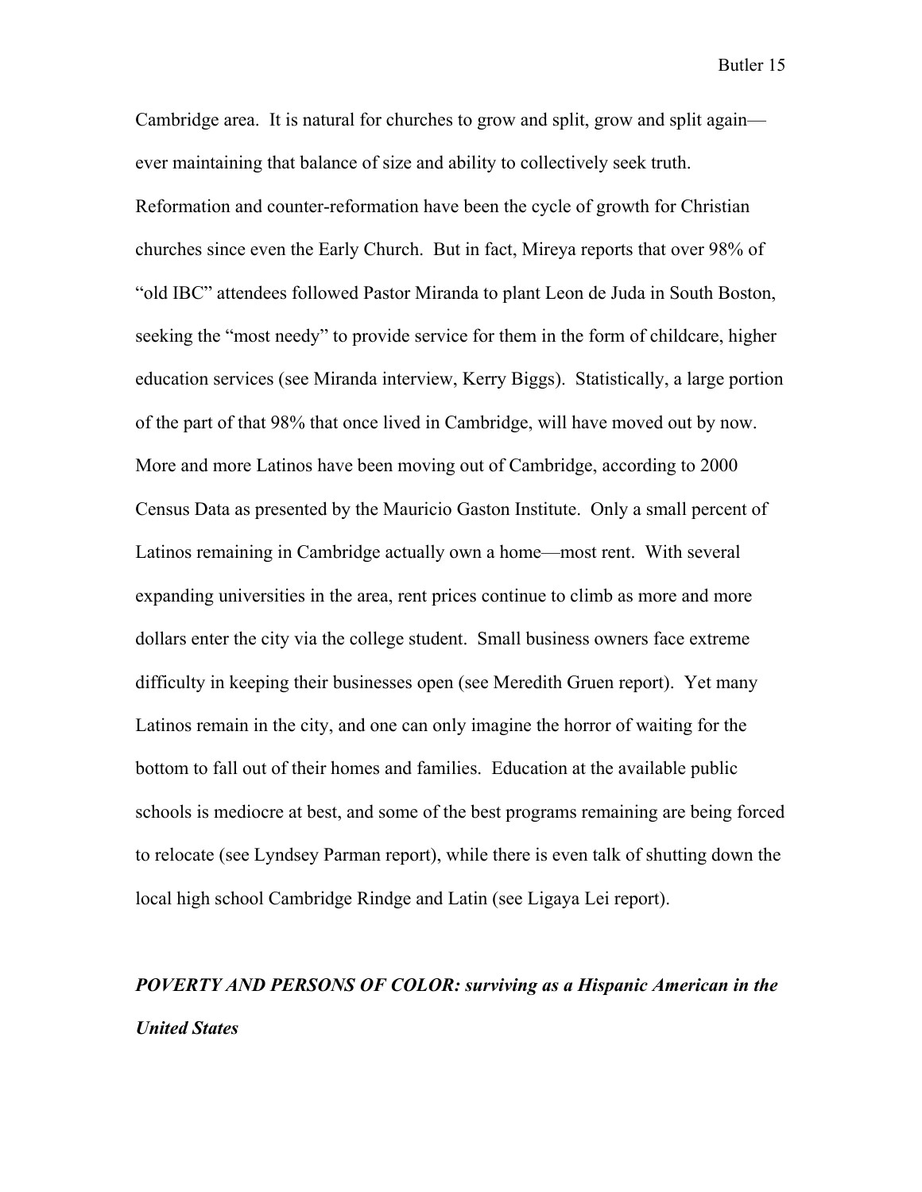Cambridge area. It is natural for churches to grow and split, grow and split again—ever maintaining that balance of size and ability to collectively seek truth. Reformation and counter-reformation have been the cycle of growth for Christian churches since even the Early Church. But in fact, Mireya reports that over 98% of "old IBC" attendees followed Pastor Miranda to plant Leon de Juda in South Boston, seeking the "most needy" to provide service for them in the form of childcare, higher education services (see Miranda interview, Kerry Biggs). Statistically, a large portion of the part of that 98% that once lived in Cambridge, will have moved out by now. More and more Latinos have been moving out of Cambridge, according to 2000 Census Data as presented by the Mauricio Gaston Institute. Only a small percent of Latinos remaining in Cambridge actually own a home—most rent. With several expanding universities in the area, rent prices continue to climb as more and more dollars enter the city via the college student. Small business owners face extreme difficulty in keeping their businesses open (see Meredith Gruen report). Yet many Latinos remain in the city, and one can only imagine the horror of waiting for the bottom to fall out of their homes and families. Education at the available public schools is mediocre at best, and some of the best programs remaining are being forced to relocate (see Lyndsey Parman report), while there is even talk of shutting down the local high school Cambridge Rindge and Latin (see Ligaya Lei report).

***POVERTY AND PERSONS OF COLOR: surviving as a Hispanic American in the United States***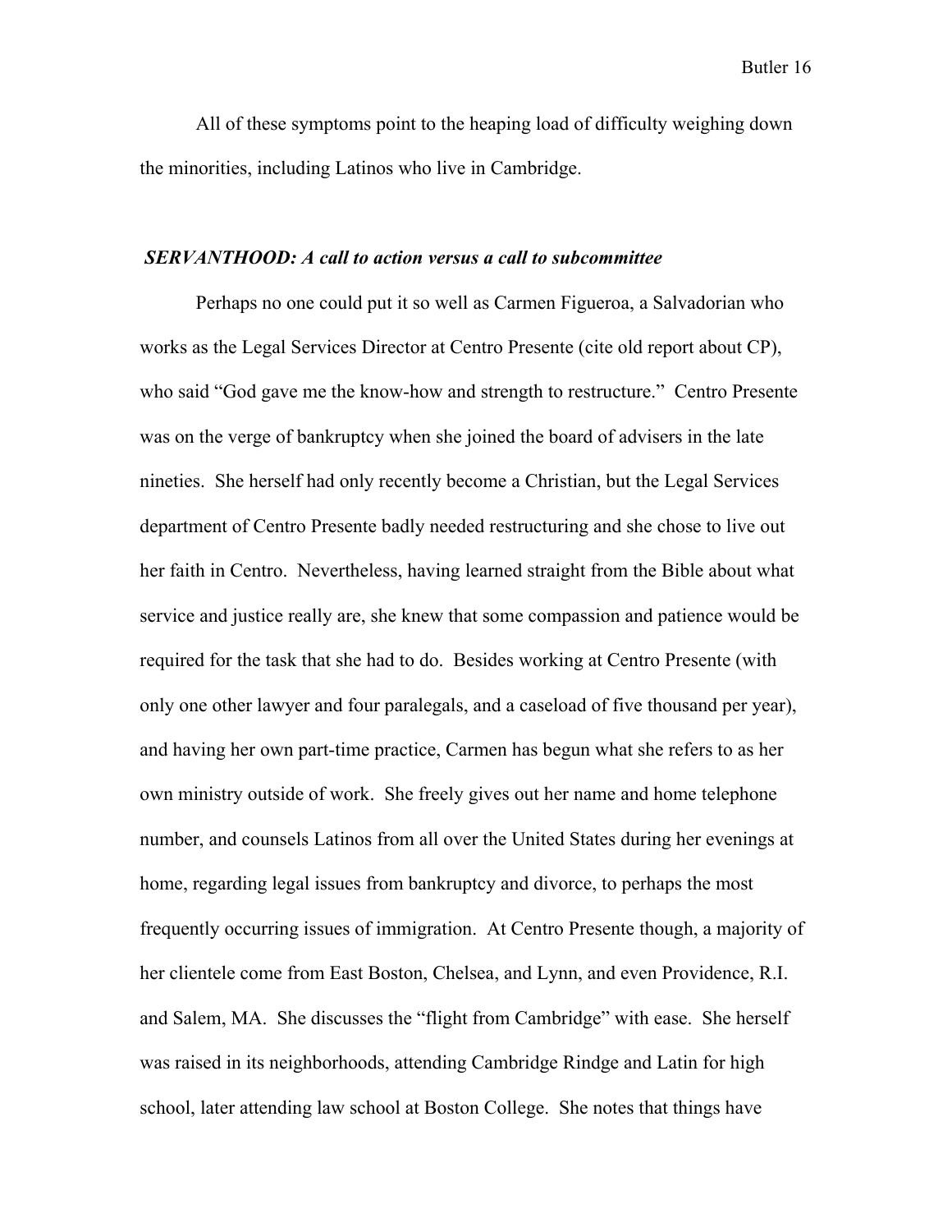All of these symptoms point to the heaping load of difficulty weighing down the minorities, including Latinos who live in Cambridge.

***SERVANTHOOD: A call to action versus a call to subcommittee***

Perhaps no one could put it so well as Carmen Figueroa, a Salvadorian who works as the Legal Services Director at Centro Presente (cite old report about CP), who said "God gave me the know-how and strength to restructure." Centro Presente was on the verge of bankruptcy when she joined the board of advisers in the late nineties. She herself had only recently become a Christian, but the Legal Services department of Centro Presente badly needed restructuring and she chose to live out her faith in Centro. Nevertheless, having learned straight from the Bible about what service and justice really are, she knew that some compassion and patience would be required for the task that she had to do. Besides working at Centro Presente (with only one other lawyer and four paralegals, and a caseload of five thousand per year), and having her own part-time practice, Carmen has begun what she refers to as her own ministry outside of work. She freely gives out her name and home telephone number, and counsels Latinos from all over the United States during her evenings at home, regarding legal issues from bankruptcy and divorce, to perhaps the most frequently occurring issues of immigration. At Centro Presente though, a majority of her clientele come from East Boston, Chelsea, and Lynn, and even Providence, R.I. and Salem, MA. She discusses the "flight from Cambridge" with ease. She herself was raised in its neighborhoods, attending Cambridge Rindge and Latin for high school, later attending law school at Boston College. She notes that things have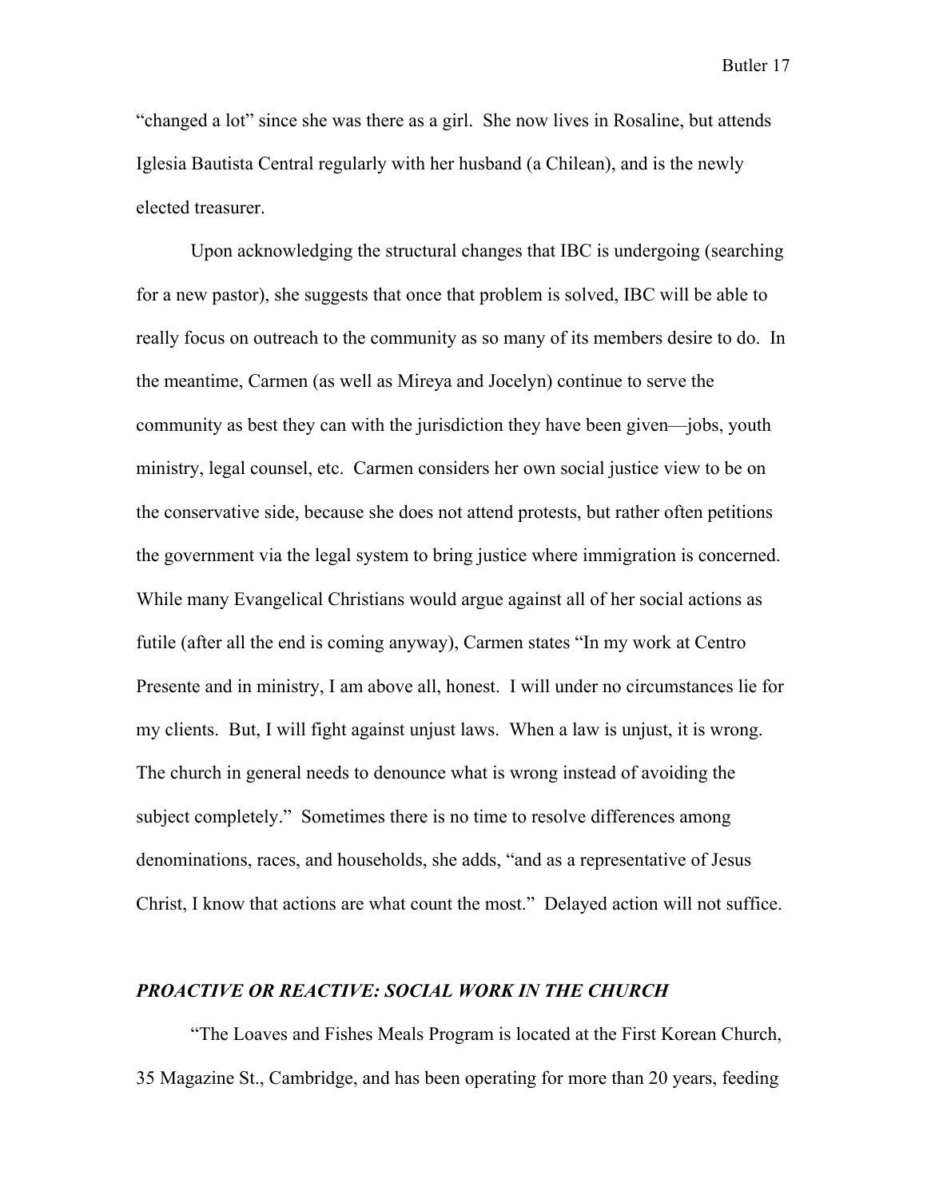"changed a lot" since she was there as a girl.  She now lives in Rosaline, but attends Iglesia Bautista Central regularly with her husband (a Chilean), and is the newly elected treasurer.

Upon acknowledging the structural changes that IBC is undergoing (searching for a new pastor), she suggests that once that problem is solved, IBC will be able to really focus on outreach to the community as so many of its members desire to do.  In the meantime, Carmen (as well as Mireya and Jocelyn) continue to serve the community as best they can with the jurisdiction they have been given—jobs, youth ministry, legal counsel, etc.  Carmen considers her own social justice view to be on the conservative side, because she does not attend protests, but rather often petitions the government via the legal system to bring justice where immigration is concerned.  While many Evangelical Christians would argue against all of her social actions as futile (after all the end is coming anyway), Carmen states "In my work at Centro Presente and in ministry, I am above all, honest.  I will under no circumstances lie for my clients.  But, I will fight against unjust laws.  When a law is unjust, it is wrong.  The church in general needs to denounce what is wrong instead of avoiding the subject completely."  Sometimes there is no time to resolve differences among denominations, races, and households, she adds, "and as a representative of Jesus Christ, I know that actions are what count the most."  Delayed action will not suffice.

## *PROACTIVE OR REACTIVE: SOCIAL WORK IN THE CHURCH*

"The Loaves and Fishes Meals Program is located at the First Korean Church, 35 Magazine St., Cambridge, and has been operating for more than 20 years, feeding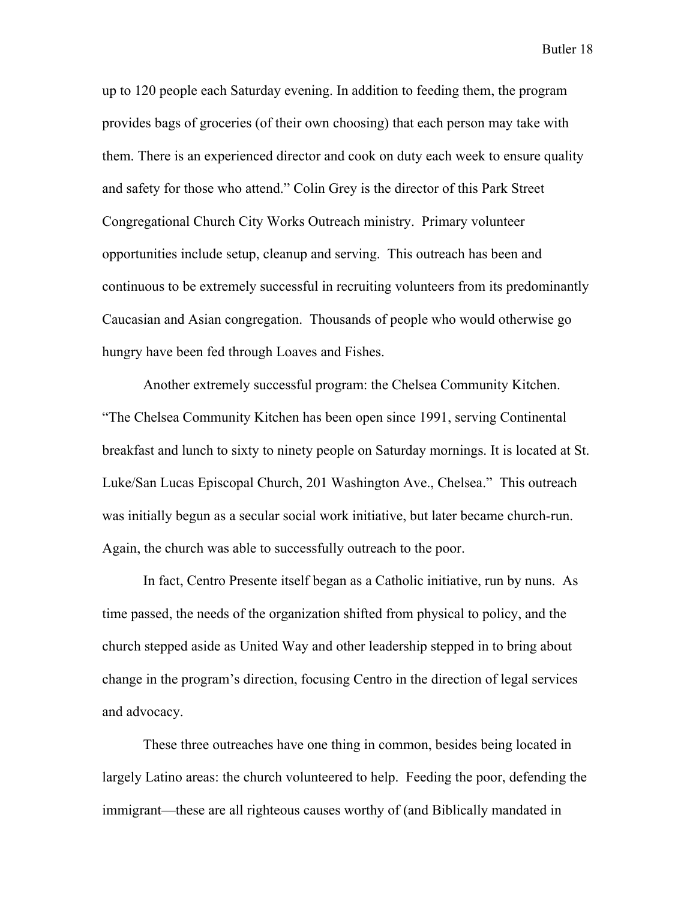up to 120 people each Saturday evening. In addition to feeding them, the program provides bags of groceries (of their own choosing) that each person may take with them. There is an experienced director and cook on duty each week to ensure quality and safety for those who attend." Colin Grey is the director of this Park Street Congregational Church City Works Outreach ministry. Primary volunteer opportunities include setup, cleanup and serving. This outreach has been and continuous to be extremely successful in recruiting volunteers from its predominantly Caucasian and Asian congregation. Thousands of people who would otherwise go hungry have been fed through Loaves and Fishes.

Another extremely successful program: the Chelsea Community Kitchen. "The Chelsea Community Kitchen has been open since 1991, serving Continental breakfast and lunch to sixty to ninety people on Saturday mornings. It is located at St. Luke/San Lucas Episcopal Church, 201 Washington Ave., Chelsea." This outreach was initially begun as a secular social work initiative, but later became church-run. Again, the church was able to successfully outreach to the poor.

In fact, Centro Presente itself began as a Catholic initiative, run by nuns. As time passed, the needs of the organization shifted from physical to policy, and the church stepped aside as United Way and other leadership stepped in to bring about change in the program's direction, focusing Centro in the direction of legal services and advocacy.

These three outreaches have one thing in common, besides being located in largely Latino areas: the church volunteered to help. Feeding the poor, defending the immigrant—these are all righteous causes worthy of (and Biblically mandated in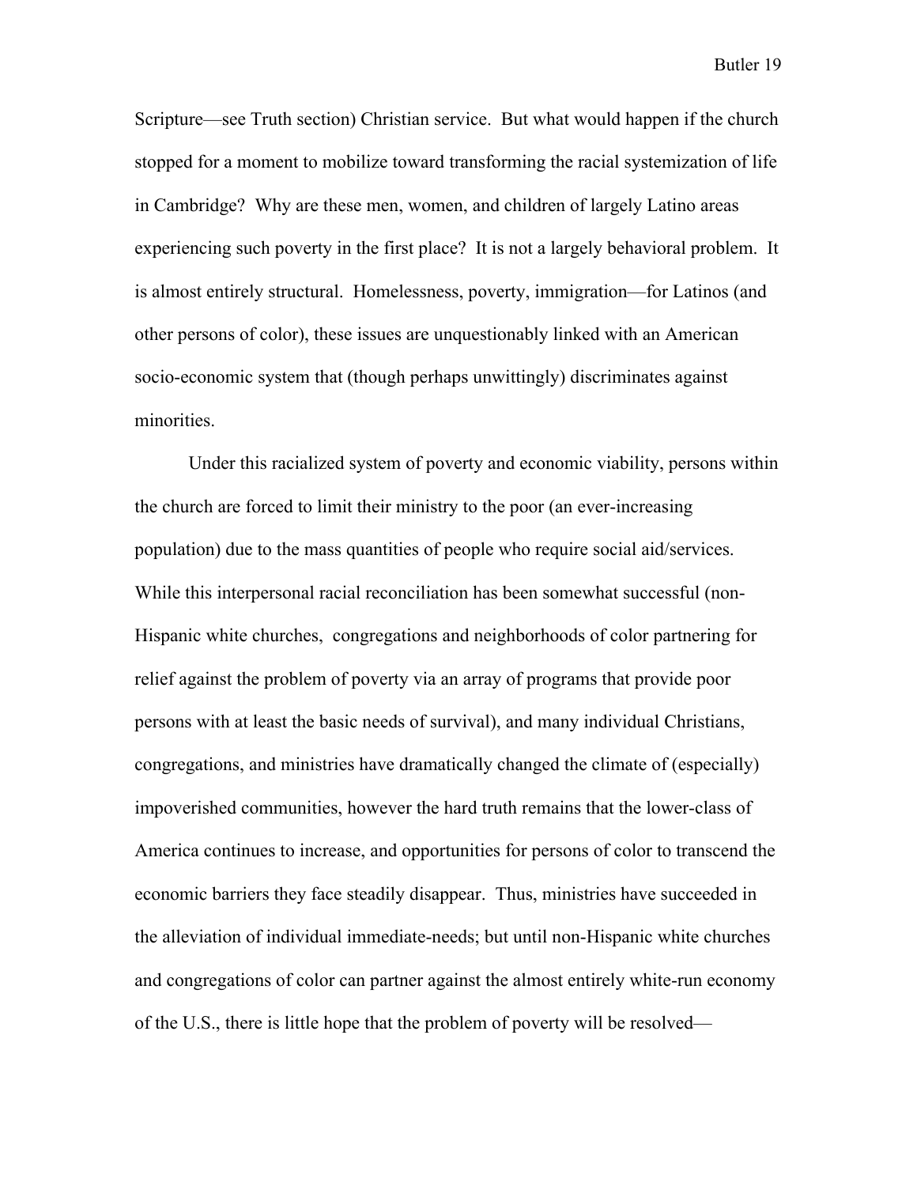Scripture—see Truth section) Christian service. But what would happen if the church stopped for a moment to mobilize toward transforming the racial systemization of life in Cambridge? Why are these men, women, and children of largely Latino areas experiencing such poverty in the first place? It is not a largely behavioral problem. It is almost entirely structural. Homelessness, poverty, immigration—for Latinos (and other persons of color), these issues are unquestionably linked with an American socio-economic system that (though perhaps unwittingly) discriminates against minorities.

Under this racialized system of poverty and economic viability, persons within the church are forced to limit their ministry to the poor (an ever-increasing population) due to the mass quantities of people who require social aid/services. While this interpersonal racial reconciliation has been somewhat successful (non-Hispanic white churches, congregations and neighborhoods of color partnering for relief against the problem of poverty via an array of programs that provide poor persons with at least the basic needs of survival), and many individual Christians, congregations, and ministries have dramatically changed the climate of (especially) impoverished communities, however the hard truth remains that the lower-class of America continues to increase, and opportunities for persons of color to transcend the economic barriers they face steadily disappear. Thus, ministries have succeeded in the alleviation of individual immediate-needs; but until non-Hispanic white churches and congregations of color can partner against the almost entirely white-run economy of the U.S., there is little hope that the problem of poverty will be resolved—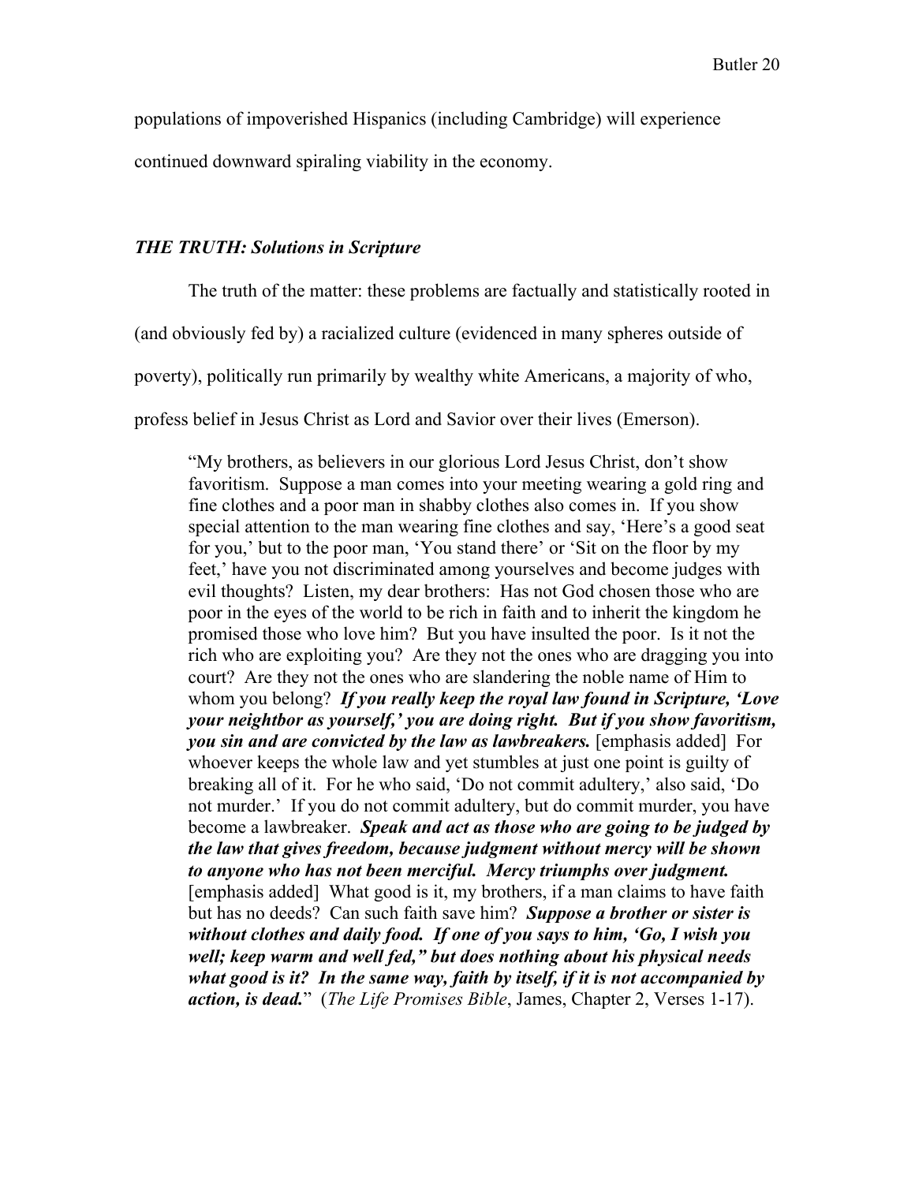populations of impoverished Hispanics (including Cambridge) will experience continued downward spiraling viability in the economy.

### ***THE TRUTH: Solutions in Scripture***

The truth of the matter: these problems are factually and statistically rooted in (and obviously fed by) a racialized culture (evidenced in many spheres outside of poverty), politically run primarily by wealthy white Americans, a majority of who, profess belief in Jesus Christ as Lord and Savior over their lives (Emerson).

> "My brothers, as believers in our glorious Lord Jesus Christ, don't show favoritism. Suppose a man comes into your meeting wearing a gold ring and fine clothes and a poor man in shabby clothes also comes in. If you show special attention to the man wearing fine clothes and say, 'Here's a good seat for you,' but to the poor man, 'You stand there' or 'Sit on the floor by my feet,' have you not discriminated among yourselves and become judges with evil thoughts? Listen, my dear brothers: Has not God chosen those who are poor in the eyes of the world to be rich in faith and to inherit the kingdom he promised those who love him? But you have insulted the poor. Is it not the rich who are exploiting you? Are they not the ones who are dragging you into court? Are they not the ones who are slandering the noble name of Him to whom you belong? ***If you really keep the royal law found in Scripture, 'Love your neightbor as yourself,' you are doing right. But if you show favoritism, you sin and are convicted by the law as lawbreakers.*** [emphasis added] For whoever keeps the whole law and yet stumbles at just one point is guilty of breaking all of it. For he who said, 'Do not commit adultery,' also said, 'Do not murder.' If you do not commit adultery, but do commit murder, you have become a lawbreaker. ***Speak and act as those who are going to be judged by the law that gives freedom, because judgment without mercy will be shown to anyone who has not been merciful. Mercy triumphs over judgment.*** [emphasis added] What good is it, my brothers, if a man claims to have faith but has no deeds? Can such faith save him? ***Suppose a brother or sister is without clothes and daily food. If one of you says to him, 'Go, I wish you well; keep warm and well fed," but does nothing about his physical needs what good is it? In the same way, faith by itself, if it is not accompanied by action, is dead.*** " (*The Life Promises Bible*, James, Chapter 2, Verses 1-17).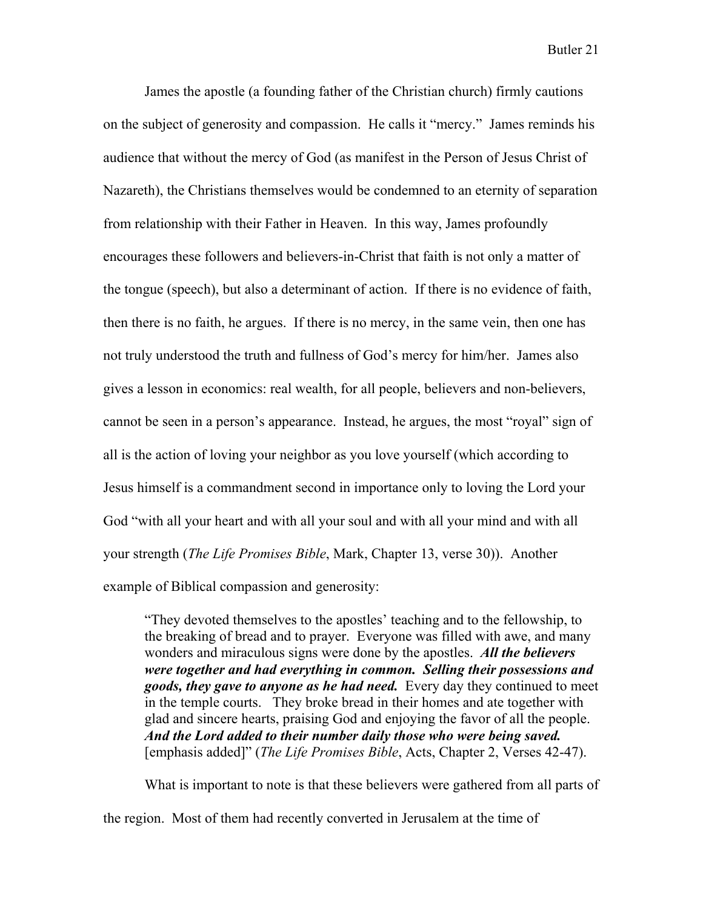James the apostle (a founding father of the Christian church) firmly cautions on the subject of generosity and compassion. He calls it "mercy." James reminds his audience that without the mercy of God (as manifest in the Person of Jesus Christ of Nazareth), the Christians themselves would be condemned to an eternity of separation from relationship with their Father in Heaven. In this way, James profoundly encourages these followers and believers-in-Christ that faith is not only a matter of the tongue (speech), but also a determinant of action. If there is no evidence of faith, then there is no faith, he argues. If there is no mercy, in the same vein, then one has not truly understood the truth and fullness of God's mercy for him/her. James also gives a lesson in economics: real wealth, for all people, believers and non-believers, cannot be seen in a person's appearance. Instead, he argues, the most "royal" sign of all is the action of loving your neighbor as you love yourself (which according to Jesus himself is a commandment second in importance only to loving the Lord your God "with all your heart and with all your soul and with all your mind and with all your strength (*The Life Promises Bible*, Mark, Chapter 13, verse 30)). Another example of Biblical compassion and generosity:

> "They devoted themselves to the apostles' teaching and to the fellowship, to the breaking of bread and to prayer. Everyone was filled with awe, and many wonders and miraculous signs were done by the apostles. ***All the believers were together and had everything in common. Selling their possessions and goods, they gave to anyone as he had need.*** Every day they continued to meet in the temple courts. They broke bread in their homes and ate together with glad and sincere hearts, praising God and enjoying the favor of all the people. ***And the Lord added to their number daily those who were being saved.*** [emphasis added]" (*The Life Promises Bible*, Acts, Chapter 2, Verses 42-47).

What is important to note is that these believers were gathered from all parts of the region. Most of them had recently converted in Jerusalem at the time of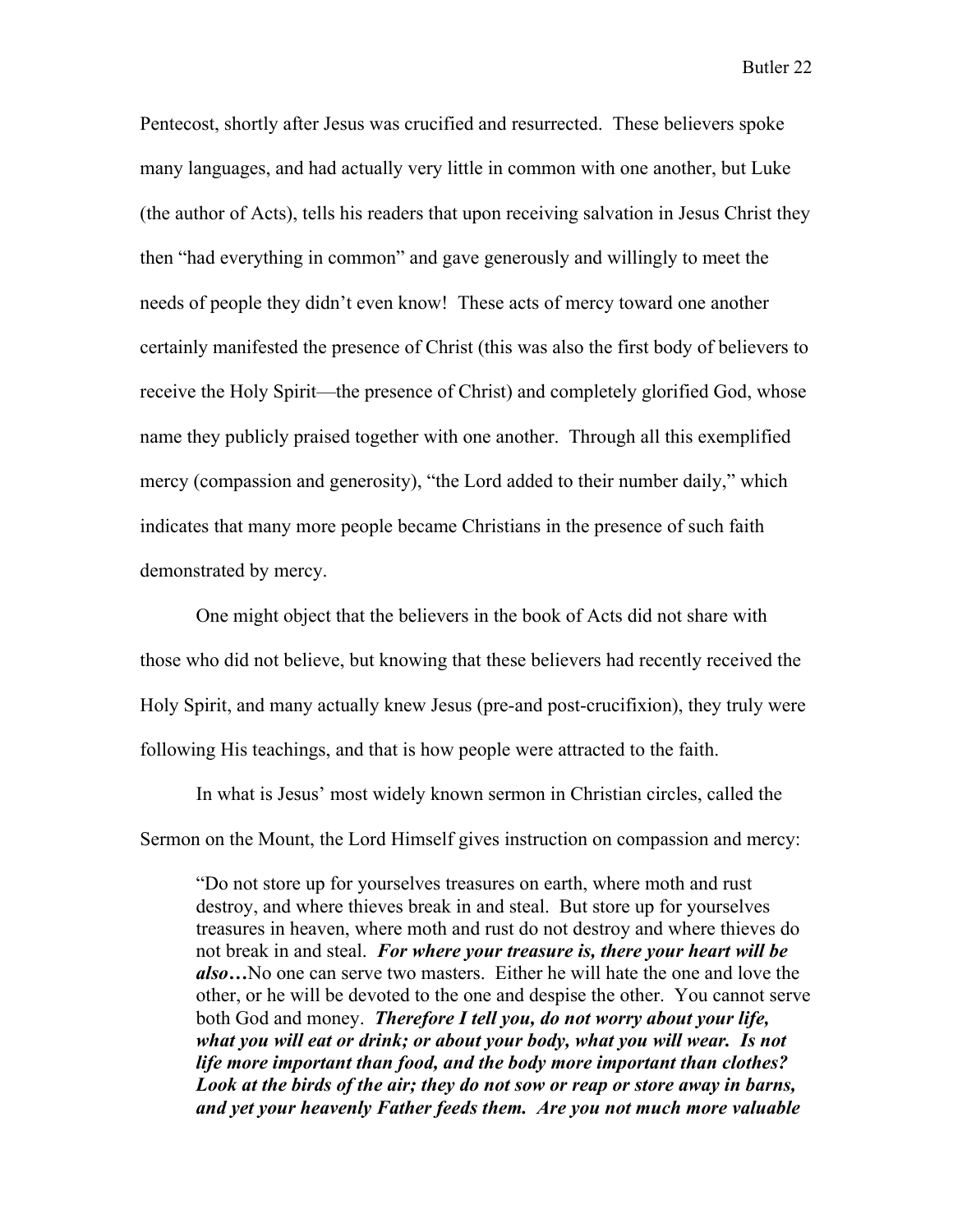Pentecost, shortly after Jesus was crucified and resurrected. These believers spoke many languages, and had actually very little in common with one another, but Luke (the author of Acts), tells his readers that upon receiving salvation in Jesus Christ they then "had everything in common" and gave generously and willingly to meet the needs of people they didn't even know! These acts of mercy toward one another certainly manifested the presence of Christ (this was also the first body of believers to receive the Holy Spirit—the presence of Christ) and completely glorified God, whose name they publicly praised together with one another. Through all this exemplified mercy (compassion and generosity), "the Lord added to their number daily," which indicates that many more people became Christians in the presence of such faith demonstrated by mercy.

One might object that the believers in the book of Acts did not share with those who did not believe, but knowing that these believers had recently received the Holy Spirit, and many actually knew Jesus (pre-and post-crucifixion), they truly were following His teachings, and that is how people were attracted to the faith.

In what is Jesus' most widely known sermon in Christian circles, called the Sermon on the Mount, the Lord Himself gives instruction on compassion and mercy:

> "Do not store up for yourselves treasures on earth, where moth and rust destroy, and where thieves break in and steal. But store up for yourselves treasures in heaven, where moth and rust do not destroy and where thieves do not break in and steal. ***For where your treasure is, there your heart will be also…***No one can serve two masters. Either he will hate the one and love the other, or he will be devoted to the one and despise the other. You cannot serve both God and money. ***Therefore I tell you, do not worry about your life, what you will eat or drink; or about your body, what you will wear. Is not life more important than food, and the body more important than clothes? Look at the birds of the air; they do not sow or reap or store away in barns, and yet your heavenly Father feeds them. Are you not much more valuable***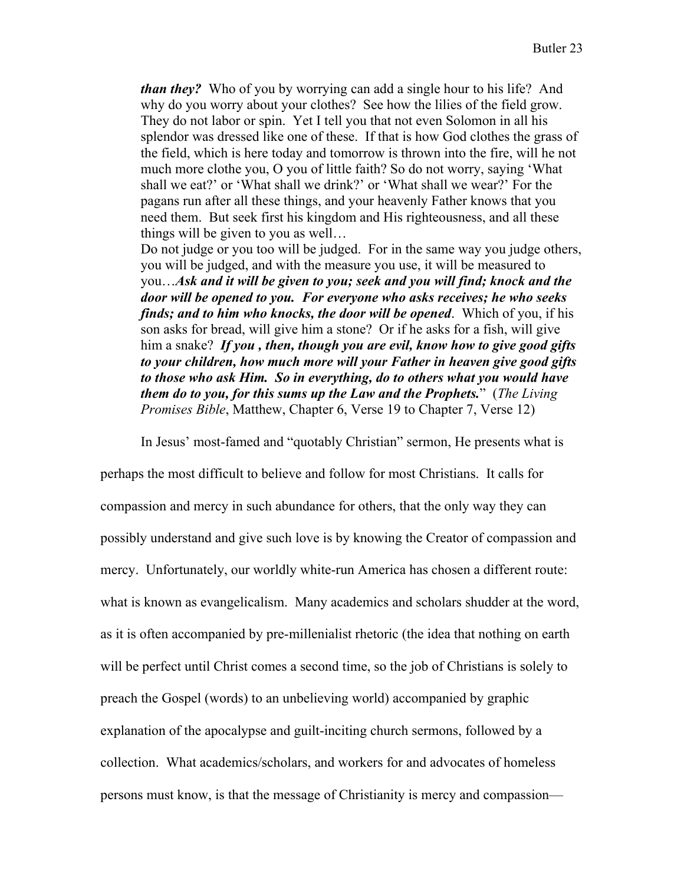> ***than they?*** Who of you by worrying can add a single hour to his life? And why do you worry about your clothes? See how the lilies of the field grow. They do not labor or spin. Yet I tell you that not even Solomon in all his splendor was dressed like one of these. If that is how God clothes the grass of the field, which is here today and tomorrow is thrown into the fire, will he not much more clothe you, O you of little faith? So do not worry, saying 'What shall we eat?' or 'What shall we drink?' or 'What shall we wear?' For the pagans run after all these things, and your heavenly Father knows that you need them. But seek first his kingdom and His righteousness, and all these things will be given to you as well…
> Do not judge or you too will be judged. For in the same way you judge others, you will be judged, and with the measure you use, it will be measured to you…***Ask and it will be given to you; seek and you will find; knock and the door will be opened to you. For everyone who asks receives; he who seeks finds; and to him who knocks, the door will be opened***. Which of you, if his son asks for bread, will give him a stone? Or if he asks for a fish, will give him a snake? ***If you , then, though you are evil, know how to give good gifts to your children, how much more will your Father in heaven give good gifts to those who ask Him. So in everything, do to others what you would have them do to you, for this sums up the Law and the Prophets.***" (*The Living Promises Bible*, Matthew, Chapter 6, Verse 19 to Chapter 7, Verse 12)

In Jesus' most-famed and "quotably Christian" sermon, He presents what is perhaps the most difficult to believe and follow for most Christians. It calls for compassion and mercy in such abundance for others, that the only way they can possibly understand and give such love is by knowing the Creator of compassion and mercy. Unfortunately, our worldly white-run America has chosen a different route: what is known as evangelicalism. Many academics and scholars shudder at the word, as it is often accompanied by pre-millenialist rhetoric (the idea that nothing on earth will be perfect until Christ comes a second time, so the job of Christians is solely to preach the Gospel (words) to an unbelieving world) accompanied by graphic explanation of the apocalypse and guilt-inciting church sermons, followed by a collection. What academics/scholars, and workers for and advocates of homeless persons must know, is that the message of Christianity is mercy and compassion—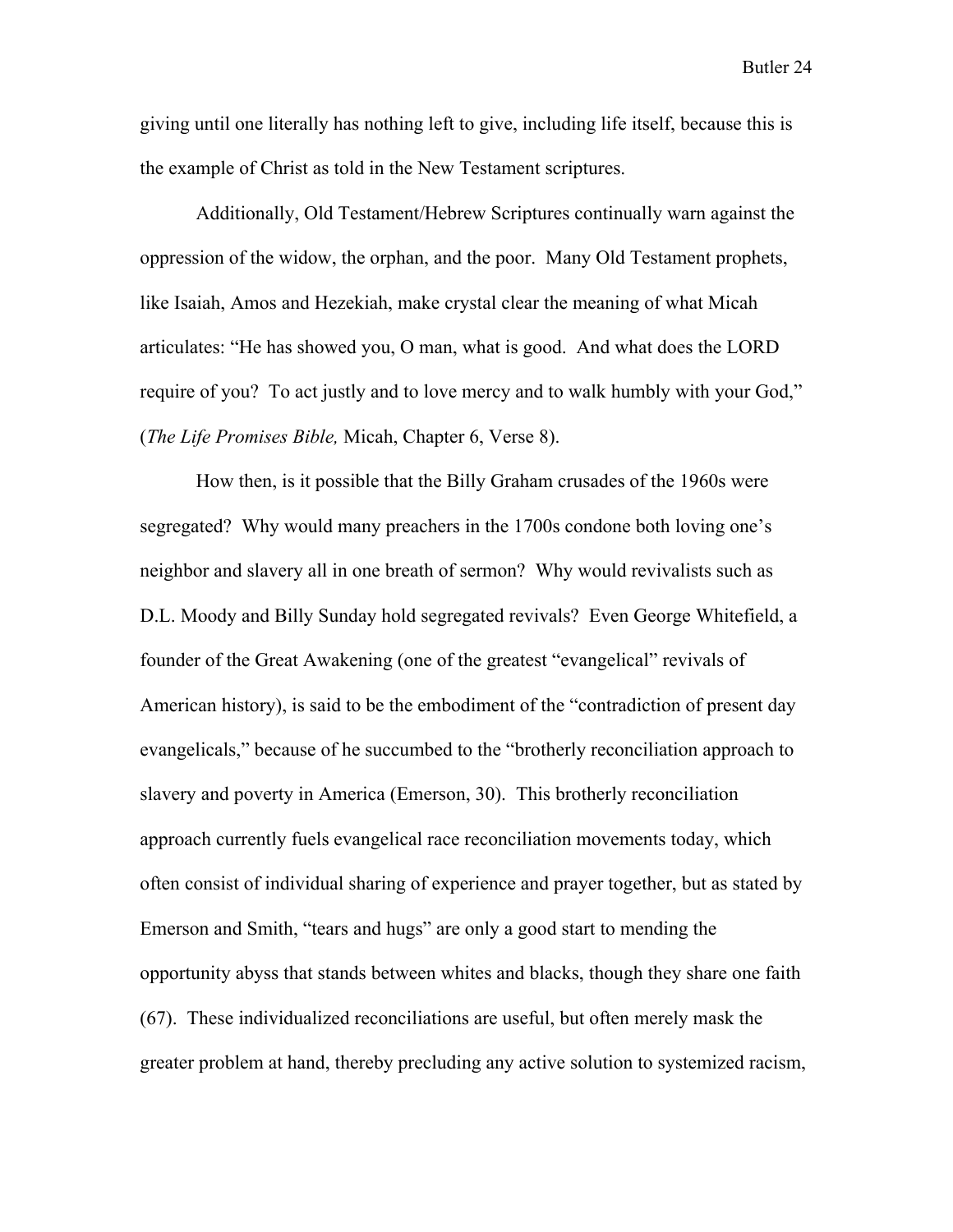giving until one literally has nothing left to give, including life itself, because this is the example of Christ as told in the New Testament scriptures.

Additionally, Old Testament/Hebrew Scriptures continually warn against the oppression of the widow, the orphan, and the poor. Many Old Testament prophets, like Isaiah, Amos and Hezekiah, make crystal clear the meaning of what Micah articulates: "He has showed you, O man, what is good. And what does the LORD require of you? To act justly and to love mercy and to walk humbly with your God," (*The Life Promises Bible,* Micah, Chapter 6, Verse 8).

How then, is it possible that the Billy Graham crusades of the 1960s were segregated? Why would many preachers in the 1700s condone both loving one's neighbor and slavery all in one breath of sermon? Why would revivalists such as D.L. Moody and Billy Sunday hold segregated revivals? Even George Whitefield, a founder of the Great Awakening (one of the greatest "evangelical" revivals of American history), is said to be the embodiment of the "contradiction of present day evangelicals," because of he succumbed to the "brotherly reconciliation approach to slavery and poverty in America (Emerson, 30). This brotherly reconciliation approach currently fuels evangelical race reconciliation movements today, which often consist of individual sharing of experience and prayer together, but as stated by Emerson and Smith, "tears and hugs" are only a good start to mending the opportunity abyss that stands between whites and blacks, though they share one faith (67). These individualized reconciliations are useful, but often merely mask the greater problem at hand, thereby precluding any active solution to systemized racism,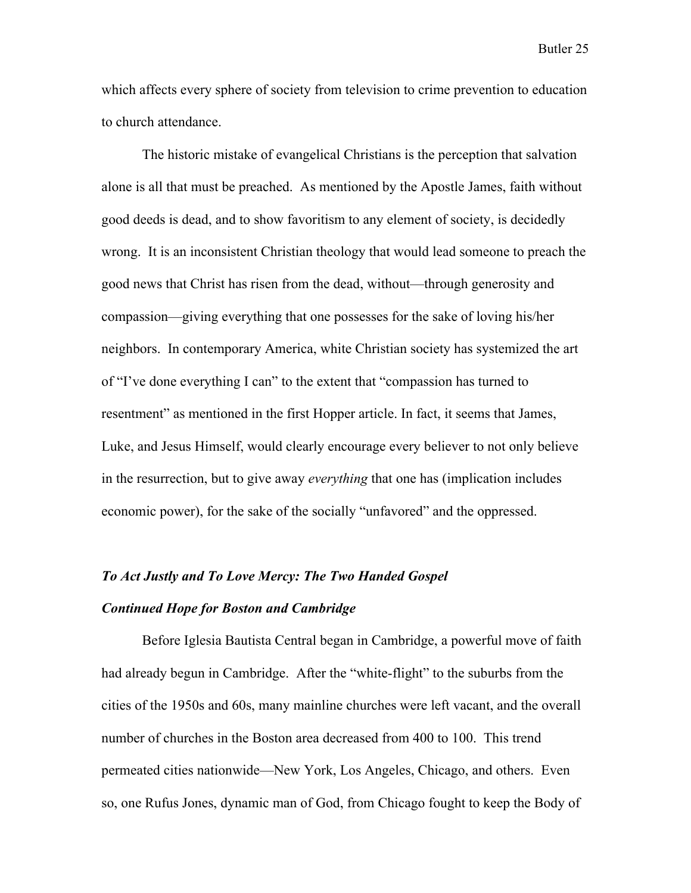which affects every sphere of society from television to crime prevention to education to church attendance.

The historic mistake of evangelical Christians is the perception that salvation alone is all that must be preached. As mentioned by the Apostle James, faith without good deeds is dead, and to show favoritism to any element of society, is decidedly wrong. It is an inconsistent Christian theology that would lead someone to preach the good news that Christ has risen from the dead, without—through generosity and compassion—giving everything that one possesses for the sake of loving his/her neighbors. In contemporary America, white Christian society has systemized the art of "I've done everything I can" to the extent that "compassion has turned to resentment" as mentioned in the first Hopper article. In fact, it seems that James, Luke, and Jesus Himself, would clearly encourage every believer to not only believe in the resurrection, but to give away *everything* that one has (implication includes economic power), for the sake of the socially "unfavored" and the oppressed.

***To Act Justly and To Love Mercy: The Two Handed Gospel***

***Continued Hope for Boston and Cambridge***

Before Iglesia Bautista Central began in Cambridge, a powerful move of faith had already begun in Cambridge. After the "white-flight" to the suburbs from the cities of the 1950s and 60s, many mainline churches were left vacant, and the overall number of churches in the Boston area decreased from 400 to 100. This trend permeated cities nationwide—New York, Los Angeles, Chicago, and others. Even so, one Rufus Jones, dynamic man of God, from Chicago fought to keep the Body of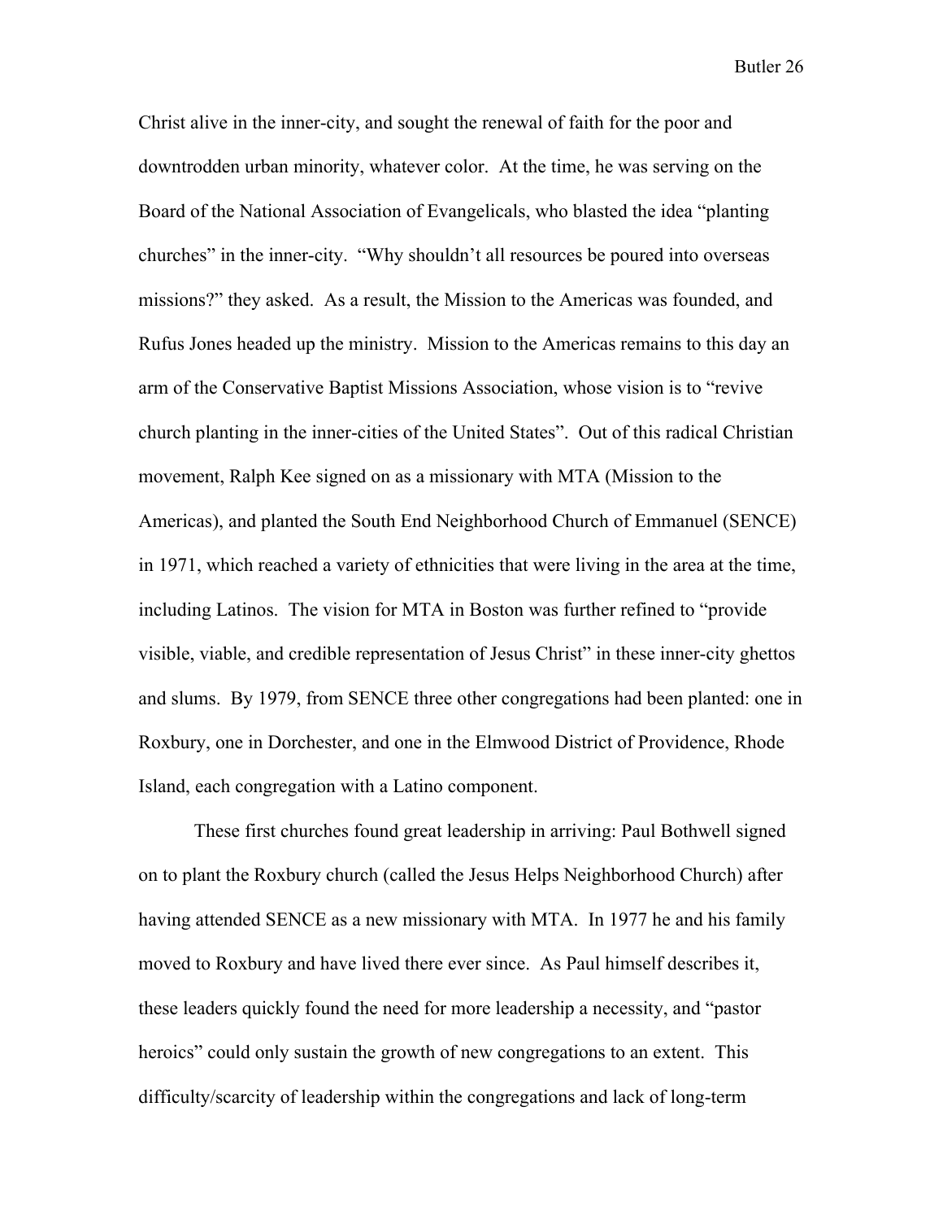Christ alive in the inner-city, and sought the renewal of faith for the poor and downtrodden urban minority, whatever color. At the time, he was serving on the Board of the National Association of Evangelicals, who blasted the idea "planting churches" in the inner-city. "Why shouldn't all resources be poured into overseas missions?" they asked. As a result, the Mission to the Americas was founded, and Rufus Jones headed up the ministry. Mission to the Americas remains to this day an arm of the Conservative Baptist Missions Association, whose vision is to "revive church planting in the inner-cities of the United States". Out of this radical Christian movement, Ralph Kee signed on as a missionary with MTA (Mission to the Americas), and planted the South End Neighborhood Church of Emmanuel (SENCE) in 1971, which reached a variety of ethnicities that were living in the area at the time, including Latinos. The vision for MTA in Boston was further refined to "provide visible, viable, and credible representation of Jesus Christ" in these inner-city ghettos and slums. By 1979, from SENCE three other congregations had been planted: one in Roxbury, one in Dorchester, and one in the Elmwood District of Providence, Rhode Island, each congregation with a Latino component.

These first churches found great leadership in arriving: Paul Bothwell signed on to plant the Roxbury church (called the Jesus Helps Neighborhood Church) after having attended SENCE as a new missionary with MTA. In 1977 he and his family moved to Roxbury and have lived there ever since. As Paul himself describes it, these leaders quickly found the need for more leadership a necessity, and "pastor heroics" could only sustain the growth of new congregations to an extent. This difficulty/scarcity of leadership within the congregations and lack of long-term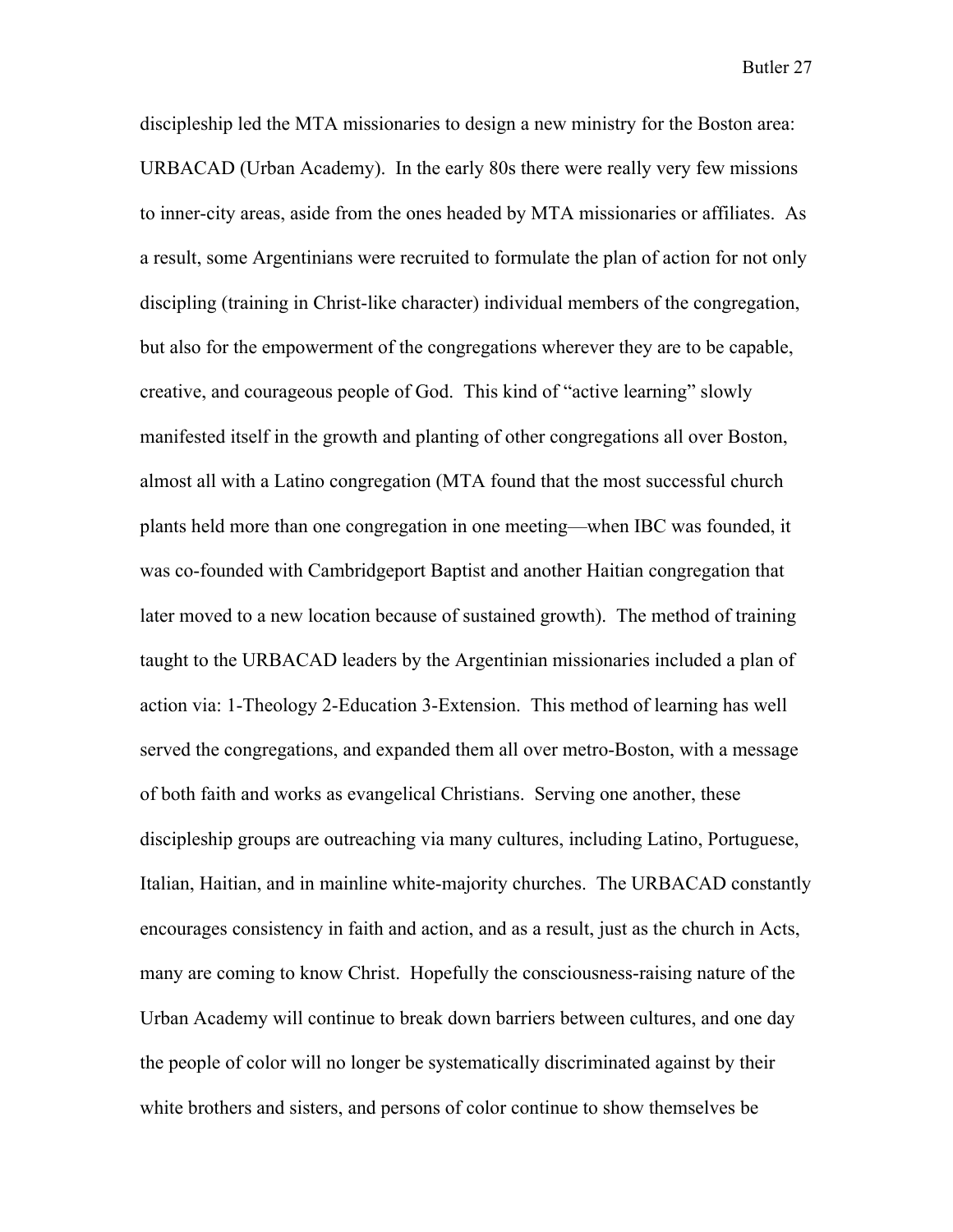discipleship led the MTA missionaries to design a new ministry for the Boston area: URBACAD (Urban Academy). In the early 80s there were really very few missions to inner-city areas, aside from the ones headed by MTA missionaries or affiliates. As a result, some Argentinians were recruited to formulate the plan of action for not only discipling (training in Christ-like character) individual members of the congregation, but also for the empowerment of the congregations wherever they are to be capable, creative, and courageous people of God. This kind of "active learning" slowly manifested itself in the growth and planting of other congregations all over Boston, almost all with a Latino congregation (MTA found that the most successful church plants held more than one congregation in one meeting—when IBC was founded, it was co-founded with Cambridgeport Baptist and another Haitian congregation that later moved to a new location because of sustained growth). The method of training taught to the URBACAD leaders by the Argentinian missionaries included a plan of action via: 1-Theology 2-Education 3-Extension. This method of learning has well served the congregations, and expanded them all over metro-Boston, with a message of both faith and works as evangelical Christians. Serving one another, these discipleship groups are outreaching via many cultures, including Latino, Portuguese, Italian, Haitian, and in mainline white-majority churches. The URBACAD constantly encourages consistency in faith and action, and as a result, just as the church in Acts, many are coming to know Christ. Hopefully the consciousness-raising nature of the Urban Academy will continue to break down barriers between cultures, and one day the people of color will no longer be systematically discriminated against by their white brothers and sisters, and persons of color continue to show themselves be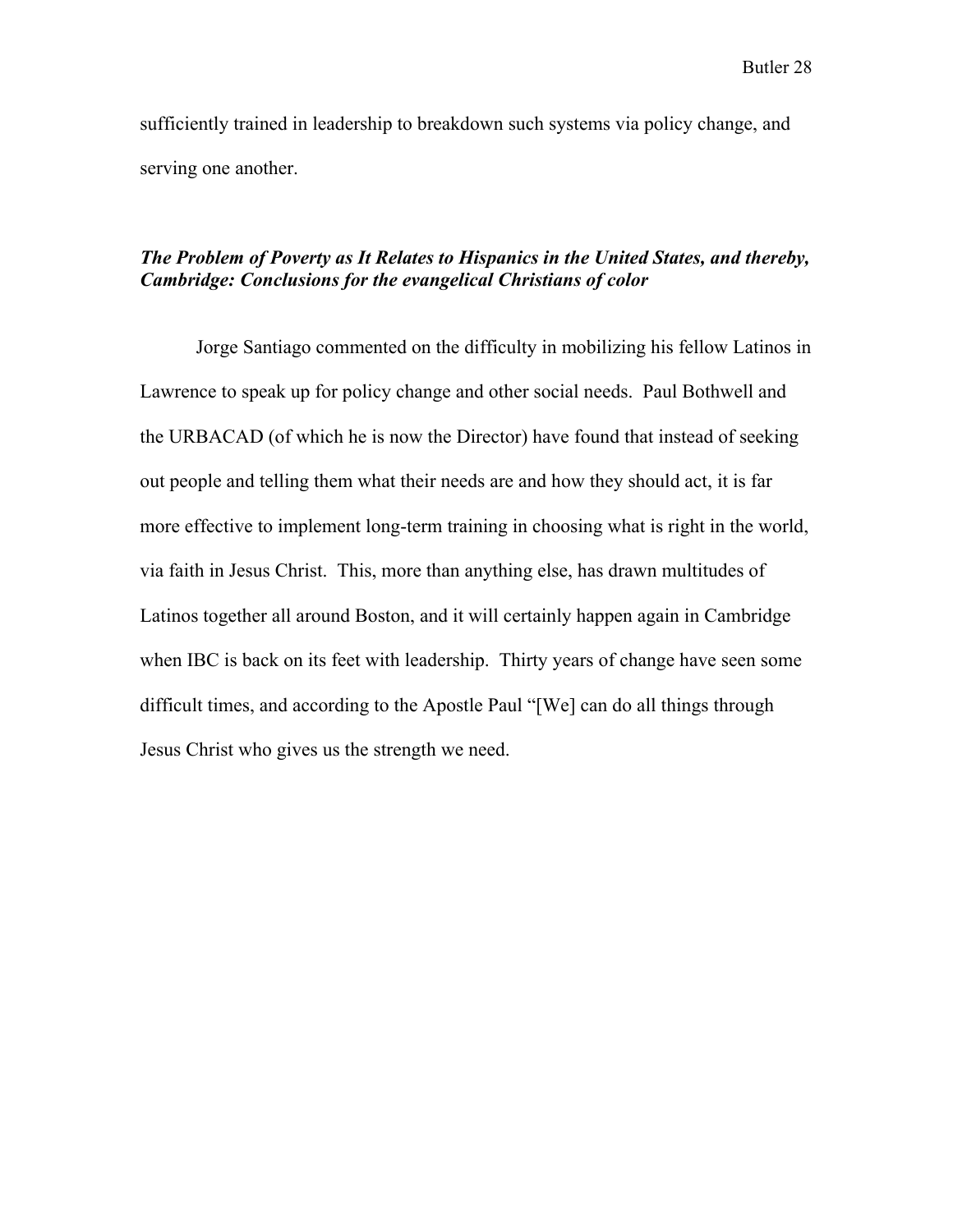sufficiently trained in leadership to breakdown such systems via policy change, and serving one another.

### ***The Problem of Poverty as It Relates to Hispanics in the United States, and thereby, Cambridge: Conclusions for the evangelical Christians of color***

Jorge Santiago commented on the difficulty in mobilizing his fellow Latinos in Lawrence to speak up for policy change and other social needs. Paul Bothwell and the URBACAD (of which he is now the Director) have found that instead of seeking out people and telling them what their needs are and how they should act, it is far more effective to implement long-term training in choosing what is right in the world, via faith in Jesus Christ. This, more than anything else, has drawn multitudes of Latinos together all around Boston, and it will certainly happen again in Cambridge when IBC is back on its feet with leadership. Thirty years of change have seen some difficult times, and according to the Apostle Paul "[We] can do all things through Jesus Christ who gives us the strength we need.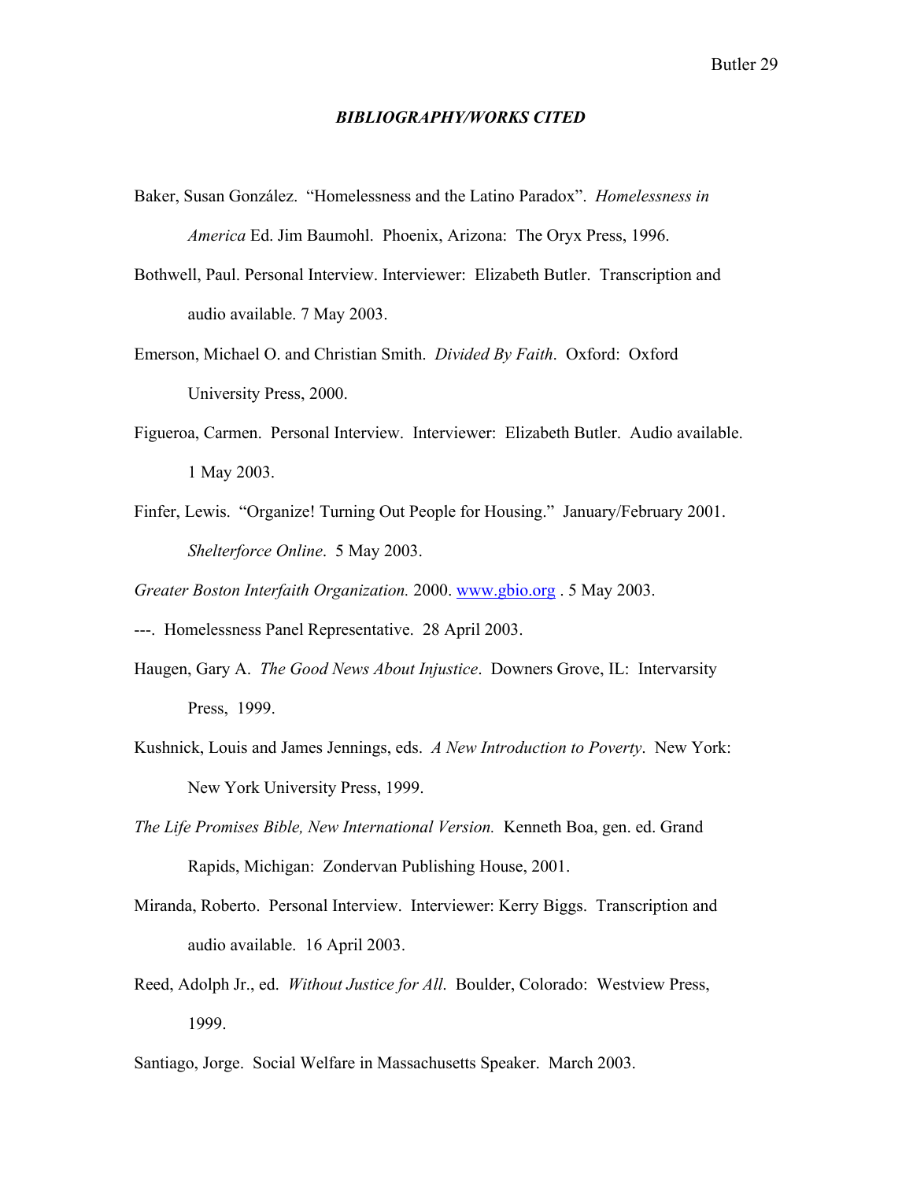## ***BIBLIOGRAPHY/WORKS CITED***

Baker, Susan González. "Homelessness and the Latino Paradox". *Homelessness in America* Ed. Jim Baumohl. Phoenix, Arizona: The Oryx Press, 1996.

Bothwell, Paul. Personal Interview. Interviewer: Elizabeth Butler. Transcription and audio available. 7 May 2003.

Emerson, Michael O. and Christian Smith. *Divided By Faith*. Oxford: Oxford University Press, 2000.

Figueroa, Carmen. Personal Interview. Interviewer: Elizabeth Butler. Audio available. 1 May 2003.

Finfer, Lewis. "Organize! Turning Out People for Housing." January/February 2001. *Shelterforce Online*. 5 May 2003.

*Greater Boston Interfaith Organization.* 2000. www.gbio.org . 5 May 2003.

---. Homelessness Panel Representative. 28 April 2003.

Haugen, Gary A. *The Good News About Injustice*. Downers Grove, IL: Intervarsity Press, 1999.

Kushnick, Louis and James Jennings, eds. *A New Introduction to Poverty*. New York: New York University Press, 1999.

*The Life Promises Bible, New International Version.* Kenneth Boa, gen. ed. Grand Rapids, Michigan: Zondervan Publishing House, 2001.

Miranda, Roberto. Personal Interview. Interviewer: Kerry Biggs. Transcription and audio available. 16 April 2003.

Reed, Adolph Jr., ed. *Without Justice for All*. Boulder, Colorado: Westview Press, 1999.

Santiago, Jorge. Social Welfare in Massachusetts Speaker. March 2003.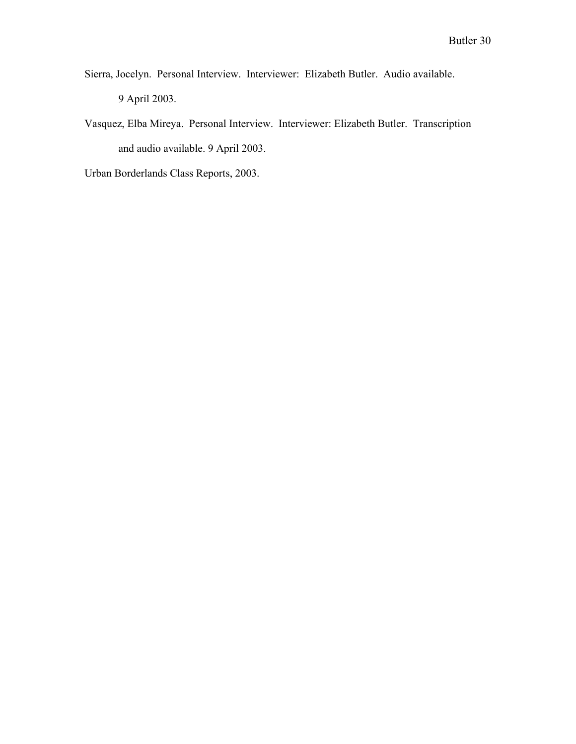Sierra, Jocelyn. Personal Interview. Interviewer: Elizabeth Butler. Audio available. 9 April 2003.

Vasquez, Elba Mireya. Personal Interview. Interviewer: Elizabeth Butler. Transcription and audio available. 9 April 2003.

Urban Borderlands Class Reports, 2003.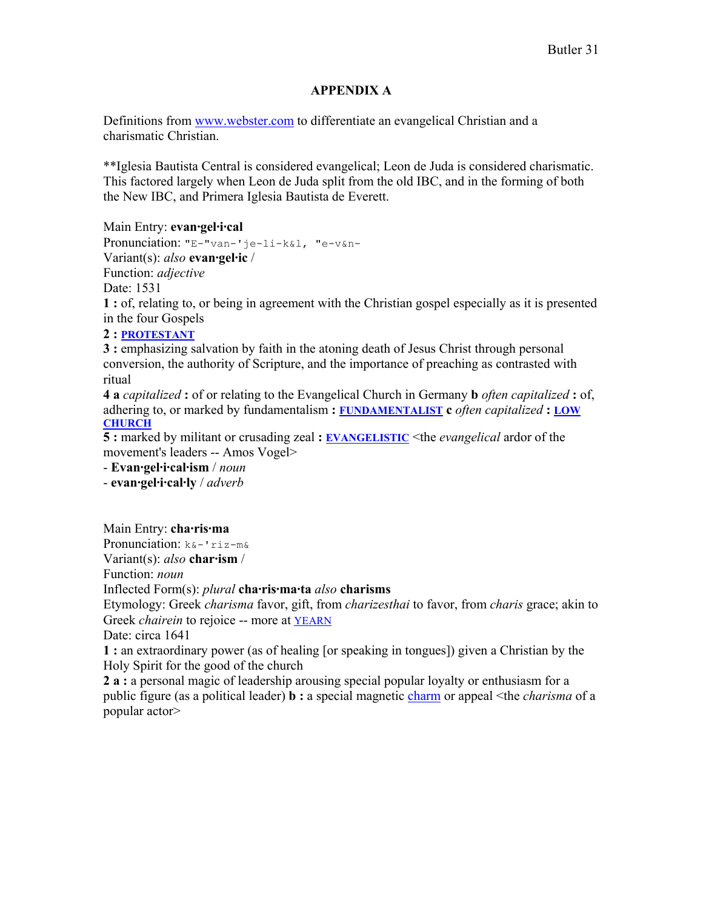## APPENDIX A

Definitions from www.webster.com to differentiate an evangelical Christian and a charismatic Christian.

**Iglesia Bautista Central is considered evangelical; Leon de Juda is considered charismatic. This factored largely when Leon de Juda split from the old IBC, and in the forming of both the New IBC, and Primera Iglesia Bautista de Everett.

Main Entry: **evan·gel·i·cal**
Pronunciation: `"E-"van-'je-li-k&l, "e-v&n-`
Variant(s): *also* **evan·gel·ic** /
Function: *adjective*
Date: 1531
**1 :** of, relating to, or being in agreement with the Christian gospel especially as it is presented in the four Gospels
**2 :** **PROTESTANT**
**3 :** emphasizing salvation by faith in the atoning death of Jesus Christ through personal conversion, the authority of Scripture, and the importance of preaching as contrasted with ritual
**4 a** *capitalized* **:** of or relating to the Evangelical Church in Germany **b** *often capitalized* **:** of, adhering to, or marked by fundamentalism **:** **FUNDAMENTALIST** **c** *often capitalized* **:** **LOW CHURCH**
**5 :** marked by militant or crusading zeal **:** **EVANGELISTIC** <the *evangelical* ardor of the movement's leaders -- Amos Vogel>
- **Evan·gel·i·cal·ism** / *noun*
- **evan·gel·i·cal·ly** / *adverb*

Main Entry: **cha·ris·ma**
Pronunciation: `k&-'riz-m&`
Variant(s): *also* **char·ism** /
Function: *noun*
Inflected Form(s): *plural* **cha·ris·ma·ta** *also* **charisms**
Etymology: Greek *charisma* favor, gift, from *charizesthai* to favor, from *charis* grace; akin to Greek *chairein* to rejoice -- more at YEARN
Date: circa 1641
**1 :** an extraordinary power (as of healing [or speaking in tongues]) given a Christian by the Holy Spirit for the good of the church
**2 a :** a personal magic of leadership arousing special popular loyalty or enthusiasm for a public figure (as a political leader) **b :** a special magnetic charm or appeal <the *charisma* of a popular actor>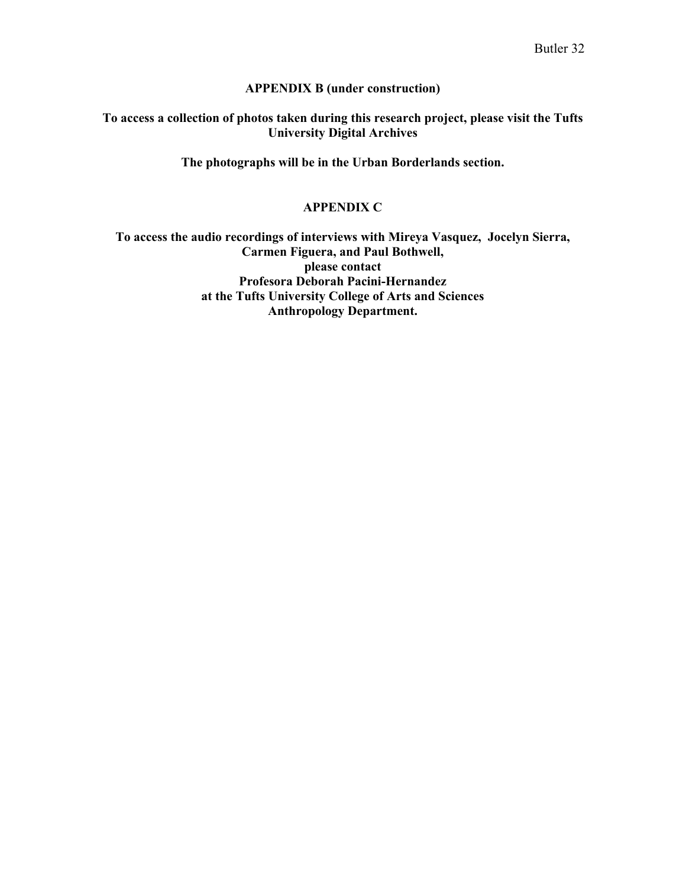## APPENDIX B (under construction)

**To access a collection of photos taken during this research project, please visit the Tufts University Digital Archives**

**The photographs will be in the Urban Borderlands section.**

## APPENDIX C

**To access the audio recordings of interviews with Mireya Vasquez, Jocelyn Sierra, Carmen Figuera, and Paul Bothwell, please contact Profesora Deborah Pacini-Hernandez at the Tufts University College of Arts and Sciences Anthropology Department.**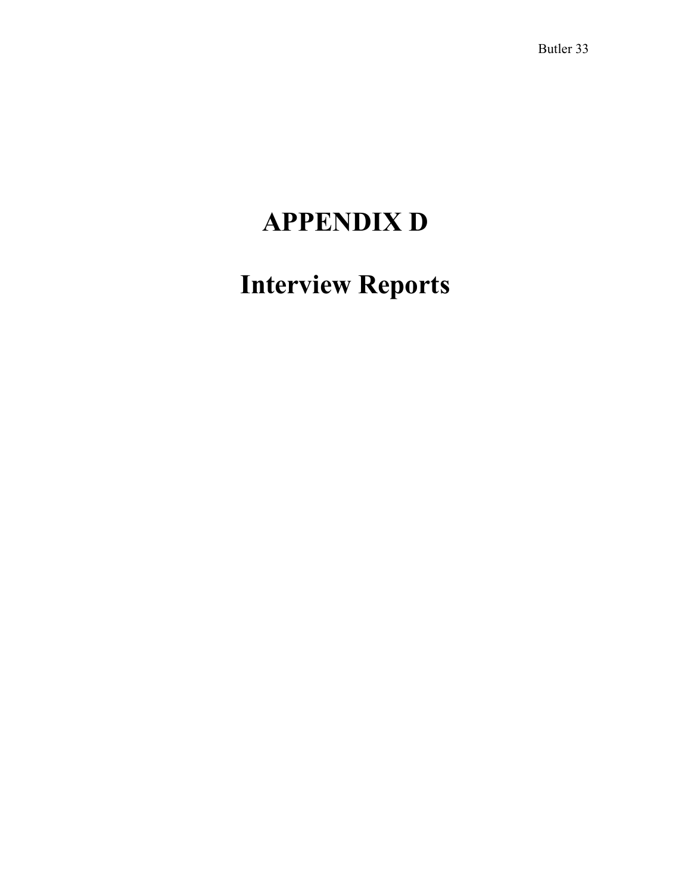# APPENDIX D

# Interview Reports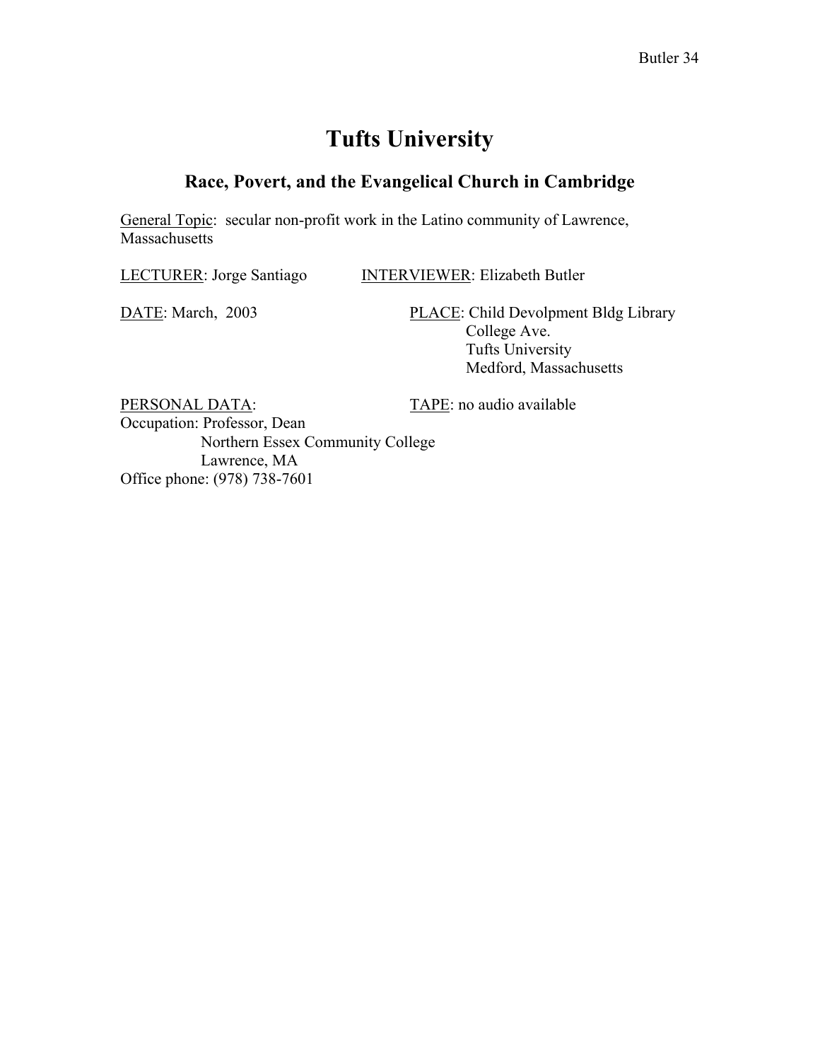# Tufts University

## Race, Povert, and the Evangelical Church in Cambridge

General Topic: secular non-profit work in the Latino community of Lawrence, Massachusetts

LECTURER: Jorge Santiago INTERVIEWER: Elizabeth Butler

DATE: March, 2003

PLACE: Child Devolpment Bldg Library
College Ave.
Tufts University
Medford, Massachusetts

PERSONAL DATA:

TAPE: no audio available

Occupation: Professor, Dean
Northern Essex Community College
Lawrence, MA

Office phone: (978) 738-7601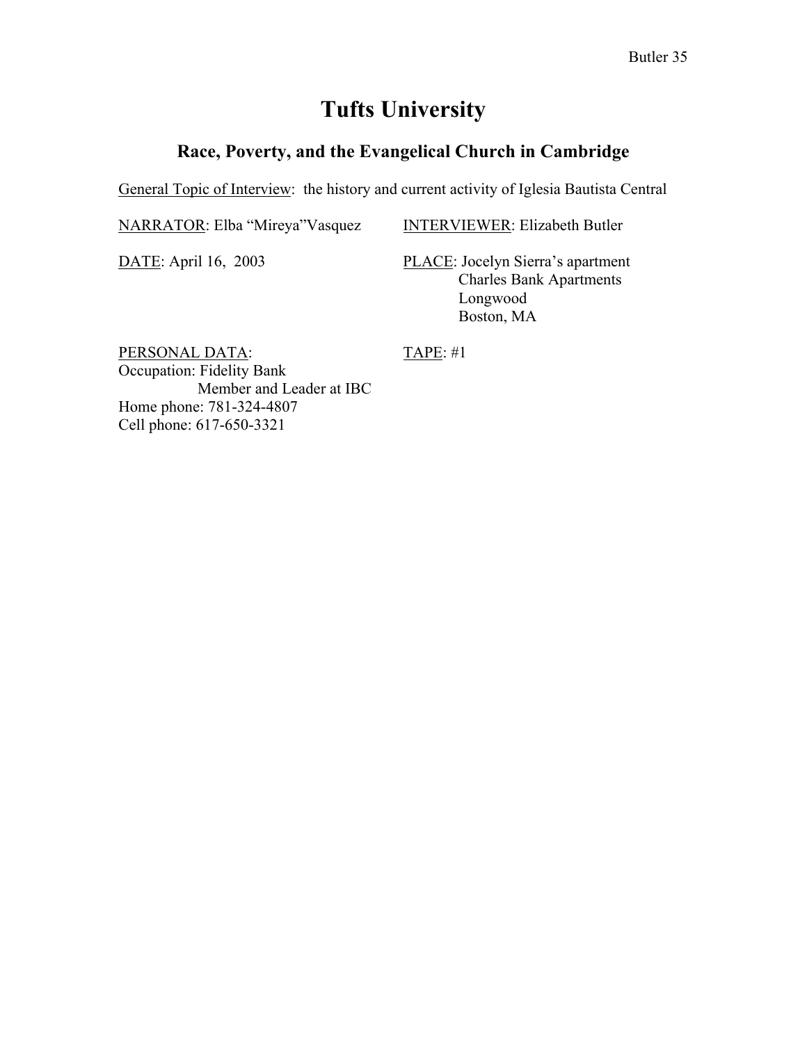# Tufts University

## Race, Poverty, and the Evangelical Church in Cambridge

General Topic of Interview: the history and current activity of Iglesia Bautista Central

NARRATOR: Elba "Mireya"Vasquez

INTERVIEWER: Elizabeth Butler

DATE: April 16, 2003

PLACE: Jocelyn Sierra's apartment
Charles Bank Apartments
Longwood
Boston, MA

PERSONAL DATA:
Occupation: Fidelity Bank
Member and Leader at IBC
Home phone: 781-324-4807
Cell phone: 617-650-3321

TAPE: #1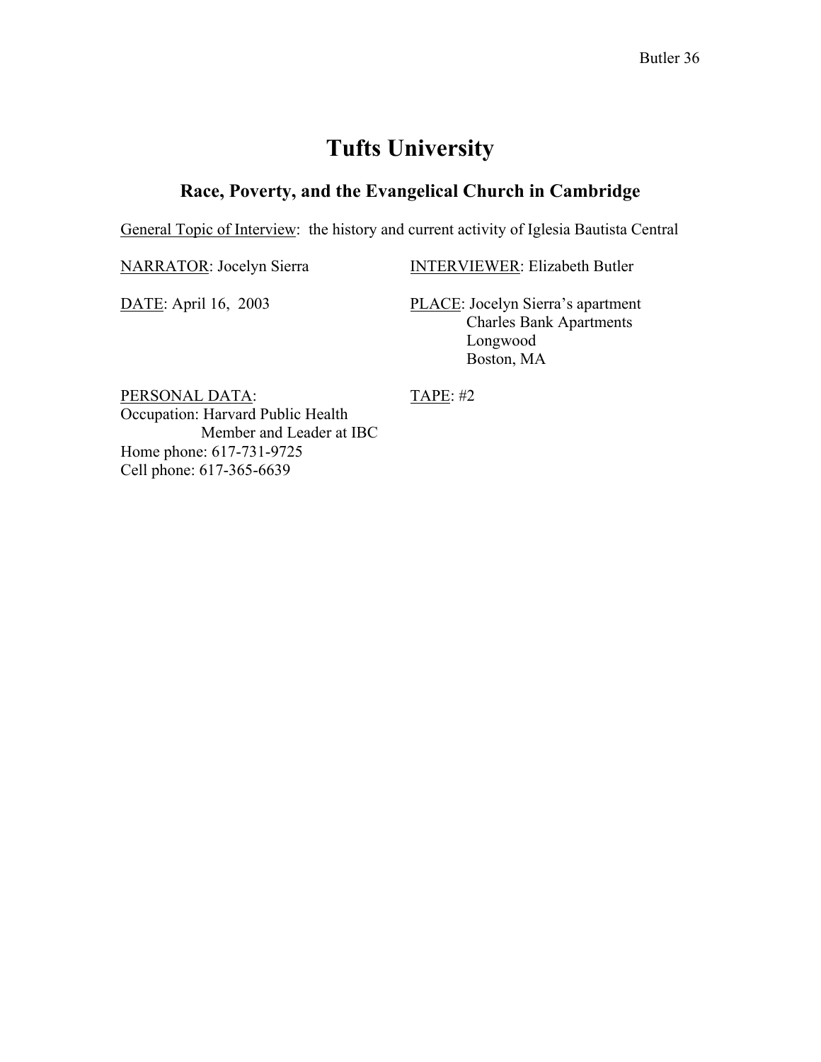# Tufts University

## Race, Poverty, and the Evangelical Church in Cambridge

General Topic of Interview: the history and current activity of Iglesia Bautista Central

NARRATOR: Jocelyn Sierra

INTERVIEWER: Elizabeth Butler

DATE: April 16, 2003

PLACE: Jocelyn Sierra's apartment
Charles Bank Apartments
Longwood
Boston, MA

PERSONAL DATA:
Occupation: Harvard Public Health
Member and Leader at IBC
Home phone: 617-731-9725
Cell phone: 617-365-6639

TAPE: #2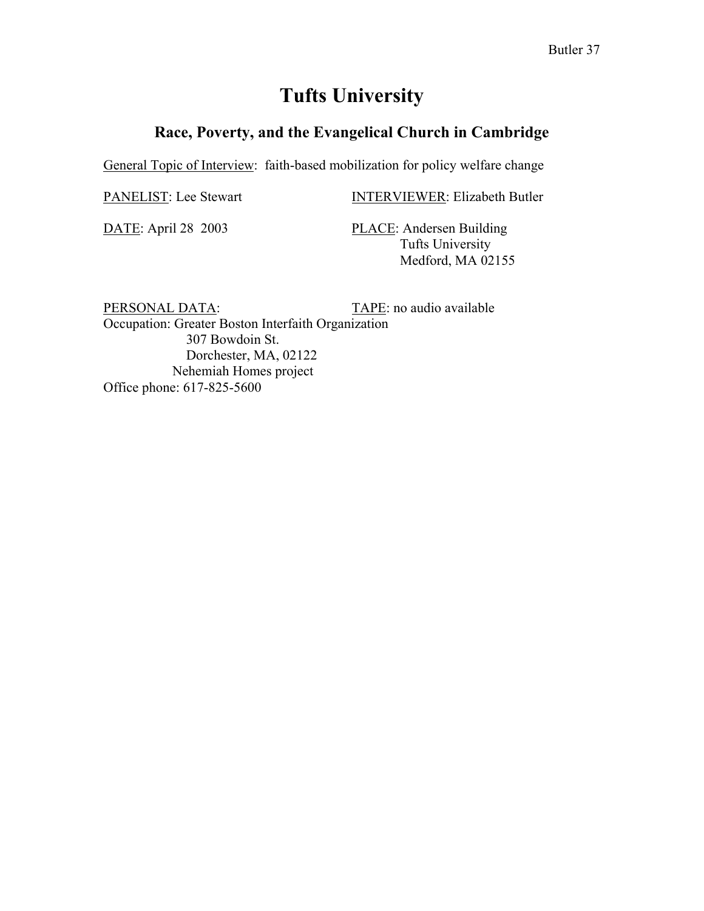# Tufts University

## Race, Poverty, and the Evangelical Church in Cambridge

General Topic of Interview: faith-based mobilization for policy welfare change

PANELIST: Lee Stewart

INTERVIEWER: Elizabeth Butler

DATE: April 28 2003

PLACE: Andersen Building
Tufts University
Medford, MA 02155

PERSONAL DATA:

TAPE: no audio available

Occupation: Greater Boston Interfaith Organization
307 Bowdoin St.
Dorchester, MA, 02122
Nehemiah Homes project

Office phone: 617-825-5600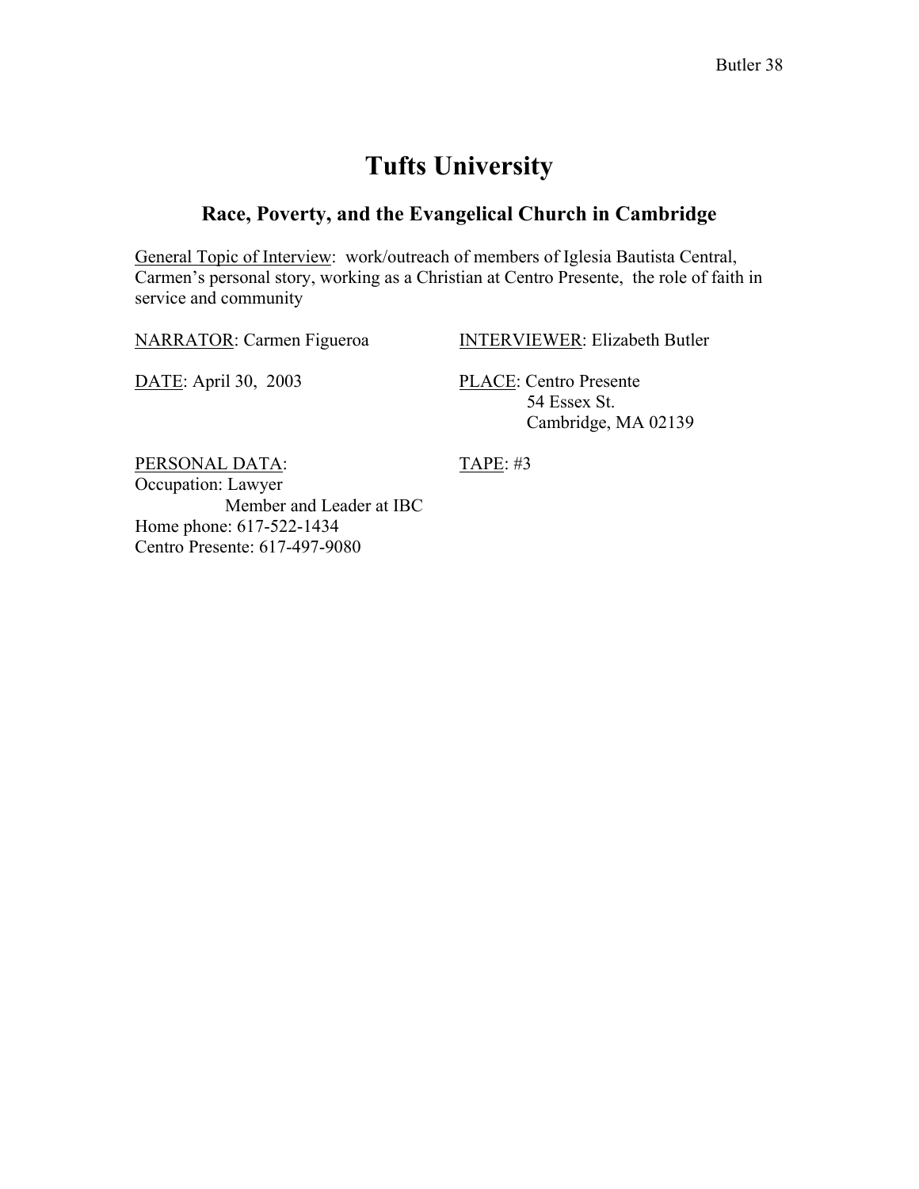# Tufts University

## Race, Poverty, and the Evangelical Church in Cambridge

General Topic of Interview: work/outreach of members of Iglesia Bautista Central, Carmen's personal story, working as a Christian at Centro Presente, the role of faith in service and community

NARRATOR: Carmen Figueroa

INTERVIEWER: Elizabeth Butler

DATE: April 30, 2003

PLACE: Centro Presente
54 Essex St.
Cambridge, MA 02139

PERSONAL DATA:
Occupation: Lawyer
Member and Leader at IBC
Home phone: 617-522-1434
Centro Presente: 617-497-9080

TAPE: #3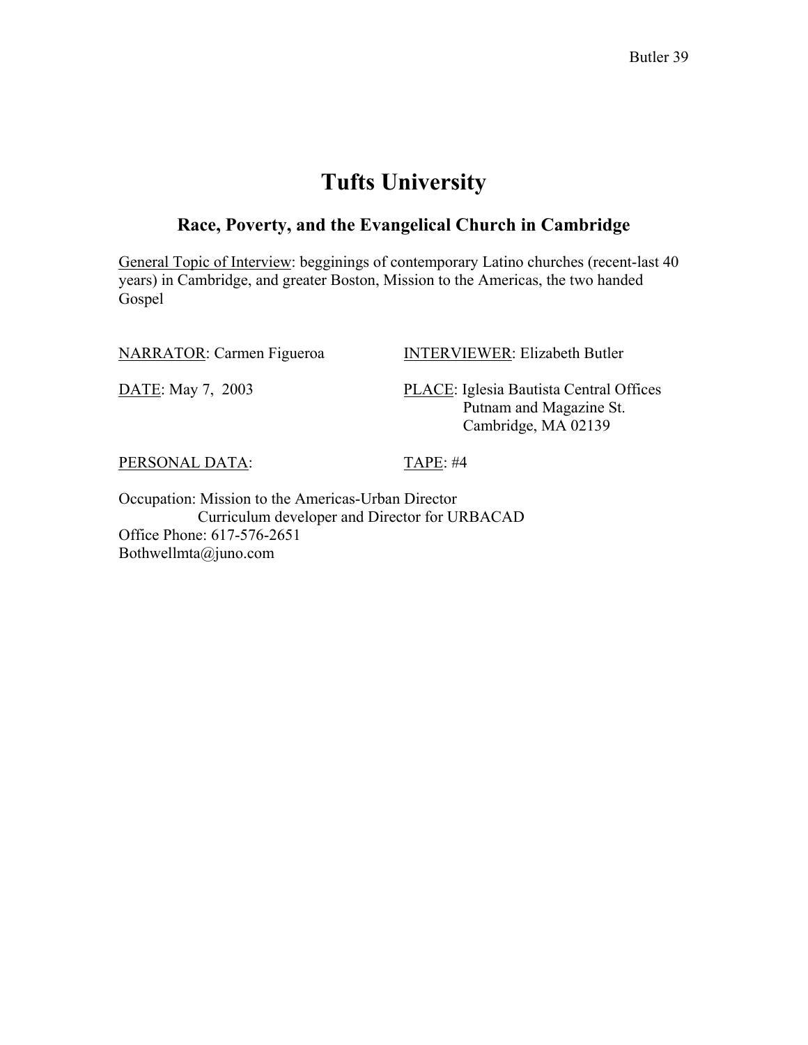# Tufts University

## Race, Poverty, and the Evangelical Church in Cambridge

General Topic of Interview: begginings of contemporary Latino churches (recent-last 40 years) in Cambridge, and greater Boston, Mission to the Americas, the two handed Gospel

NARRATOR: Carmen Figueroa

INTERVIEWER: Elizabeth Butler

DATE: May 7, 2003

PLACE: Iglesia Bautista Central Offices
Putnam and Magazine St.
Cambridge, MA 02139

PERSONAL DATA:

TAPE: #4

Occupation: Mission to the Americas-Urban Director
Curriculum developer and Director for URBACAD
Office Phone: 617-576-2651
Bothwellmta@juno.com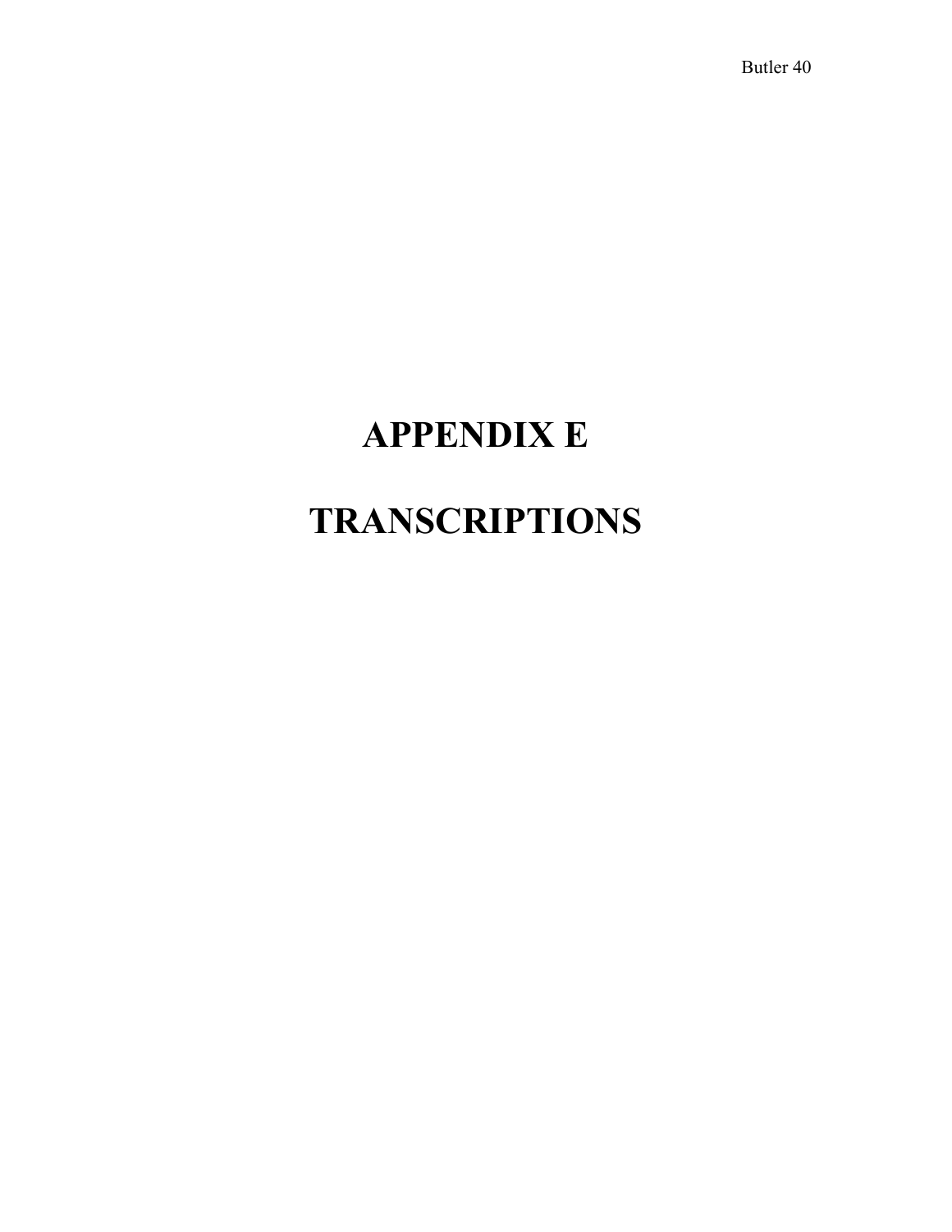# APPENDIX E

# TRANSCRIPTIONS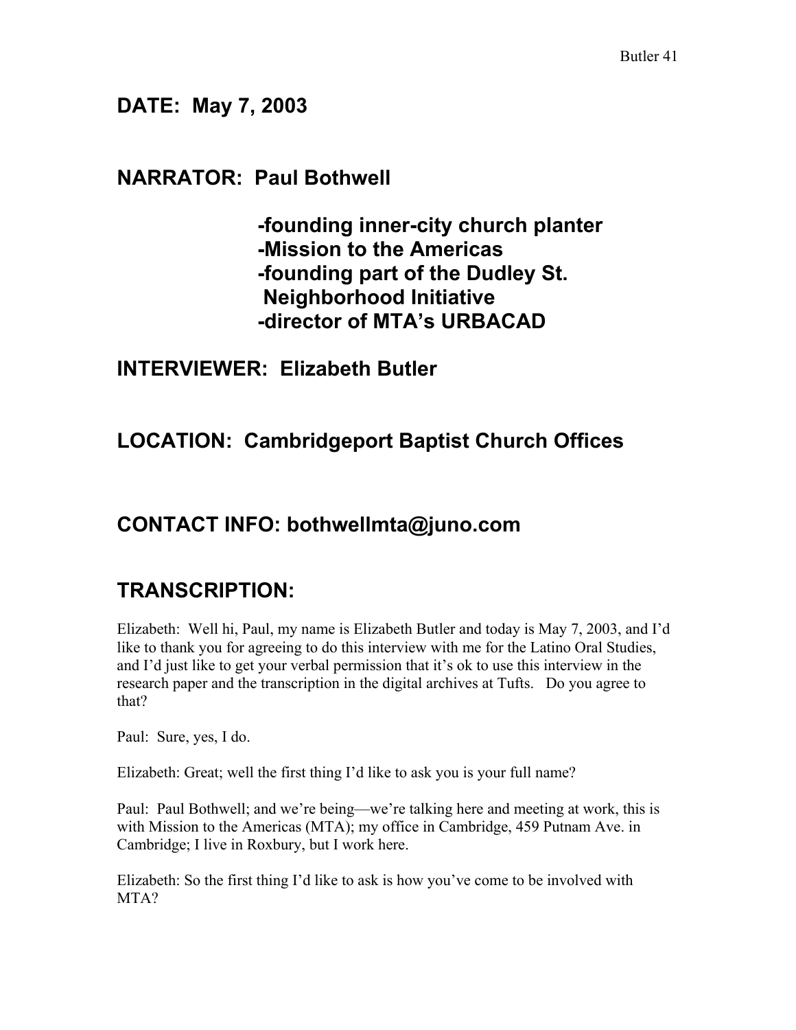## DATE: May 7, 2003

## NARRATOR: Paul Bothwell

**-founding inner-city church planter**
**-Mission to the Americas**
**-founding part of the Dudley St. Neighborhood Initiative**
**-director of MTA's URBACAD**

## INTERVIEWER: Elizabeth Butler

## LOCATION: Cambridgeport Baptist Church Offices

## CONTACT INFO: bothwellmta@juno.com

## TRANSCRIPTION:

Elizabeth: Well hi, Paul, my name is Elizabeth Butler and today is May 7, 2003, and I'd like to thank you for agreeing to do this interview with me for the Latino Oral Studies, and I'd just like to get your verbal permission that it's ok to use this interview in the research paper and the transcription in the digital archives at Tufts. Do you agree to that?

Paul: Sure, yes, I do.

Elizabeth: Great; well the first thing I'd like to ask you is your full name?

Paul: Paul Bothwell; and we're being—we're talking here and meeting at work, this is with Mission to the Americas (MTA); my office in Cambridge, 459 Putnam Ave. in Cambridge; I live in Roxbury, but I work here.

Elizabeth: So the first thing I'd like to ask is how you've come to be involved with MTA?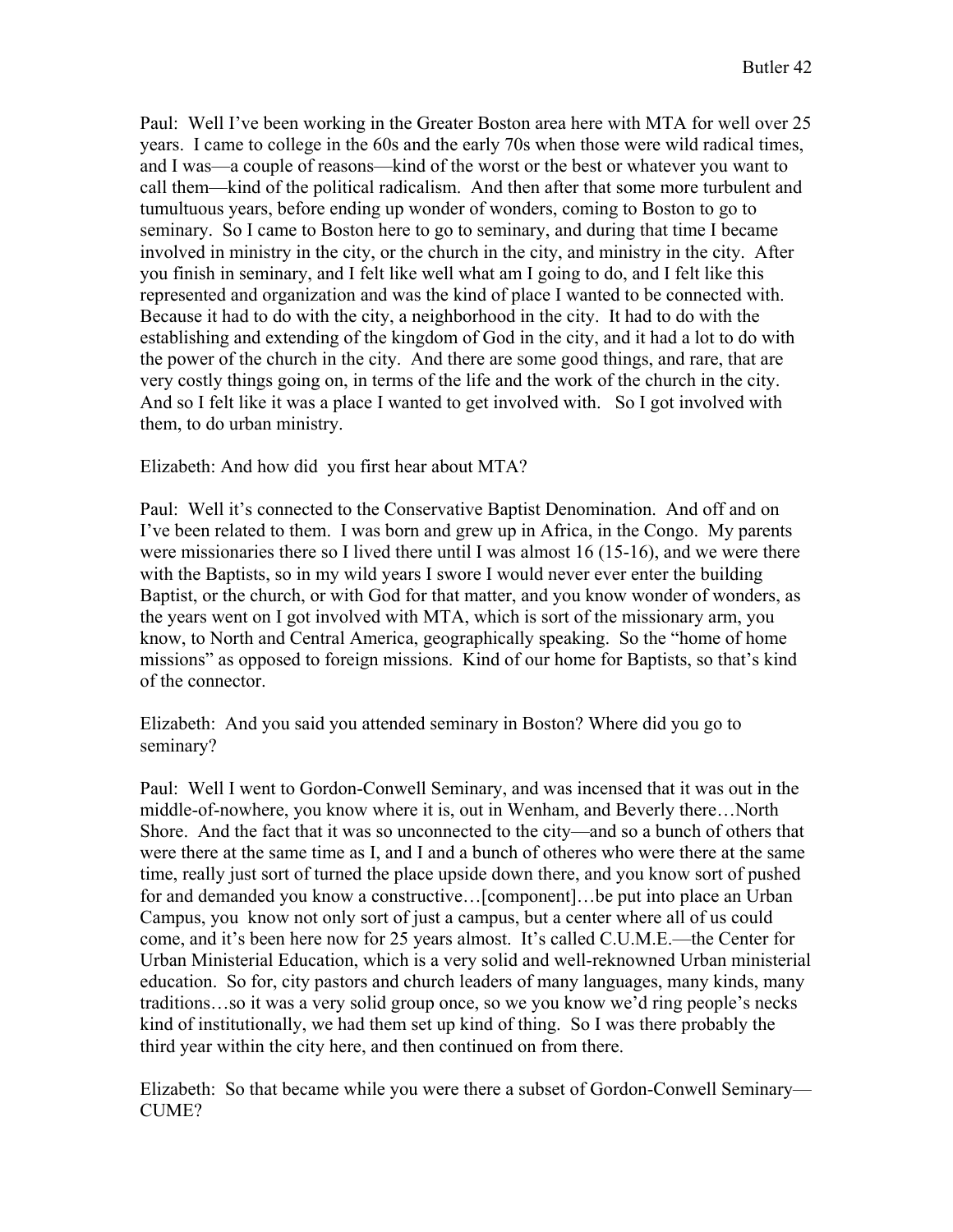Paul: Well I've been working in the Greater Boston area here with MTA for well over 25 years. I came to college in the 60s and the early 70s when those were wild radical times, and I was—a couple of reasons—kind of the worst or the best or whatever you want to call them—kind of the political radicalism. And then after that some more turbulent and tumultuous years, before ending up wonder of wonders, coming to Boston to go to seminary. So I came to Boston here to go to seminary, and during that time I became involved in ministry in the city, or the church in the city, and ministry in the city. After you finish in seminary, and I felt like well what am I going to do, and I felt like this represented and organization and was the kind of place I wanted to be connected with. Because it had to do with the city, a neighborhood in the city. It had to do with the establishing and extending of the kingdom of God in the city, and it had a lot to do with the power of the church in the city. And there are some good things, and rare, that are very costly things going on, in terms of the life and the work of the church in the city. And so I felt like it was a place I wanted to get involved with. So I got involved with them, to do urban ministry.

Elizabeth: And how did you first hear about MTA?

Paul: Well it's connected to the Conservative Baptist Denomination. And off and on I've been related to them. I was born and grew up in Africa, in the Congo. My parents were missionaries there so I lived there until I was almost 16 (15-16), and we were there with the Baptists, so in my wild years I swore I would never ever enter the building Baptist, or the church, or with God for that matter, and you know wonder of wonders, as the years went on I got involved with MTA, which is sort of the missionary arm, you know, to North and Central America, geographically speaking. So the "home of home missions" as opposed to foreign missions. Kind of our home for Baptists, so that's kind of the connector.

Elizabeth: And you said you attended seminary in Boston? Where did you go to seminary?

Paul: Well I went to Gordon-Conwell Seminary, and was incensed that it was out in the middle-of-nowhere, you know where it is, out in Wenham, and Beverly there…North Shore. And the fact that it was so unconnected to the city—and so a bunch of others that were there at the same time as I, and I and a bunch of otheres who were there at the same time, really just sort of turned the place upside down there, and you know sort of pushed for and demanded you know a constructive…[component]…be put into place an Urban Campus, you know not only sort of just a campus, but a center where all of us could come, and it's been here now for 25 years almost. It's called C.U.M.E.—the Center for Urban Ministerial Education, which is a very solid and well-reknowned Urban ministerial education. So for, city pastors and church leaders of many languages, many kinds, many traditions…so it was a very solid group once, so we you know we'd ring people's necks kind of institutionally, we had them set up kind of thing. So I was there probably the third year within the city here, and then continued on from there.

Elizabeth: So that became while you were there a subset of Gordon-Conwell Seminary—CUME?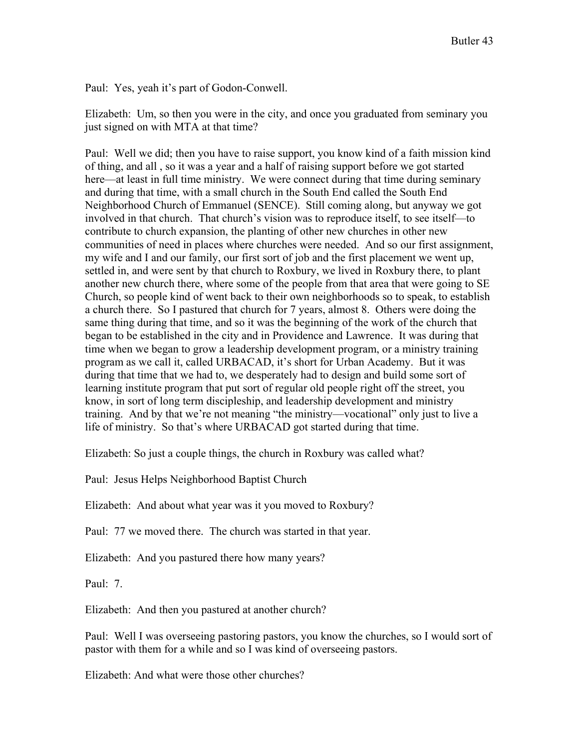Paul: Yes, yeah it's part of Godon-Conwell.

Elizabeth: Um, so then you were in the city, and once you graduated from seminary you just signed on with MTA at that time?

Paul: Well we did; then you have to raise support, you know kind of a faith mission kind of thing, and all , so it was a year and a half of raising support before we got started here—at least in full time ministry. We were connect during that time during seminary and during that time, with a small church in the South End called the South End Neighborhood Church of Emmanuel (SENCE). Still coming along, but anyway we got involved in that church. That church's vision was to reproduce itself, to see itself—to contribute to church expansion, the planting of other new churches in other new communities of need in places where churches were needed. And so our first assignment, my wife and I and our family, our first sort of job and the first placement we went up, settled in, and were sent by that church to Roxbury, we lived in Roxbury there, to plant another new church there, where some of the people from that area that were going to SE Church, so people kind of went back to their own neighborhoods so to speak, to establish a church there. So I pastured that church for 7 years, almost 8. Others were doing the same thing during that time, and so it was the beginning of the work of the church that began to be established in the city and in Providence and Lawrence. It was during that time when we began to grow a leadership development program, or a ministry training program as we call it, called URBACAD, it's short for Urban Academy. But it was during that time that we had to, we desperately had to design and build some sort of learning institute program that put sort of regular old people right off the street, you know, in sort of long term discipleship, and leadership development and ministry training. And by that we're not meaning "the ministry—vocational" only just to live a life of ministry. So that's where URBACAD got started during that time.

Elizabeth: So just a couple things, the church in Roxbury was called what?

Paul: Jesus Helps Neighborhood Baptist Church

Elizabeth: And about what year was it you moved to Roxbury?

Paul: 77 we moved there. The church was started in that year.

Elizabeth: And you pastured there how many years?

Paul: 7.

Elizabeth: And then you pastured at another church?

Paul: Well I was overseeing pastoring pastors, you know the churches, so I would sort of pastor with them for a while and so I was kind of overseeing pastors.

Elizabeth: And what were those other churches?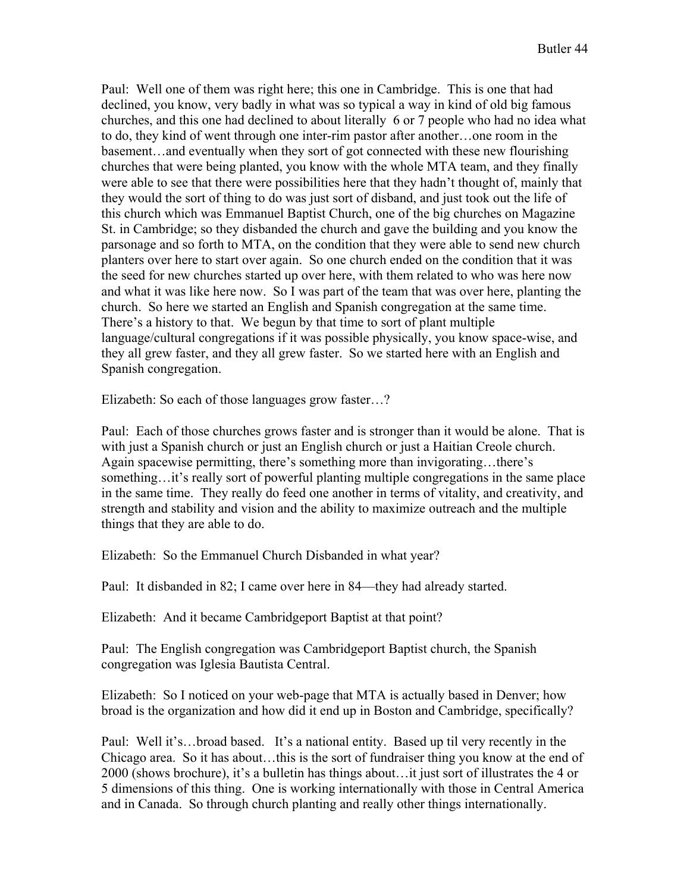Paul: Well one of them was right here; this one in Cambridge. This is one that had declined, you know, very badly in what was so typical a way in kind of old big famous churches, and this one had declined to about literally 6 or 7 people who had no idea what to do, they kind of went through one inter-rim pastor after another…one room in the basement…and eventually when they sort of got connected with these new flourishing churches that were being planted, you know with the whole MTA team, and they finally were able to see that there were possibilities here that they hadn't thought of, mainly that they would the sort of thing to do was just sort of disband, and just took out the life of this church which was Emmanuel Baptist Church, one of the big churches on Magazine St. in Cambridge; so they disbanded the church and gave the building and you know the parsonage and so forth to MTA, on the condition that they were able to send new church planters over here to start over again. So one church ended on the condition that it was the seed for new churches started up over here, with them related to who was here now and what it was like here now. So I was part of the team that was over here, planting the church. So here we started an English and Spanish congregation at the same time. There's a history to that. We begun by that time to sort of plant multiple language/cultural congregations if it was possible physically, you know space-wise, and they all grew faster, and they all grew faster. So we started here with an English and Spanish congregation.

Elizabeth: So each of those languages grow faster…?

Paul: Each of those churches grows faster and is stronger than it would be alone. That is with just a Spanish church or just an English church or just a Haitian Creole church. Again spacewise permitting, there's something more than invigorating…there's something…it's really sort of powerful planting multiple congregations in the same place in the same time. They really do feed one another in terms of vitality, and creativity, and strength and stability and vision and the ability to maximize outreach and the multiple things that they are able to do.

Elizabeth: So the Emmanuel Church Disbanded in what year?

Paul: It disbanded in 82; I came over here in 84—they had already started.

Elizabeth: And it became Cambridgeport Baptist at that point?

Paul: The English congregation was Cambridgeport Baptist church, the Spanish congregation was Iglesia Bautista Central.

Elizabeth: So I noticed on your web-page that MTA is actually based in Denver; how broad is the organization and how did it end up in Boston and Cambridge, specifically?

Paul: Well it's…broad based. It's a national entity. Based up til very recently in the Chicago area. So it has about…this is the sort of fundraiser thing you know at the end of 2000 (shows brochure), it's a bulletin has things about…it just sort of illustrates the 4 or 5 dimensions of this thing. One is working internationally with those in Central America and in Canada. So through church planting and really other things internationally.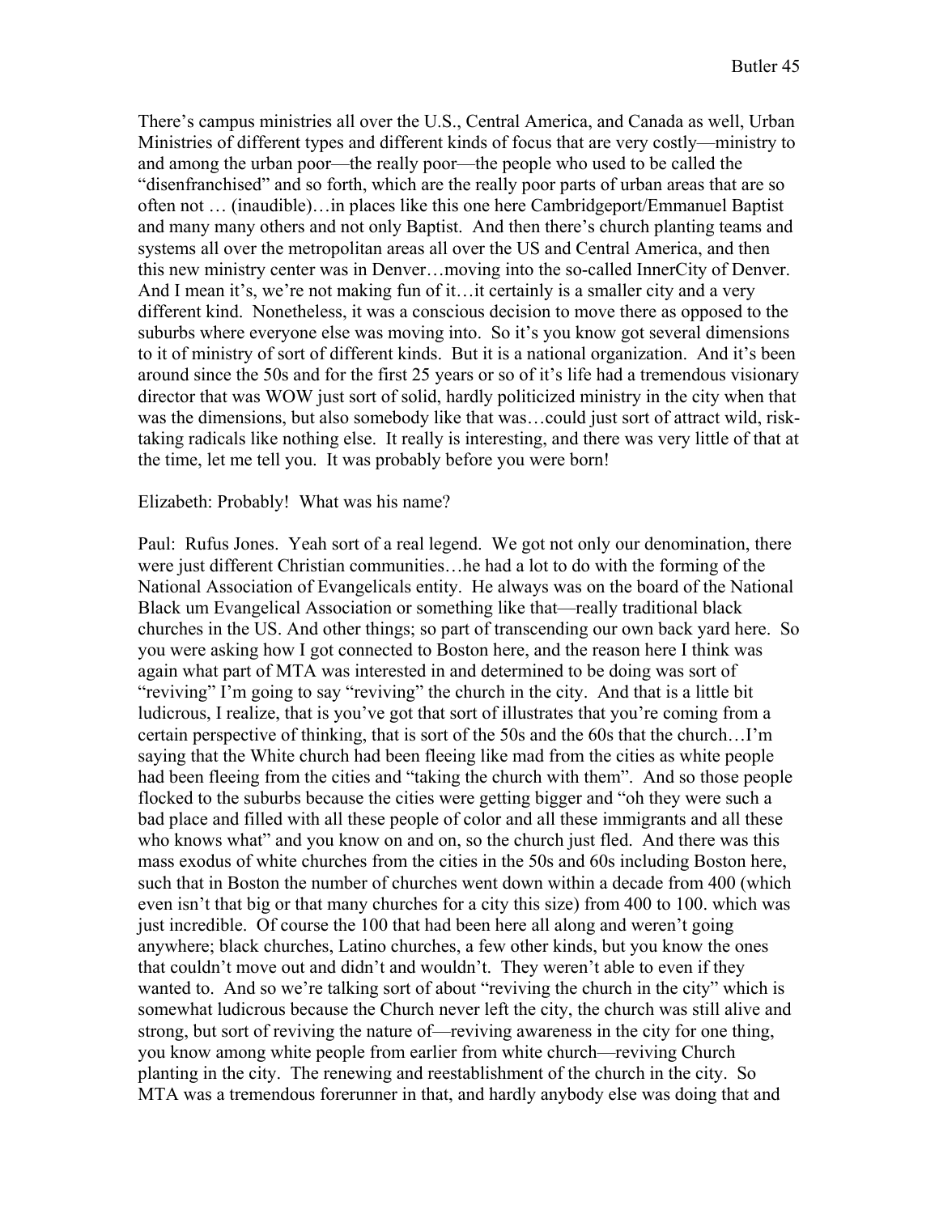There's campus ministries all over the U.S., Central America, and Canada as well, Urban Ministries of different types and different kinds of focus that are very costly—ministry to and among the urban poor—the really poor—the people who used to be called the "disenfranchised" and so forth, which are the really poor parts of urban areas that are so often not … (inaudible)…in places like this one here Cambridgeport/Emmanuel Baptist and many many others and not only Baptist. And then there's church planting teams and systems all over the metropolitan areas all over the US and Central America, and then this new ministry center was in Denver…moving into the so-called InnerCity of Denver. And I mean it's, we're not making fun of it…it certainly is a smaller city and a very different kind. Nonetheless, it was a conscious decision to move there as opposed to the suburbs where everyone else was moving into. So it's you know got several dimensions to it of ministry of sort of different kinds. But it is a national organization. And it's been around since the 50s and for the first 25 years or so of it's life had a tremendous visionary director that was WOW just sort of solid, hardly politicized ministry in the city when that was the dimensions, but also somebody like that was…could just sort of attract wild, risk-taking radicals like nothing else. It really is interesting, and there was very little of that at the time, let me tell you. It was probably before you were born!

Elizabeth: Probably! What was his name?

Paul: Rufus Jones. Yeah sort of a real legend. We got not only our denomination, there were just different Christian communities…he had a lot to do with the forming of the National Association of Evangelicals entity. He always was on the board of the National Black um Evangelical Association or something like that—really traditional black churches in the US. And other things; so part of transcending our own back yard here. So you were asking how I got connected to Boston here, and the reason here I think was again what part of MTA was interested in and determined to be doing was sort of "reviving" I'm going to say "reviving" the church in the city. And that is a little bit ludicrous, I realize, that is you've got that sort of illustrates that you're coming from a certain perspective of thinking, that is sort of the 50s and the 60s that the church…I'm saying that the White church had been fleeing like mad from the cities as white people had been fleeing from the cities and "taking the church with them". And so those people flocked to the suburbs because the cities were getting bigger and "oh they were such a bad place and filled with all these people of color and all these immigrants and all these who knows what" and you know on and on, so the church just fled. And there was this mass exodus of white churches from the cities in the 50s and 60s including Boston here, such that in Boston the number of churches went down within a decade from 400 (which even isn't that big or that many churches for a city this size) from 400 to 100. which was just incredible. Of course the 100 that had been here all along and weren't going anywhere; black churches, Latino churches, a few other kinds, but you know the ones that couldn't move out and didn't and wouldn't. They weren't able to even if they wanted to. And so we're talking sort of about "reviving the church in the city" which is somewhat ludicrous because the Church never left the city, the church was still alive and strong, but sort of reviving the nature of—reviving awareness in the city for one thing, you know among white people from earlier from white church—reviving Church planting in the city. The renewing and reestablishment of the church in the city. So MTA was a tremendous forerunner in that, and hardly anybody else was doing that and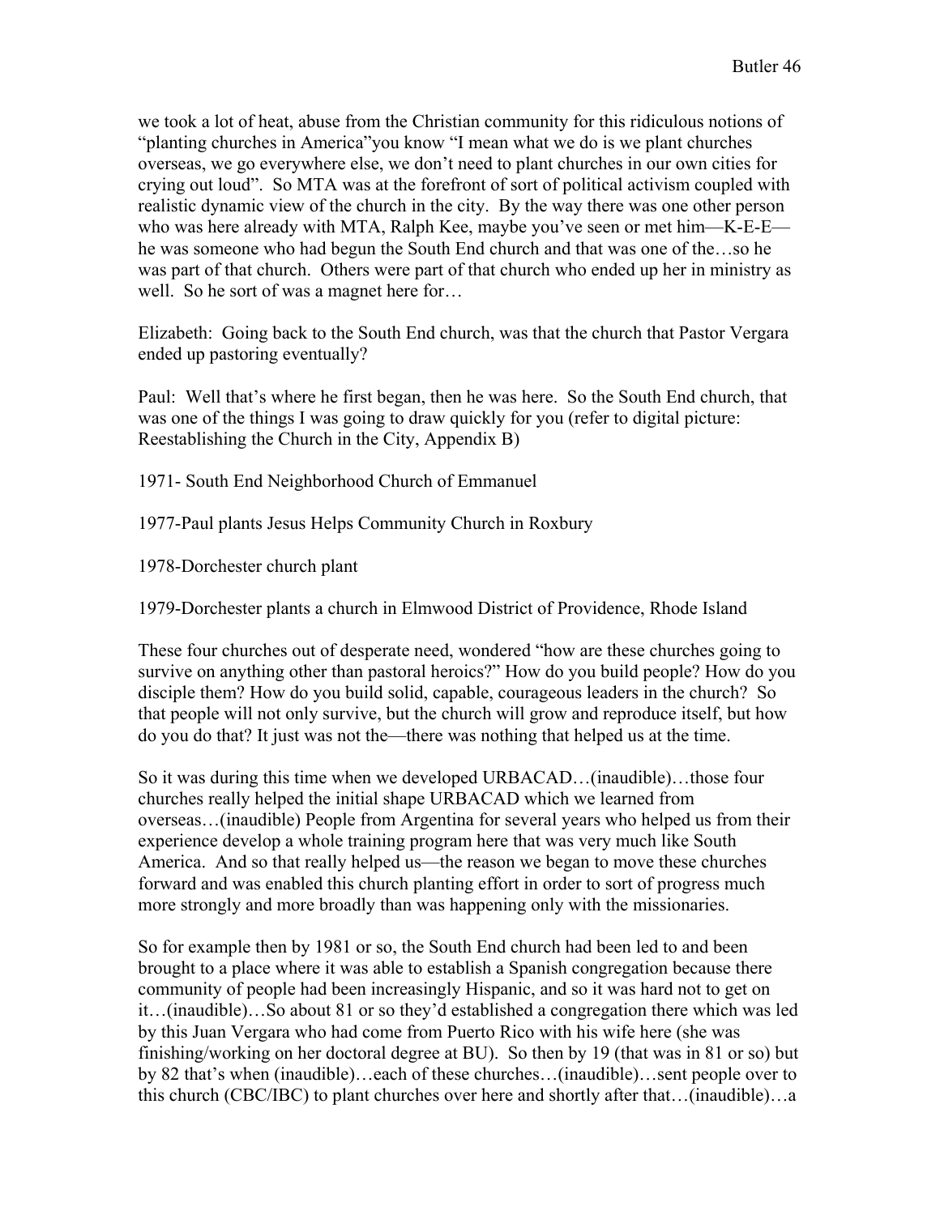we took a lot of heat, abuse from the Christian community for this ridiculous notions of "planting churches in America"you know "I mean what we do is we plant churches overseas, we go everywhere else, we don't need to plant churches in our own cities for crying out loud". So MTA was at the forefront of sort of political activism coupled with realistic dynamic view of the church in the city. By the way there was one other person who was here already with MTA, Ralph Kee, maybe you've seen or met him—K-E-E—he was someone who had begun the South End church and that was one of the…so he was part of that church. Others were part of that church who ended up her in ministry as well. So he sort of was a magnet here for…

Elizabeth: Going back to the South End church, was that the church that Pastor Vergara ended up pastoring eventually?

Paul: Well that's where he first began, then he was here. So the South End church, that was one of the things I was going to draw quickly for you (refer to digital picture: Reestablishing the Church in the City, Appendix B)

1971- South End Neighborhood Church of Emmanuel

1977-Paul plants Jesus Helps Community Church in Roxbury

1978-Dorchester church plant

1979-Dorchester plants a church in Elmwood District of Providence, Rhode Island

These four churches out of desperate need, wondered "how are these churches going to survive on anything other than pastoral heroics?" How do you build people? How do you disciple them? How do you build solid, capable, courageous leaders in the church? So that people will not only survive, but the church will grow and reproduce itself, but how do you do that? It just was not the—there was nothing that helped us at the time.

So it was during this time when we developed URBACAD…(inaudible)…those four churches really helped the initial shape URBACAD which we learned from overseas…(inaudible) People from Argentina for several years who helped us from their experience develop a whole training program here that was very much like South America. And so that really helped us—the reason we began to move these churches forward and was enabled this church planting effort in order to sort of progress much more strongly and more broadly than was happening only with the missionaries.

So for example then by 1981 or so, the South End church had been led to and been brought to a place where it was able to establish a Spanish congregation because there community of people had been increasingly Hispanic, and so it was hard not to get on it…(inaudible)…So about 81 or so they'd established a congregation there which was led by this Juan Vergara who had come from Puerto Rico with his wife here (she was finishing/working on her doctoral degree at BU). So then by 19 (that was in 81 or so) but by 82 that's when (inaudible)…each of these churches…(inaudible)…sent people over to this church (CBC/IBC) to plant churches over here and shortly after that…(inaudible)…a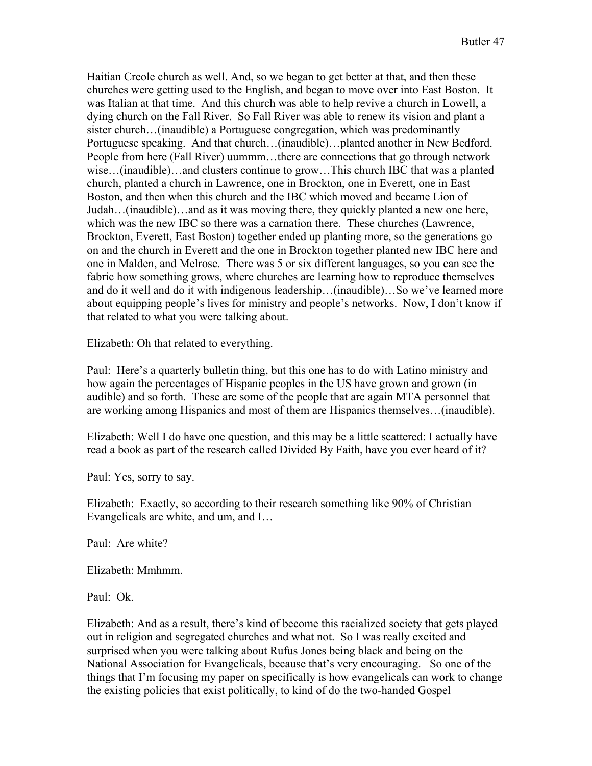Haitian Creole church as well. And, so we began to get better at that, and then these churches were getting used to the English, and began to move over into East Boston. It was Italian at that time. And this church was able to help revive a church in Lowell, a dying church on the Fall River. So Fall River was able to renew its vision and plant a sister church…(inaudible) a Portuguese congregation, which was predominantly Portuguese speaking. And that church…(inaudible)…planted another in New Bedford. People from here (Fall River) uummm…there are connections that go through network wise…(inaudible)…and clusters continue to grow…This church IBC that was a planted church, planted a church in Lawrence, one in Brockton, one in Everett, one in East Boston, and then when this church and the IBC which moved and became Lion of Judah…(inaudible)…and as it was moving there, they quickly planted a new one here, which was the new IBC so there was a carnation there. These churches (Lawrence, Brockton, Everett, East Boston) together ended up planting more, so the generations go on and the church in Everett and the one in Brockton together planted new IBC here and one in Malden, and Melrose. There was 5 or six different languages, so you can see the fabric how something grows, where churches are learning how to reproduce themselves and do it well and do it with indigenous leadership…(inaudible)…So we've learned more about equipping people's lives for ministry and people's networks. Now, I don't know if that related to what you were talking about.

Elizabeth: Oh that related to everything.

Paul: Here's a quarterly bulletin thing, but this one has to do with Latino ministry and how again the percentages of Hispanic peoples in the US have grown and grown (in audible) and so forth. These are some of the people that are again MTA personnel that are working among Hispanics and most of them are Hispanics themselves…(inaudible).

Elizabeth: Well I do have one question, and this may be a little scattered: I actually have read a book as part of the research called Divided By Faith, have you ever heard of it?

Paul: Yes, sorry to say.

Elizabeth: Exactly, so according to their research something like 90% of Christian Evangelicals are white, and um, and I…

Paul: Are white?

Elizabeth: Mmhmm.

Paul: Ok.

Elizabeth: And as a result, there's kind of become this racialized society that gets played out in religion and segregated churches and what not. So I was really excited and surprised when you were talking about Rufus Jones being black and being on the National Association for Evangelicals, because that's very encouraging. So one of the things that I'm focusing my paper on specifically is how evangelicals can work to change the existing policies that exist politically, to kind of do the two-handed Gospel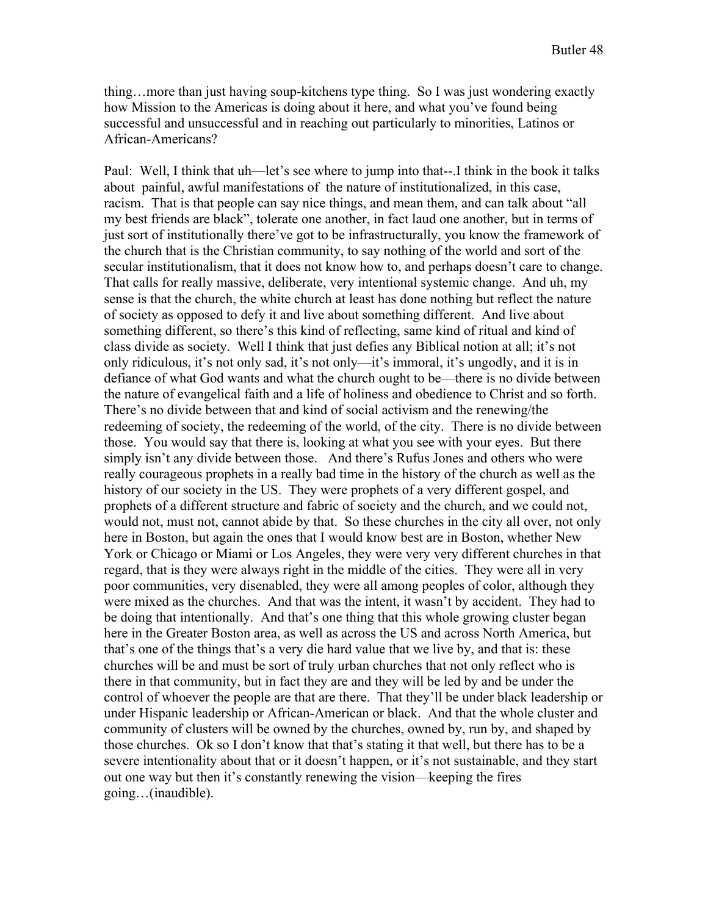thing…more than just having soup-kitchens type thing. So I was just wondering exactly how Mission to the Americas is doing about it here, and what you've found being successful and unsuccessful and in reaching out particularly to minorities, Latinos or African-Americans?

Paul: Well, I think that uh—let's see where to jump into that--.I think in the book it talks about painful, awful manifestations of the nature of institutionalized, in this case, racism. That is that people can say nice things, and mean them, and can talk about "all my best friends are black", tolerate one another, in fact laud one another, but in terms of just sort of institutionally there've got to be infrastructurally, you know the framework of the church that is the Christian community, to say nothing of the world and sort of the secular institutionalism, that it does not know how to, and perhaps doesn't care to change. That calls for really massive, deliberate, very intentional systemic change. And uh, my sense is that the church, the white church at least has done nothing but reflect the nature of society as opposed to defy it and live about something different. And live about something different, so there's this kind of reflecting, same kind of ritual and kind of class divide as society. Well I think that just defies any Biblical notion at all; it's not only ridiculous, it's not only sad, it's not only—it's immoral, it's ungodly, and it is in defiance of what God wants and what the church ought to be—there is no divide between the nature of evangelical faith and a life of holiness and obedience to Christ and so forth. There's no divide between that and kind of social activism and the renewing/the redeeming of society, the redeeming of the world, of the city. There is no divide between those. You would say that there is, looking at what you see with your eyes. But there simply isn't any divide between those. And there's Rufus Jones and others who were really courageous prophets in a really bad time in the history of the church as well as the history of our society in the US. They were prophets of a very different gospel, and prophets of a different structure and fabric of society and the church, and we could not, would not, must not, cannot abide by that. So these churches in the city all over, not only here in Boston, but again the ones that I would know best are in Boston, whether New York or Chicago or Miami or Los Angeles, they were very very different churches in that regard, that is they were always right in the middle of the cities. They were all in very poor communities, very disenabled, they were all among peoples of color, although they were mixed as the churches. And that was the intent, it wasn't by accident. They had to be doing that intentionally. And that's one thing that this whole growing cluster began here in the Greater Boston area, as well as across the US and across North America, but that's one of the things that's a very die hard value that we live by, and that is: these churches will be and must be sort of truly urban churches that not only reflect who is there in that community, but in fact they are and they will be led by and be under the control of whoever the people are that are there. That they'll be under black leadership or under Hispanic leadership or African-American or black. And that the whole cluster and community of clusters will be owned by the churches, owned by, run by, and shaped by those churches. Ok so I don't know that that's stating it that well, but there has to be a severe intentionality about that or it doesn't happen, or it's not sustainable, and they start out one way but then it's constantly renewing the vision—keeping the fires going…(inaudible).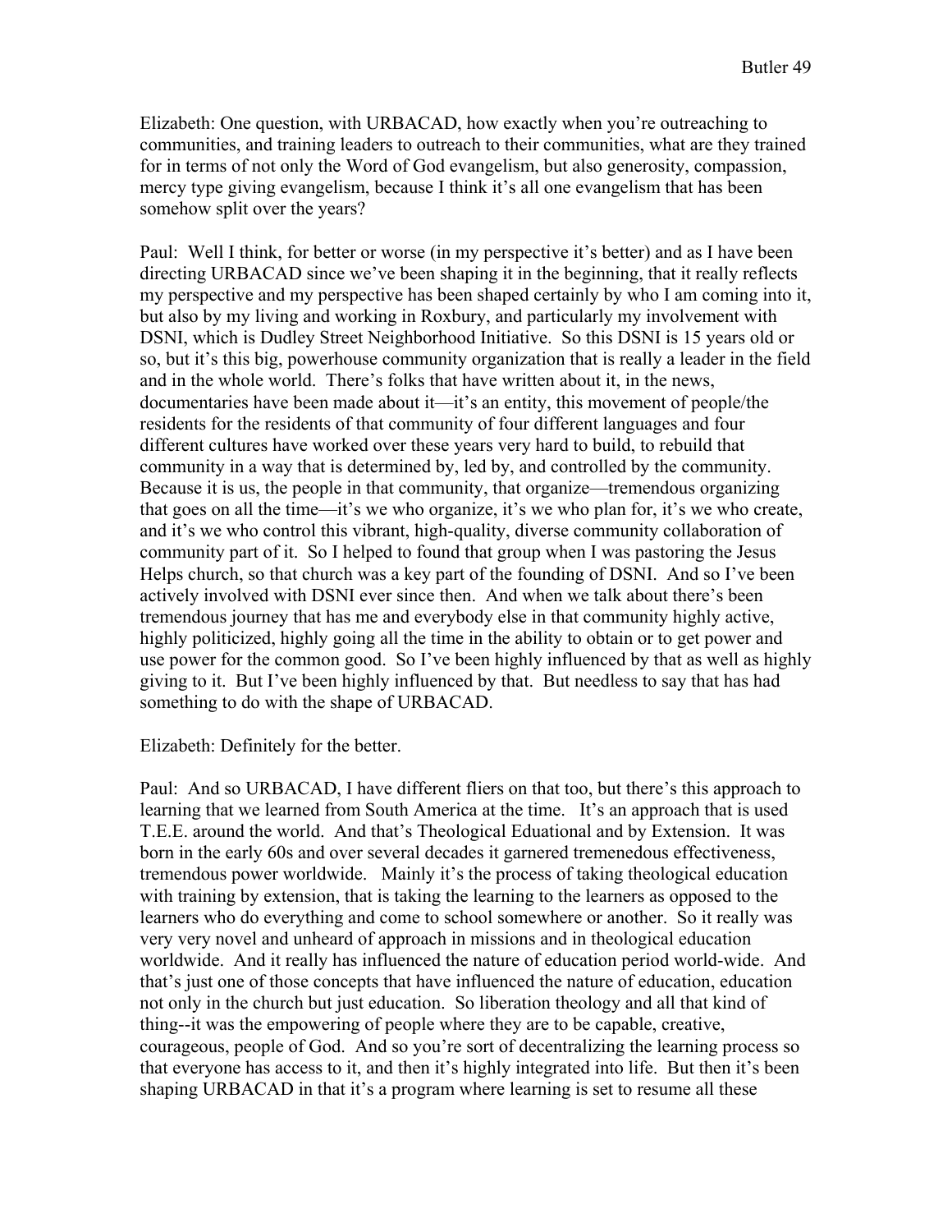Elizabeth: One question, with URBACAD, how exactly when you're outreaching to communities, and training leaders to outreach to their communities, what are they trained for in terms of not only the Word of God evangelism, but also generosity, compassion, mercy type giving evangelism, because I think it's all one evangelism that has been somehow split over the years?

Paul: Well I think, for better or worse (in my perspective it's better) and as I have been directing URBACAD since we've been shaping it in the beginning, that it really reflects my perspective and my perspective has been shaped certainly by who I am coming into it, but also by my living and working in Roxbury, and particularly my involvement with DSNI, which is Dudley Street Neighborhood Initiative. So this DSNI is 15 years old or so, but it's this big, powerhouse community organization that is really a leader in the field and in the whole world. There's folks that have written about it, in the news, documentaries have been made about it—it's an entity, this movement of people/the residents for the residents of that community of four different languages and four different cultures have worked over these years very hard to build, to rebuild that community in a way that is determined by, led by, and controlled by the community. Because it is us, the people in that community, that organize—tremendous organizing that goes on all the time—it's we who organize, it's we who plan for, it's we who create, and it's we who control this vibrant, high-quality, diverse community collaboration of community part of it. So I helped to found that group when I was pastoring the Jesus Helps church, so that church was a key part of the founding of DSNI. And so I've been actively involved with DSNI ever since then. And when we talk about there's been tremendous journey that has me and everybody else in that community highly active, highly politicized, highly going all the time in the ability to obtain or to get power and use power for the common good. So I've been highly influenced by that as well as highly giving to it. But I've been highly influenced by that. But needless to say that has had something to do with the shape of URBACAD.

Elizabeth: Definitely for the better.

Paul: And so URBACAD, I have different fliers on that too, but there's this approach to learning that we learned from South America at the time. It's an approach that is used T.E.E. around the world. And that's Theological Eduational and by Extension. It was born in the early 60s and over several decades it garnered tremenedous effectiveness, tremendous power worldwide. Mainly it's the process of taking theological education with training by extension, that is taking the learning to the learners as opposed to the learners who do everything and come to school somewhere or another. So it really was very very novel and unheard of approach in missions and in theological education worldwide. And it really has influenced the nature of education period world-wide. And that's just one of those concepts that have influenced the nature of education, education not only in the church but just education. So liberation theology and all that kind of thing--it was the empowering of people where they are to be capable, creative, courageous, people of God. And so you're sort of decentralizing the learning process so that everyone has access to it, and then it's highly integrated into life. But then it's been shaping URBACAD in that it's a program where learning is set to resume all these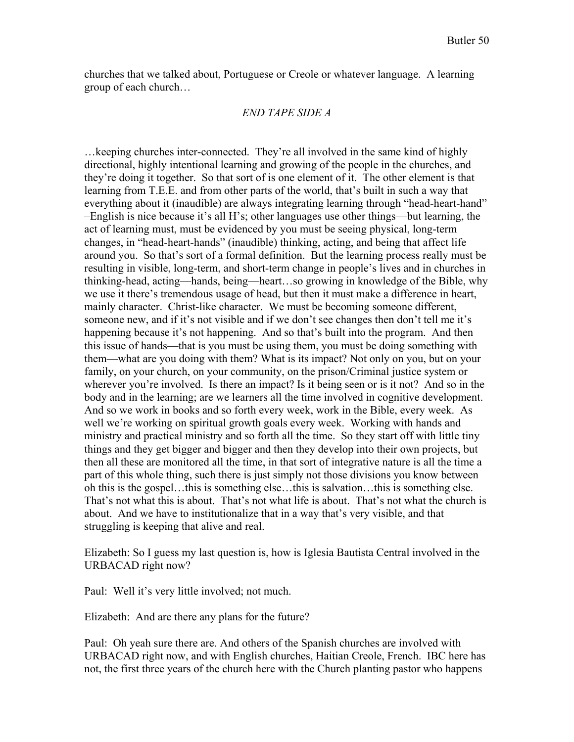churches that we talked about, Portuguese or Creole or whatever language. A learning group of each church…

*END TAPE SIDE A*

…keeping churches inter-connected. They're all involved in the same kind of highly directional, highly intentional learning and growing of the people in the churches, and they're doing it together. So that sort of is one element of it. The other element is that learning from T.E.E. and from other parts of the world, that's built in such a way that everything about it (inaudible) are always integrating learning through "head-heart-hand" –English is nice because it's all H's; other languages use other things—but learning, the act of learning must, must be evidenced by you must be seeing physical, long-term changes, in "head-heart-hands" (inaudible) thinking, acting, and being that affect life around you. So that's sort of a formal definition. But the learning process really must be resulting in visible, long-term, and short-term change in people's lives and in churches in thinking-head, acting—hands, being—heart…so growing in knowledge of the Bible, why we use it there's tremendous usage of head, but then it must make a difference in heart, mainly character. Christ-like character. We must be becoming someone different, someone new, and if it's not visible and if we don't see changes then don't tell me it's happening because it's not happening. And so that's built into the program. And then this issue of hands—that is you must be using them, you must be doing something with them—what are you doing with them? What is its impact? Not only on you, but on your family, on your church, on your community, on the prison/Criminal justice system or wherever you're involved. Is there an impact? Is it being seen or is it not? And so in the body and in the learning; are we learners all the time involved in cognitive development. And so we work in books and so forth every week, work in the Bible, every week. As well we're working on spiritual growth goals every week. Working with hands and ministry and practical ministry and so forth all the time. So they start off with little tiny things and they get bigger and bigger and then they develop into their own projects, but then all these are monitored all the time, in that sort of integrative nature is all the time a part of this whole thing, such there is just simply not those divisions you know between oh this is the gospel…this is something else…this is salvation…this is something else. That's not what this is about. That's not what life is about. That's not what the church is about. And we have to institutionalize that in a way that's very visible, and that struggling is keeping that alive and real.

Elizabeth: So I guess my last question is, how is Iglesia Bautista Central involved in the URBACAD right now?

Paul: Well it's very little involved; not much.

Elizabeth: And are there any plans for the future?

Paul: Oh yeah sure there are. And others of the Spanish churches are involved with URBACAD right now, and with English churches, Haitian Creole, French. IBC here has not, the first three years of the church here with the Church planting pastor who happens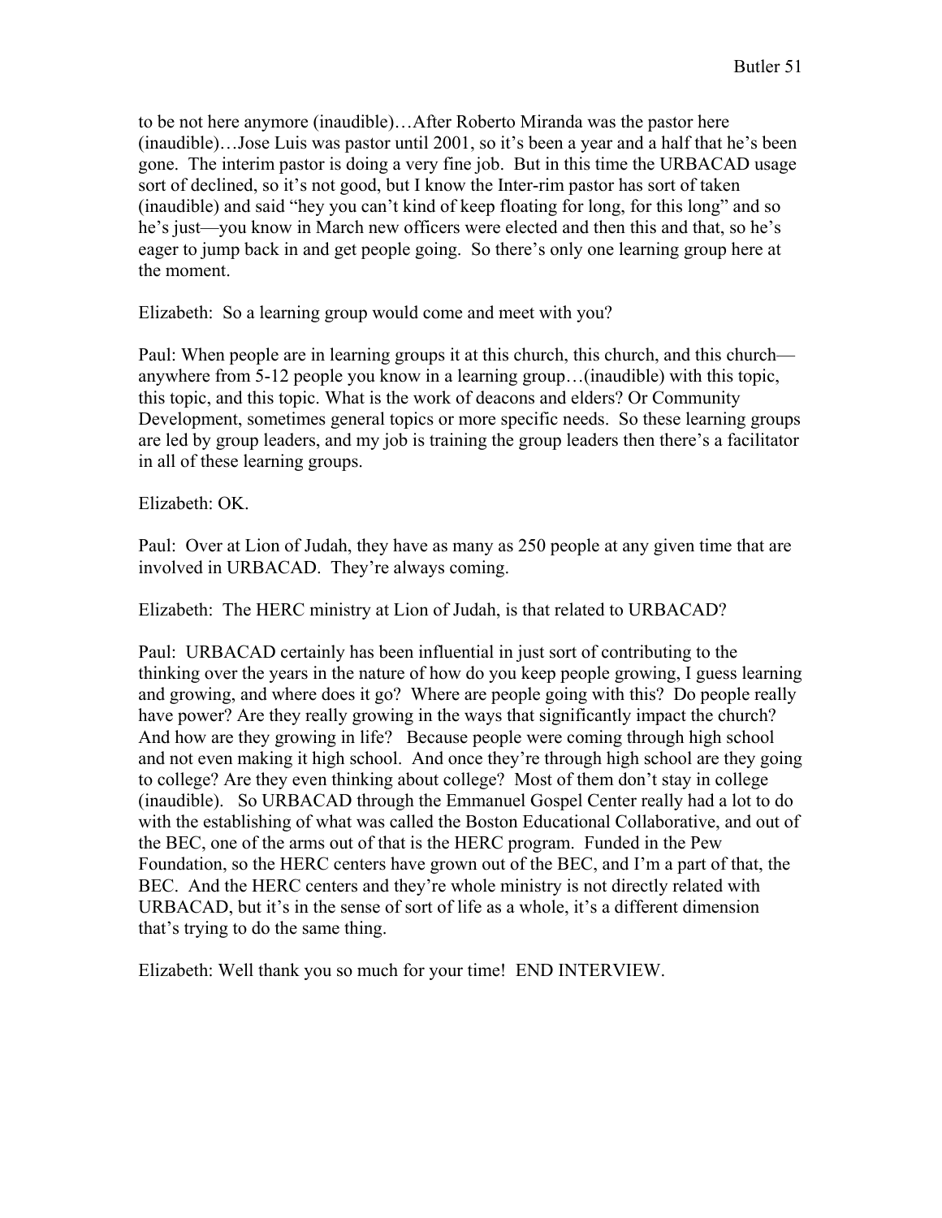to be not here anymore (inaudible)…After Roberto Miranda was the pastor here (inaudible)…Jose Luis was pastor until 2001, so it's been a year and a half that he's been gone. The interim pastor is doing a very fine job. But in this time the URBACAD usage sort of declined, so it's not good, but I know the Inter-rim pastor has sort of taken (inaudible) and said "hey you can't kind of keep floating for long, for this long" and so he's just—you know in March new officers were elected and then this and that, so he's eager to jump back in and get people going. So there's only one learning group here at the moment.

Elizabeth: So a learning group would come and meet with you?

Paul: When people are in learning groups it at this church, this church, and this church—anywhere from 5-12 people you know in a learning group…(inaudible) with this topic, this topic, and this topic. What is the work of deacons and elders? Or Community Development, sometimes general topics or more specific needs. So these learning groups are led by group leaders, and my job is training the group leaders then there's a facilitator in all of these learning groups.

Elizabeth: OK.

Paul: Over at Lion of Judah, they have as many as 250 people at any given time that are involved in URBACAD. They're always coming.

Elizabeth: The HERC ministry at Lion of Judah, is that related to URBACAD?

Paul: URBACAD certainly has been influential in just sort of contributing to the thinking over the years in the nature of how do you keep people growing, I guess learning and growing, and where does it go? Where are people going with this? Do people really have power? Are they really growing in the ways that significantly impact the church? And how are they growing in life? Because people were coming through high school and not even making it high school. And once they're through high school are they going to college? Are they even thinking about college? Most of them don't stay in college (inaudible). So URBACAD through the Emmanuel Gospel Center really had a lot to do with the establishing of what was called the Boston Educational Collaborative, and out of the BEC, one of the arms out of that is the HERC program. Funded in the Pew Foundation, so the HERC centers have grown out of the BEC, and I'm a part of that, the BEC. And the HERC centers and they're whole ministry is not directly related with URBACAD, but it's in the sense of sort of life as a whole, it's a different dimension that's trying to do the same thing.

Elizabeth: Well thank you so much for your time! END INTERVIEW.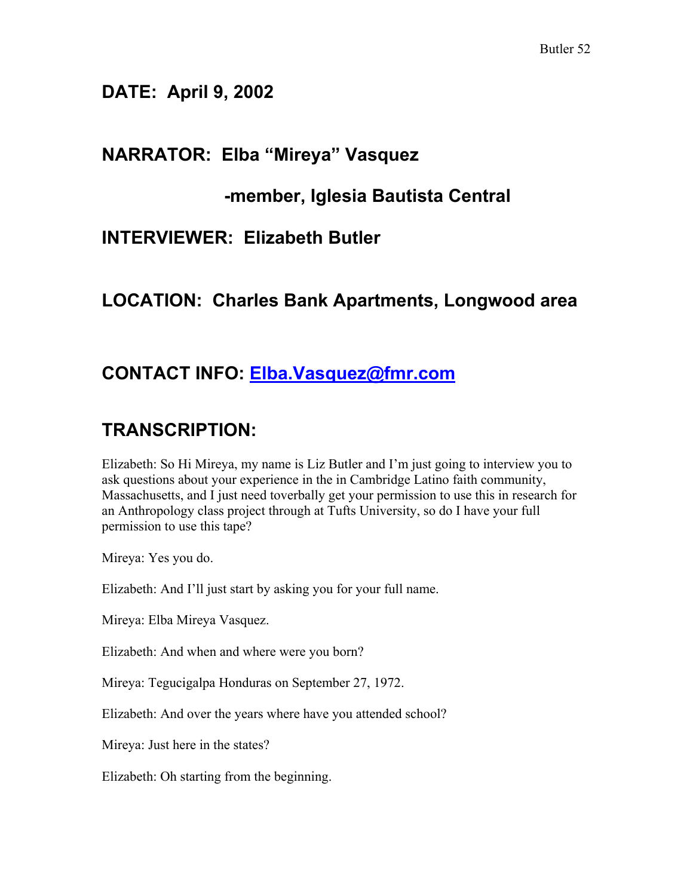## DATE: April 9, 2002

## NARRATOR: Elba "Mireya" Vasquez

## -member, Iglesia Bautista Central

## INTERVIEWER: Elizabeth Butler

## LOCATION: Charles Bank Apartments, Longwood area

## CONTACT INFO: Elba.Vasquez@fmr.com

## TRANSCRIPTION:

Elizabeth: So Hi Mireya, my name is Liz Butler and I'm just going to interview you to ask questions about your experience in the in Cambridge Latino faith community, Massachusetts, and I just need toverbally get your permission to use this in research for an Anthropology class project through at Tufts University, so do I have your full permission to use this tape?

Mireya: Yes you do.

Elizabeth: And I'll just start by asking you for your full name.

Mireya: Elba Mireya Vasquez.

Elizabeth: And when and where were you born?

Mireya: Tegucigalpa Honduras on September 27, 1972.

Elizabeth: And over the years where have you attended school?

Mireya: Just here in the states?

Elizabeth: Oh starting from the beginning.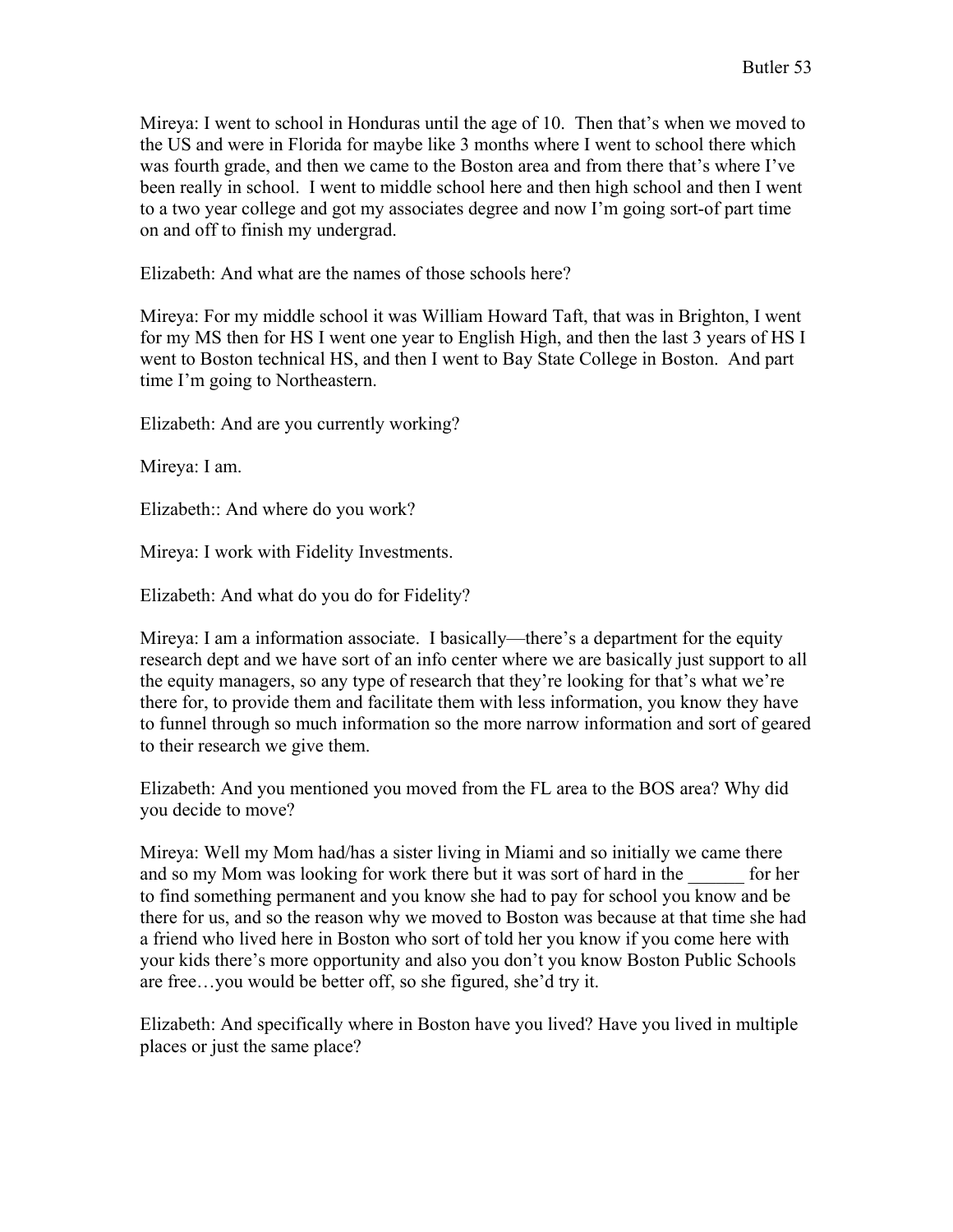Mireya: I went to school in Honduras until the age of 10. Then that's when we moved to the US and were in Florida for maybe like 3 months where I went to school there which was fourth grade, and then we came to the Boston area and from there that's where I've been really in school. I went to middle school here and then high school and then I went to a two year college and got my associates degree and now I'm going sort-of part time on and off to finish my undergrad.

Elizabeth: And what are the names of those schools here?

Mireya: For my middle school it was William Howard Taft, that was in Brighton, I went for my MS then for HS I went one year to English High, and then the last 3 years of HS I went to Boston technical HS, and then I went to Bay State College in Boston. And part time I'm going to Northeastern.

Elizabeth: And are you currently working?

Mireya: I am.

Elizabeth:: And where do you work?

Mireya: I work with Fidelity Investments.

Elizabeth: And what do you do for Fidelity?

Mireya: I am a information associate. I basically—there's a department for the equity research dept and we have sort of an info center where we are basically just support to all the equity managers, so any type of research that they're looking for that's what we're there for, to provide them and facilitate them with less information, you know they have to funnel through so much information so the more narrow information and sort of geared to their research we give them.

Elizabeth: And you mentioned you moved from the FL area to the BOS area? Why did you decide to move?

Mireya: Well my Mom had/has a sister living in Miami and so initially we came there and so my Mom was looking for work there but it was sort of hard in the ______ for her to find something permanent and you know she had to pay for school you know and be there for us, and so the reason why we moved to Boston was because at that time she had a friend who lived here in Boston who sort of told her you know if you come here with your kids there's more opportunity and also you don't you know Boston Public Schools are free…you would be better off, so she figured, she'd try it.

Elizabeth: And specifically where in Boston have you lived? Have you lived in multiple places or just the same place?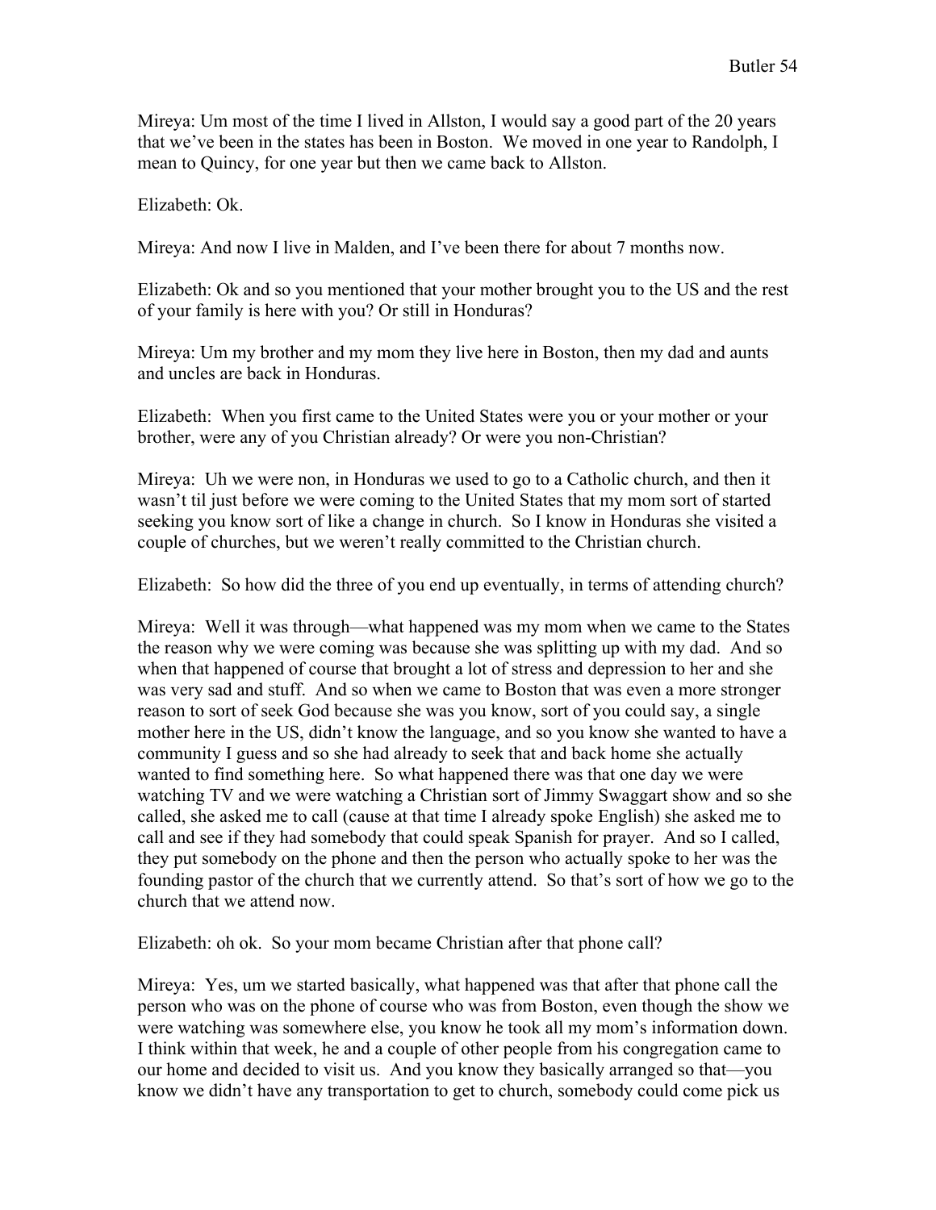Mireya: Um most of the time I lived in Allston, I would say a good part of the 20 years that we've been in the states has been in Boston. We moved in one year to Randolph, I mean to Quincy, for one year but then we came back to Allston.

Elizabeth: Ok.

Mireya: And now I live in Malden, and I've been there for about 7 months now.

Elizabeth: Ok and so you mentioned that your mother brought you to the US and the rest of your family is here with you? Or still in Honduras?

Mireya: Um my brother and my mom they live here in Boston, then my dad and aunts and uncles are back in Honduras.

Elizabeth: When you first came to the United States were you or your mother or your brother, were any of you Christian already? Or were you non-Christian?

Mireya: Uh we were non, in Honduras we used to go to a Catholic church, and then it wasn't til just before we were coming to the United States that my mom sort of started seeking you know sort of like a change in church. So I know in Honduras she visited a couple of churches, but we weren't really committed to the Christian church.

Elizabeth: So how did the three of you end up eventually, in terms of attending church?

Mireya: Well it was through—what happened was my mom when we came to the States the reason why we were coming was because she was splitting up with my dad. And so when that happened of course that brought a lot of stress and depression to her and she was very sad and stuff. And so when we came to Boston that was even a more stronger reason to sort of seek God because she was you know, sort of you could say, a single mother here in the US, didn't know the language, and so you know she wanted to have a community I guess and so she had already to seek that and back home she actually wanted to find something here. So what happened there was that one day we were watching TV and we were watching a Christian sort of Jimmy Swaggart show and so she called, she asked me to call (cause at that time I already spoke English) she asked me to call and see if they had somebody that could speak Spanish for prayer. And so I called, they put somebody on the phone and then the person who actually spoke to her was the founding pastor of the church that we currently attend. So that's sort of how we go to the church that we attend now.

Elizabeth: oh ok. So your mom became Christian after that phone call?

Mireya: Yes, um we started basically, what happened was that after that phone call the person who was on the phone of course who was from Boston, even though the show we were watching was somewhere else, you know he took all my mom's information down. I think within that week, he and a couple of other people from his congregation came to our home and decided to visit us. And you know they basically arranged so that—you know we didn't have any transportation to get to church, somebody could come pick us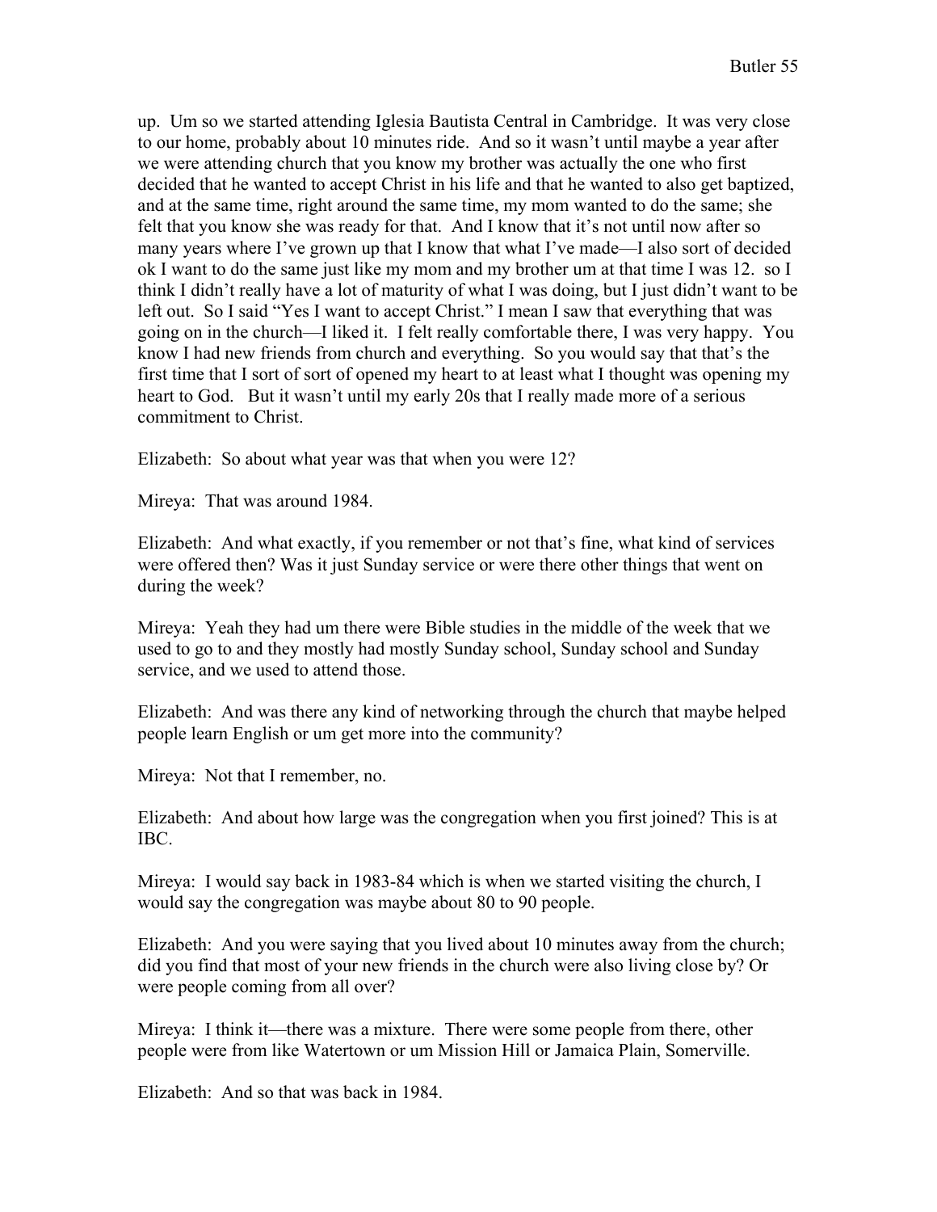up. Um so we started attending Iglesia Bautista Central in Cambridge. It was very close to our home, probably about 10 minutes ride. And so it wasn't until maybe a year after we were attending church that you know my brother was actually the one who first decided that he wanted to accept Christ in his life and that he wanted to also get baptized, and at the same time, right around the same time, my mom wanted to do the same; she felt that you know she was ready for that. And I know that it's not until now after so many years where I've grown up that I know that what I've made—I also sort of decided ok I want to do the same just like my mom and my brother um at that time I was 12. so I think I didn't really have a lot of maturity of what I was doing, but I just didn't want to be left out. So I said "Yes I want to accept Christ." I mean I saw that everything that was going on in the church—I liked it. I felt really comfortable there, I was very happy. You know I had new friends from church and everything. So you would say that that's the first time that I sort of sort of opened my heart to at least what I thought was opening my heart to God. But it wasn't until my early 20s that I really made more of a serious commitment to Christ.

Elizabeth: So about what year was that when you were 12?

Mireya: That was around 1984.

Elizabeth: And what exactly, if you remember or not that's fine, what kind of services were offered then? Was it just Sunday service or were there other things that went on during the week?

Mireya: Yeah they had um there were Bible studies in the middle of the week that we used to go to and they mostly had mostly Sunday school, Sunday school and Sunday service, and we used to attend those.

Elizabeth: And was there any kind of networking through the church that maybe helped people learn English or um get more into the community?

Mireya: Not that I remember, no.

Elizabeth: And about how large was the congregation when you first joined? This is at IBC.

Mireya: I would say back in 1983-84 which is when we started visiting the church, I would say the congregation was maybe about 80 to 90 people.

Elizabeth: And you were saying that you lived about 10 minutes away from the church; did you find that most of your new friends in the church were also living close by? Or were people coming from all over?

Mireya: I think it—there was a mixture. There were some people from there, other people were from like Watertown or um Mission Hill or Jamaica Plain, Somerville.

Elizabeth: And so that was back in 1984.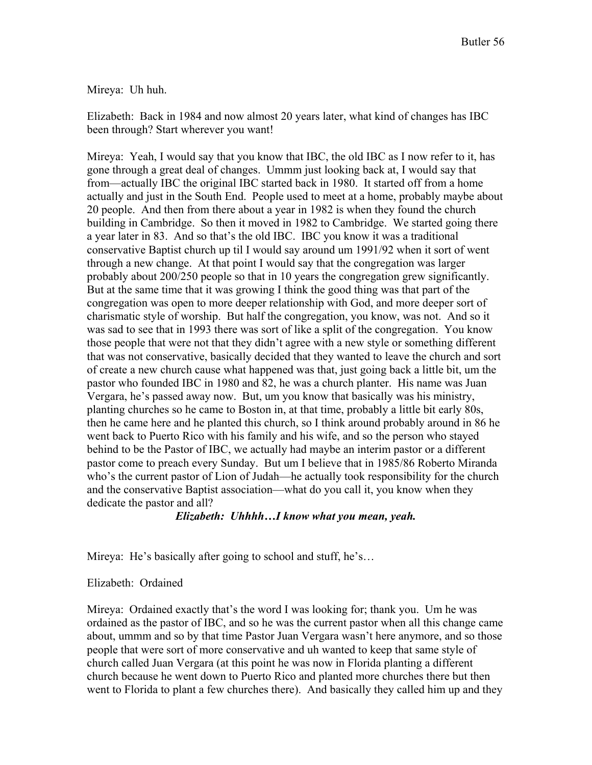Mireya: Uh huh.

Elizabeth: Back in 1984 and now almost 20 years later, what kind of changes has IBC been through? Start wherever you want!

Mireya: Yeah, I would say that you know that IBC, the old IBC as I now refer to it, has gone through a great deal of changes. Ummm just looking back at, I would say that from—actually IBC the original IBC started back in 1980. It started off from a home actually and just in the South End. People used to meet at a home, probably maybe about 20 people. And then from there about a year in 1982 is when they found the church building in Cambridge. So then it moved in 1982 to Cambridge. We started going there a year later in 83. And so that's the old IBC. IBC you know it was a traditional conservative Baptist church up til I would say around um 1991/92 when it sort of went through a new change. At that point I would say that the congregation was larger probably about 200/250 people so that in 10 years the congregation grew significantly. But at the same time that it was growing I think the good thing was that part of the congregation was open to more deeper relationship with God, and more deeper sort of charismatic style of worship. But half the congregation, you know, was not. And so it was sad to see that in 1993 there was sort of like a split of the congregation. You know those people that were not that they didn't agree with a new style or something different that was not conservative, basically decided that they wanted to leave the church and sort of create a new church cause what happened was that, just going back a little bit, um the pastor who founded IBC in 1980 and 82, he was a church planter. His name was Juan Vergara, he's passed away now. But, um you know that basically was his ministry, planting churches so he came to Boston in, at that time, probably a little bit early 80s, then he came here and he planted this church, so I think around probably around in 86 he went back to Puerto Rico with his family and his wife, and so the person who stayed behind to be the Pastor of IBC, we actually had maybe an interim pastor or a different pastor come to preach every Sunday. But um I believe that in 1985/86 Roberto Miranda who's the current pastor of Lion of Judah—he actually took responsibility for the church and the conservative Baptist association—what do you call it, you know when they dedicate the pastor and all?

***Elizabeth: Uhhhh…I know what you mean, yeah.***

Mireya: He's basically after going to school and stuff, he's…

Elizabeth: Ordained

Mireya: Ordained exactly that's the word I was looking for; thank you. Um he was ordained as the pastor of IBC, and so he was the current pastor when all this change came about, ummm and so by that time Pastor Juan Vergara wasn't here anymore, and so those people that were sort of more conservative and uh wanted to keep that same style of church called Juan Vergara (at this point he was now in Florida planting a different church because he went down to Puerto Rico and planted more churches there but then went to Florida to plant a few churches there). And basically they called him up and they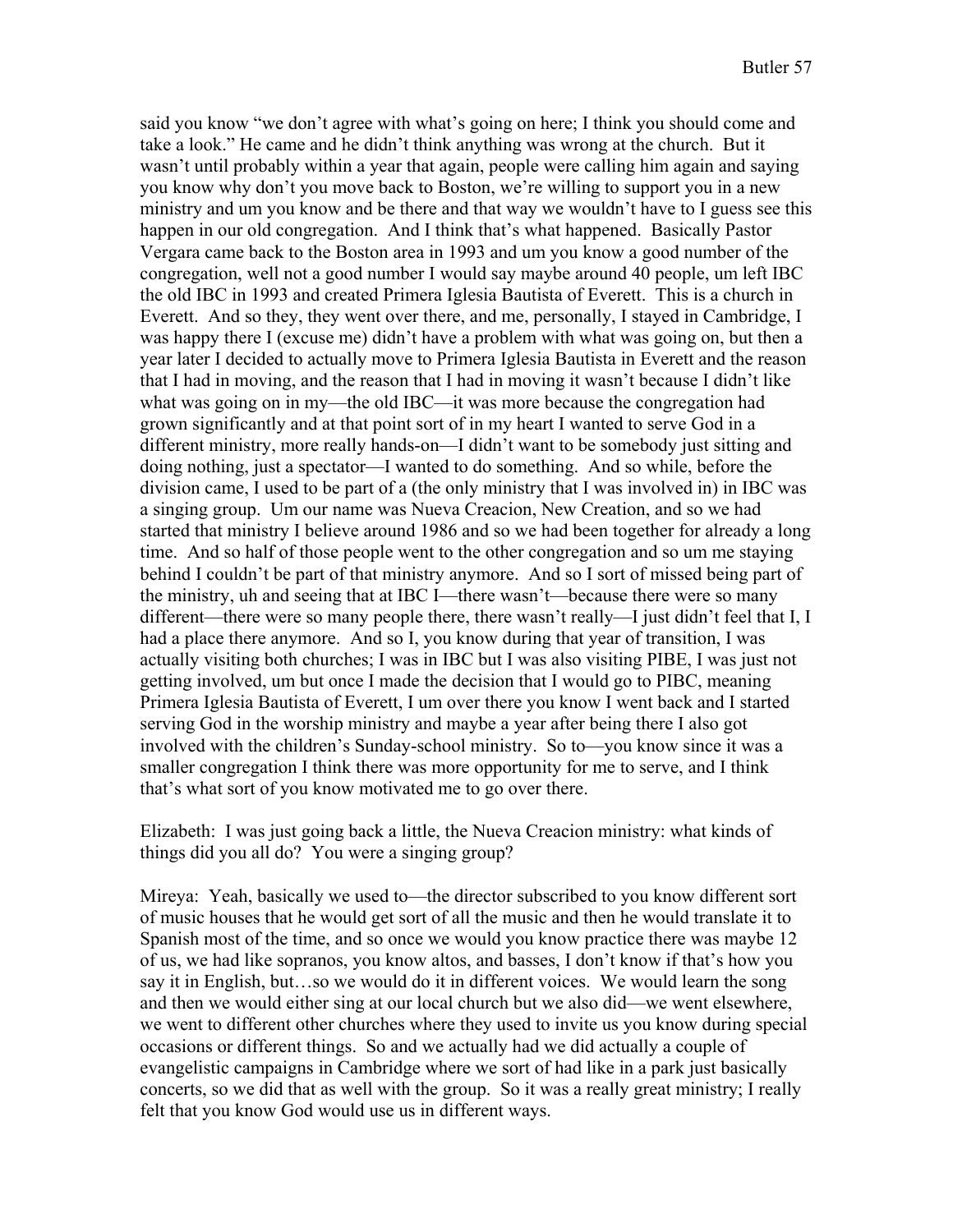said you know "we don't agree with what's going on here; I think you should come and take a look." He came and he didn't think anything was wrong at the church. But it wasn't until probably within a year that again, people were calling him again and saying you know why don't you move back to Boston, we're willing to support you in a new ministry and um you know and be there and that way we wouldn't have to I guess see this happen in our old congregation. And I think that's what happened. Basically Pastor Vergara came back to the Boston area in 1993 and um you know a good number of the congregation, well not a good number I would say maybe around 40 people, um left IBC the old IBC in 1993 and created Primera Iglesia Bautista of Everett. This is a church in Everett. And so they, they went over there, and me, personally, I stayed in Cambridge, I was happy there I (excuse me) didn't have a problem with what was going on, but then a year later I decided to actually move to Primera Iglesia Bautista in Everett and the reason that I had in moving, and the reason that I had in moving it wasn't because I didn't like what was going on in my—the old IBC—it was more because the congregation had grown significantly and at that point sort of in my heart I wanted to serve God in a different ministry, more really hands-on—I didn't want to be somebody just sitting and doing nothing, just a spectator—I wanted to do something. And so while, before the division came, I used to be part of a (the only ministry that I was involved in) in IBC was a singing group. Um our name was Nueva Creacion, New Creation, and so we had started that ministry I believe around 1986 and so we had been together for already a long time. And so half of those people went to the other congregation and so um me staying behind I couldn't be part of that ministry anymore. And so I sort of missed being part of the ministry, uh and seeing that at IBC I—there wasn't—because there were so many different—there were so many people there, there wasn't really—I just didn't feel that I, I had a place there anymore. And so I, you know during that year of transition, I was actually visiting both churches; I was in IBC but I was also visiting PIBE, I was just not getting involved, um but once I made the decision that I would go to PIBC, meaning Primera Iglesia Bautista of Everett, I um over there you know I went back and I started serving God in the worship ministry and maybe a year after being there I also got involved with the children's Sunday-school ministry. So to—you know since it was a smaller congregation I think there was more opportunity for me to serve, and I think that's what sort of you know motivated me to go over there.

Elizabeth: I was just going back a little, the Nueva Creacion ministry: what kinds of things did you all do? You were a singing group?

Mireya: Yeah, basically we used to—the director subscribed to you know different sort of music houses that he would get sort of all the music and then he would translate it to Spanish most of the time, and so once we would you know practice there was maybe 12 of us, we had like sopranos, you know altos, and basses, I don't know if that's how you say it in English, but…so we would do it in different voices. We would learn the song and then we would either sing at our local church but we also did—we went elsewhere, we went to different other churches where they used to invite us you know during special occasions or different things. So and we actually had we did actually a couple of evangelistic campaigns in Cambridge where we sort of had like in a park just basically concerts, so we did that as well with the group. So it was a really great ministry; I really felt that you know God would use us in different ways.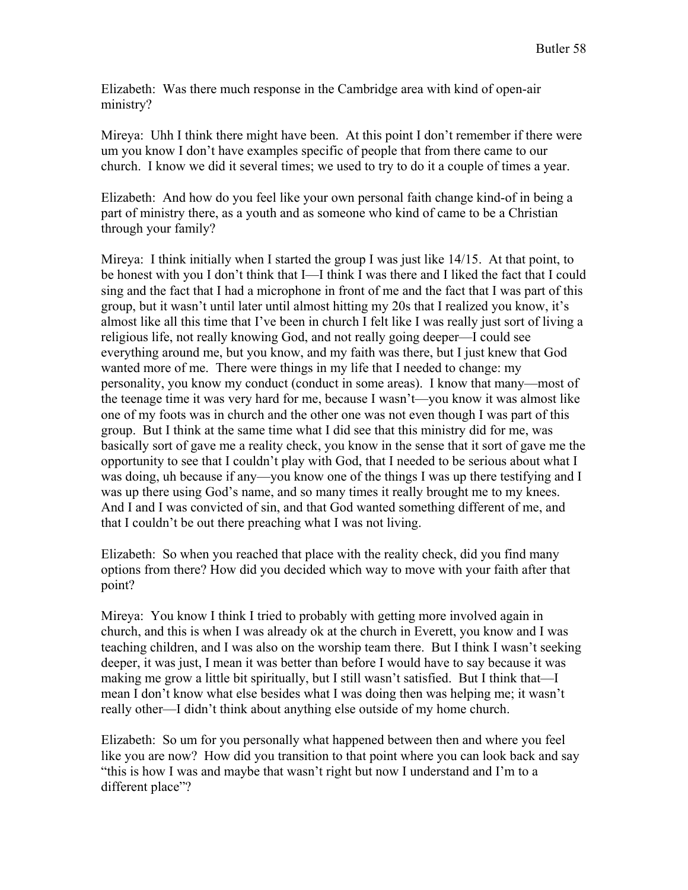Elizabeth: Was there much response in the Cambridge area with kind of open-air ministry?

Mireya: Uhh I think there might have been. At this point I don't remember if there were um you know I don't have examples specific of people that from there came to our church. I know we did it several times; we used to try to do it a couple of times a year.

Elizabeth: And how do you feel like your own personal faith change kind-of in being a part of ministry there, as a youth and as someone who kind of came to be a Christian through your family?

Mireya: I think initially when I started the group I was just like 14/15. At that point, to be honest with you I don't think that I—I think I was there and I liked the fact that I could sing and the fact that I had a microphone in front of me and the fact that I was part of this group, but it wasn't until later until almost hitting my 20s that I realized you know, it's almost like all this time that I've been in church I felt like I was really just sort of living a religious life, not really knowing God, and not really going deeper—I could see everything around me, but you know, and my faith was there, but I just knew that God wanted more of me. There were things in my life that I needed to change: my personality, you know my conduct (conduct in some areas). I know that many—most of the teenage time it was very hard for me, because I wasn't—you know it was almost like one of my foots was in church and the other one was not even though I was part of this group. But I think at the same time what I did see that this ministry did for me, was basically sort of gave me a reality check, you know in the sense that it sort of gave me the opportunity to see that I couldn't play with God, that I needed to be serious about what I was doing, uh because if any—you know one of the things I was up there testifying and I was up there using God's name, and so many times it really brought me to my knees. And I and I was convicted of sin, and that God wanted something different of me, and that I couldn't be out there preaching what I was not living.

Elizabeth: So when you reached that place with the reality check, did you find many options from there? How did you decided which way to move with your faith after that point?

Mireya: You know I think I tried to probably with getting more involved again in church, and this is when I was already ok at the church in Everett, you know and I was teaching children, and I was also on the worship team there. But I think I wasn't seeking deeper, it was just, I mean it was better than before I would have to say because it was making me grow a little bit spiritually, but I still wasn't satisfied. But I think that—I mean I don't know what else besides what I was doing then was helping me; it wasn't really other—I didn't think about anything else outside of my home church.

Elizabeth: So um for you personally what happened between then and where you feel like you are now? How did you transition to that point where you can look back and say "this is how I was and maybe that wasn't right but now I understand and I'm to a different place"?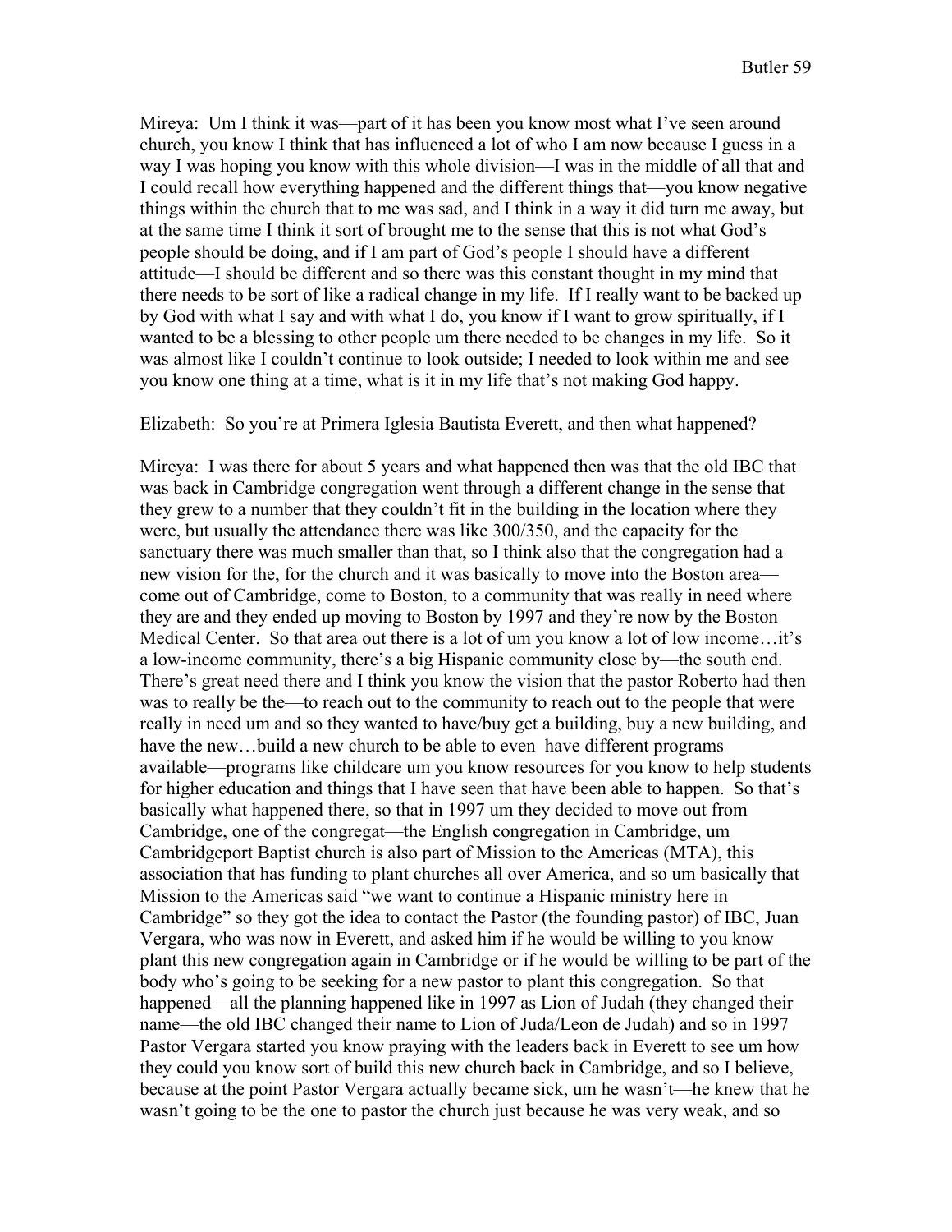Mireya: Um I think it was—part of it has been you know most what I've seen around church, you know I think that has influenced a lot of who I am now because I guess in a way I was hoping you know with this whole division—I was in the middle of all that and I could recall how everything happened and the different things that—you know negative things within the church that to me was sad, and I think in a way it did turn me away, but at the same time I think it sort of brought me to the sense that this is not what God's people should be doing, and if I am part of God's people I should have a different attitude—I should be different and so there was this constant thought in my mind that there needs to be sort of like a radical change in my life. If I really want to be backed up by God with what I say and with what I do, you know if I want to grow spiritually, if I wanted to be a blessing to other people um there needed to be changes in my life. So it was almost like I couldn't continue to look outside; I needed to look within me and see you know one thing at a time, what is it in my life that's not making God happy.

Elizabeth: So you're at Primera Iglesia Bautista Everett, and then what happened?

Mireya: I was there for about 5 years and what happened then was that the old IBC that was back in Cambridge congregation went through a different change in the sense that they grew to a number that they couldn't fit in the building in the location where they were, but usually the attendance there was like 300/350, and the capacity for the sanctuary there was much smaller than that, so I think also that the congregation had a new vision for the, for the church and it was basically to move into the Boston area—come out of Cambridge, come to Boston, to a community that was really in need where they are and they ended up moving to Boston by 1997 and they're now by the Boston Medical Center. So that area out there is a lot of um you know a lot of low income…it's a low-income community, there's a big Hispanic community close by—the south end. There's great need there and I think you know the vision that the pastor Roberto had then was to really be the—to reach out to the community to reach out to the people that were really in need um and so they wanted to have/buy get a building, buy a new building, and have the new…build a new church to be able to even have different programs available—programs like childcare um you know resources for you know to help students for higher education and things that I have seen that have been able to happen. So that's basically what happened there, so that in 1997 um they decided to move out from Cambridge, one of the congregat—the English congregation in Cambridge, um Cambridgeport Baptist church is also part of Mission to the Americas (MTA), this association that has funding to plant churches all over America, and so um basically that Mission to the Americas said "we want to continue a Hispanic ministry here in Cambridge" so they got the idea to contact the Pastor (the founding pastor) of IBC, Juan Vergara, who was now in Everett, and asked him if he would be willing to you know plant this new congregation again in Cambridge or if he would be willing to be part of the body who's going to be seeking for a new pastor to plant this congregation. So that happened—all the planning happened like in 1997 as Lion of Judah (they changed their name—the old IBC changed their name to Lion of Juda/Leon de Judah) and so in 1997 Pastor Vergara started you know praying with the leaders back in Everett to see um how they could you know sort of build this new church back in Cambridge, and so I believe, because at the point Pastor Vergara actually became sick, um he wasn't—he knew that he wasn't going to be the one to pastor the church just because he was very weak, and so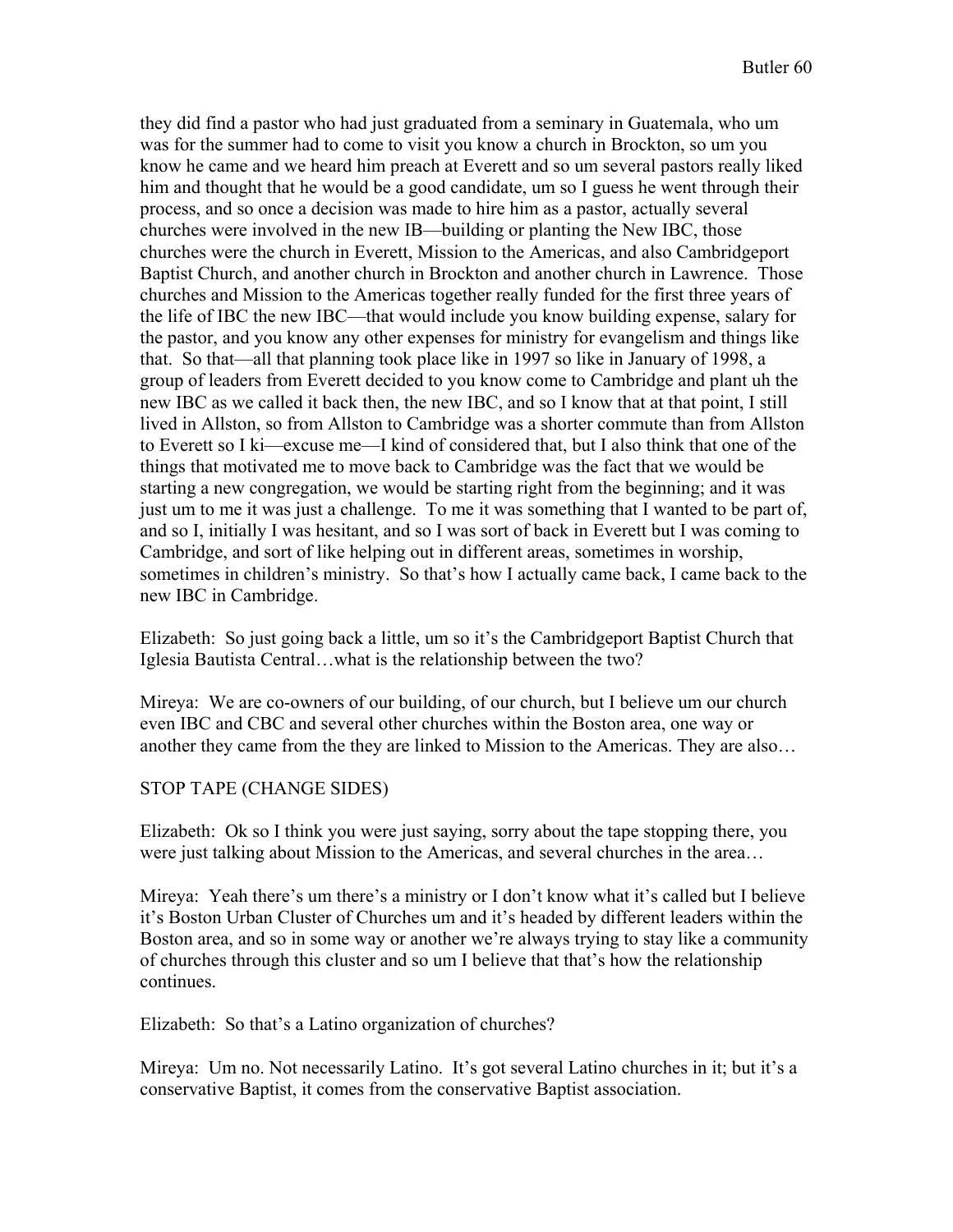they did find a pastor who had just graduated from a seminary in Guatemala, who um was for the summer had to come to visit you know a church in Brockton, so um you know he came and we heard him preach at Everett and so um several pastors really liked him and thought that he would be a good candidate, um so I guess he went through their process, and so once a decision was made to hire him as a pastor, actually several churches were involved in the new IB—building or planting the New IBC, those churches were the church in Everett, Mission to the Americas, and also Cambridgeport Baptist Church, and another church in Brockton and another church in Lawrence. Those churches and Mission to the Americas together really funded for the first three years of the life of IBC the new IBC—that would include you know building expense, salary for the pastor, and you know any other expenses for ministry for evangelism and things like that. So that—all that planning took place like in 1997 so like in January of 1998, a group of leaders from Everett decided to you know come to Cambridge and plant uh the new IBC as we called it back then, the new IBC, and so I know that at that point, I still lived in Allston, so from Allston to Cambridge was a shorter commute than from Allston to Everett so I ki—excuse me—I kind of considered that, but I also think that one of the things that motivated me to move back to Cambridge was the fact that we would be starting a new congregation, we would be starting right from the beginning; and it was just um to me it was just a challenge. To me it was something that I wanted to be part of, and so I, initially I was hesitant, and so I was sort of back in Everett but I was coming to Cambridge, and sort of like helping out in different areas, sometimes in worship, sometimes in children's ministry. So that's how I actually came back, I came back to the new IBC in Cambridge.

Elizabeth: So just going back a little, um so it's the Cambridgeport Baptist Church that Iglesia Bautista Central…what is the relationship between the two?

Mireya: We are co-owners of our building, of our church, but I believe um our church even IBC and CBC and several other churches within the Boston area, one way or another they came from the they are linked to Mission to the Americas. They are also…

STOP TAPE (CHANGE SIDES)

Elizabeth: Ok so I think you were just saying, sorry about the tape stopping there, you were just talking about Mission to the Americas, and several churches in the area…

Mireya: Yeah there's um there's a ministry or I don't know what it's called but I believe it's Boston Urban Cluster of Churches um and it's headed by different leaders within the Boston area, and so in some way or another we're always trying to stay like a community of churches through this cluster and so um I believe that that's how the relationship continues.

Elizabeth: So that's a Latino organization of churches?

Mireya: Um no. Not necessarily Latino. It's got several Latino churches in it; but it's a conservative Baptist, it comes from the conservative Baptist association.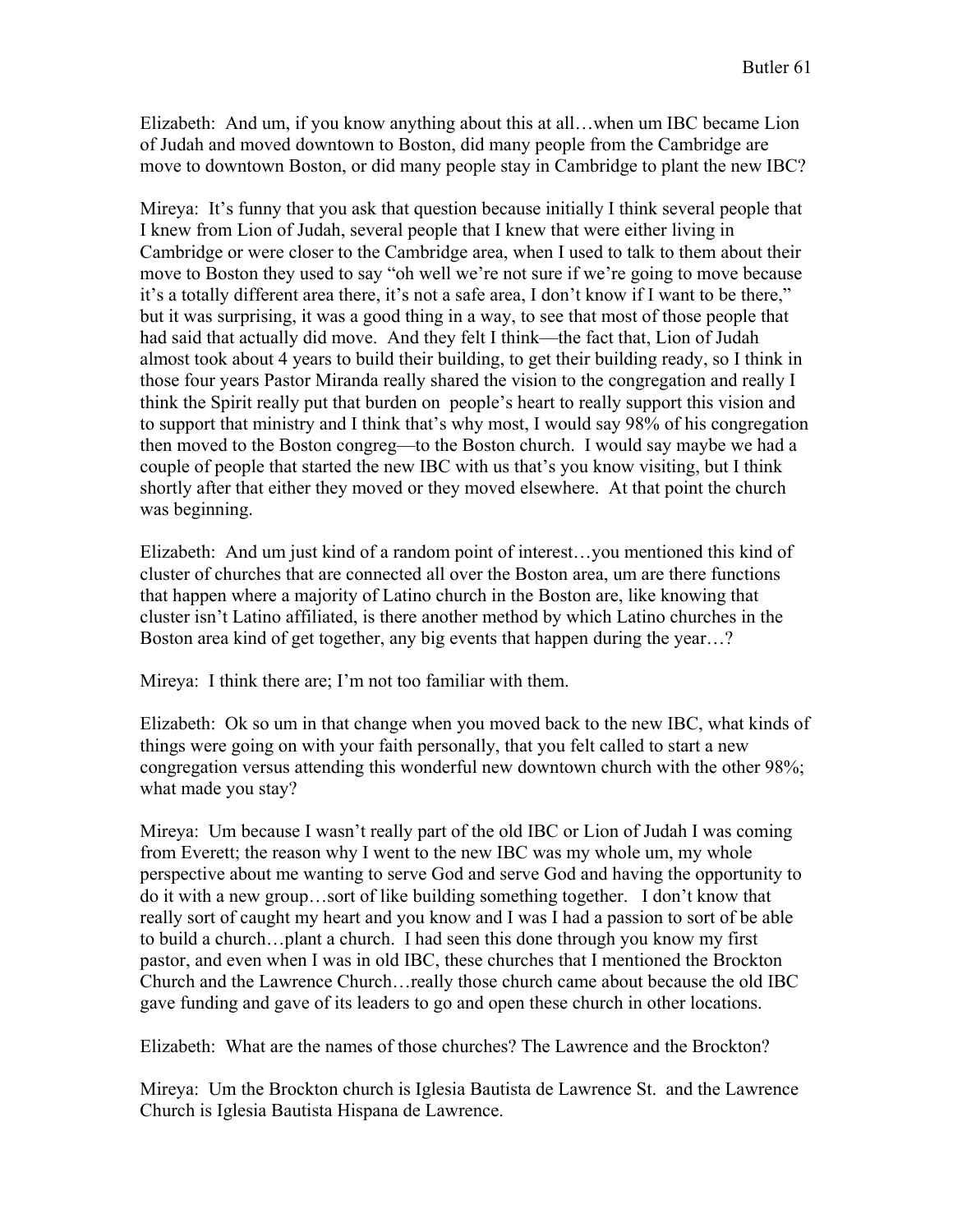Elizabeth: And um, if you know anything about this at all…when um IBC became Lion of Judah and moved downtown to Boston, did many people from the Cambridge are move to downtown Boston, or did many people stay in Cambridge to plant the new IBC?

Mireya: It's funny that you ask that question because initially I think several people that I knew from Lion of Judah, several people that I knew that were either living in Cambridge or were closer to the Cambridge area, when I used to talk to them about their move to Boston they used to say "oh well we're not sure if we're going to move because it's a totally different area there, it's not a safe area, I don't know if I want to be there," but it was surprising, it was a good thing in a way, to see that most of those people that had said that actually did move. And they felt I think—the fact that, Lion of Judah almost took about 4 years to build their building, to get their building ready, so I think in those four years Pastor Miranda really shared the vision to the congregation and really I think the Spirit really put that burden on people's heart to really support this vision and to support that ministry and I think that's why most, I would say 98% of his congregation then moved to the Boston congreg—to the Boston church. I would say maybe we had a couple of people that started the new IBC with us that's you know visiting, but I think shortly after that either they moved or they moved elsewhere. At that point the church was beginning.

Elizabeth: And um just kind of a random point of interest…you mentioned this kind of cluster of churches that are connected all over the Boston area, um are there functions that happen where a majority of Latino church in the Boston are, like knowing that cluster isn't Latino affiliated, is there another method by which Latino churches in the Boston area kind of get together, any big events that happen during the year…?

Mireya: I think there are; I'm not too familiar with them.

Elizabeth: Ok so um in that change when you moved back to the new IBC, what kinds of things were going on with your faith personally, that you felt called to start a new congregation versus attending this wonderful new downtown church with the other 98%; what made you stay?

Mireya: Um because I wasn't really part of the old IBC or Lion of Judah I was coming from Everett; the reason why I went to the new IBC was my whole um, my whole perspective about me wanting to serve God and serve God and having the opportunity to do it with a new group…sort of like building something together. I don't know that really sort of caught my heart and you know and I was I had a passion to sort of be able to build a church…plant a church. I had seen this done through you know my first pastor, and even when I was in old IBC, these churches that I mentioned the Brockton Church and the Lawrence Church…really those church came about because the old IBC gave funding and gave of its leaders to go and open these church in other locations.

Elizabeth: What are the names of those churches? The Lawrence and the Brockton?

Mireya: Um the Brockton church is Iglesia Bautista de Lawrence St. and the Lawrence Church is Iglesia Bautista Hispana de Lawrence.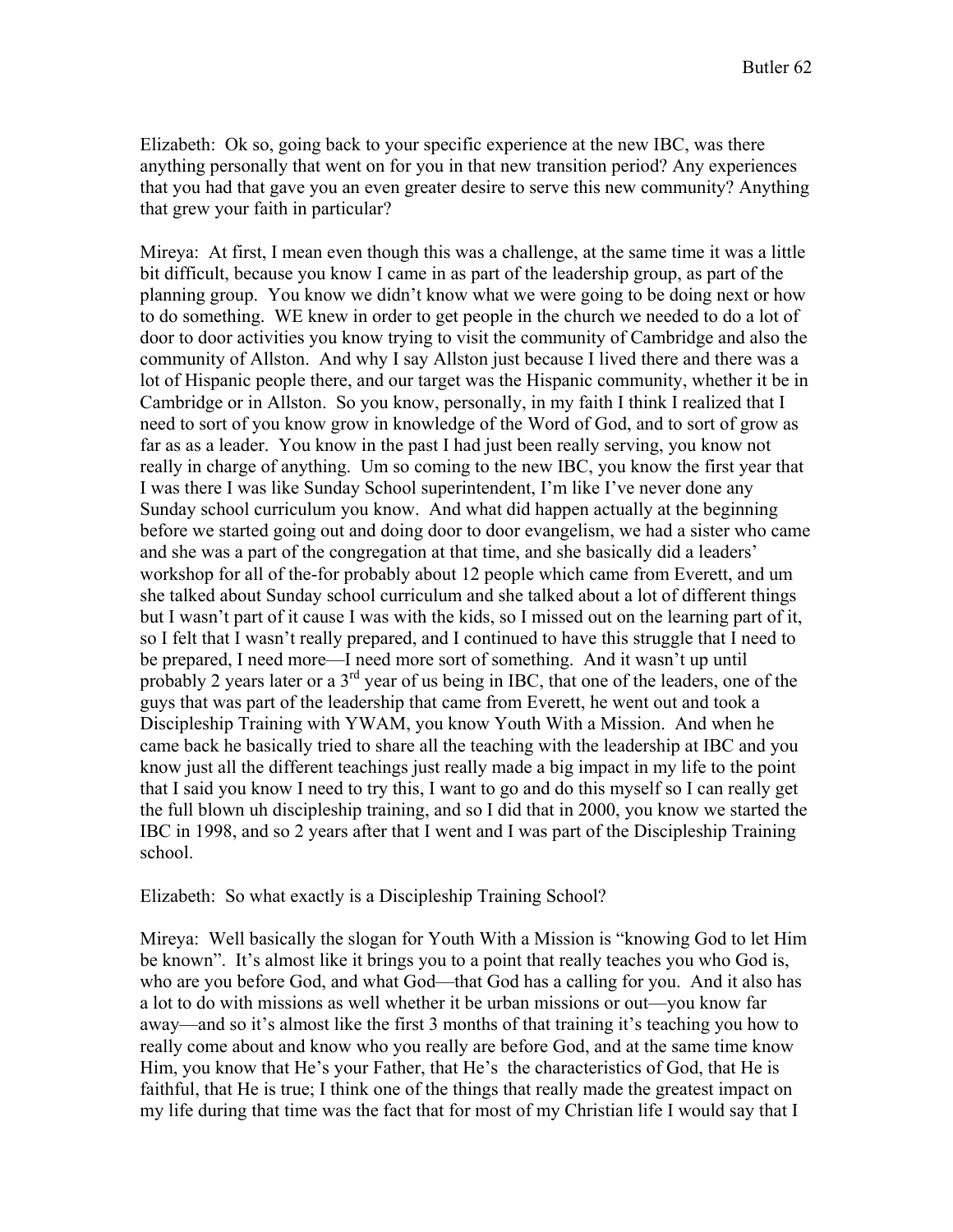Elizabeth: Ok so, going back to your specific experience at the new IBC, was there anything personally that went on for you in that new transition period? Any experiences that you had that gave you an even greater desire to serve this new community? Anything that grew your faith in particular?

Mireya: At first, I mean even though this was a challenge, at the same time it was a little bit difficult, because you know I came in as part of the leadership group, as part of the planning group. You know we didn't know what we were going to be doing next or how to do something. WE knew in order to get people in the church we needed to do a lot of door to door activities you know trying to visit the community of Cambridge and also the community of Allston. And why I say Allston just because I lived there and there was a lot of Hispanic people there, and our target was the Hispanic community, whether it be in Cambridge or in Allston. So you know, personally, in my faith I think I realized that I need to sort of you know grow in knowledge of the Word of God, and to sort of grow as far as as a leader. You know in the past I had just been really serving, you know not really in charge of anything. Um so coming to the new IBC, you know the first year that I was there I was like Sunday School superintendent, I'm like I've never done any Sunday school curriculum you know. And what did happen actually at the beginning before we started going out and doing door to door evangelism, we had a sister who came and she was a part of the congregation at that time, and she basically did a leaders' workshop for all of the-for probably about 12 people which came from Everett, and um she talked about Sunday school curriculum and she talked about a lot of different things but I wasn't part of it cause I was with the kids, so I missed out on the learning part of it, so I felt that I wasn't really prepared, and I continued to have this struggle that I need to be prepared, I need more—I need more sort of something. And it wasn't up until probably 2 years later or a 3rd year of us being in IBC, that one of the leaders, one of the guys that was part of the leadership that came from Everett, he went out and took a Discipleship Training with YWAM, you know Youth With a Mission. And when he came back he basically tried to share all the teaching with the leadership at IBC and you know just all the different teachings just really made a big impact in my life to the point that I said you know I need to try this, I want to go and do this myself so I can really get the full blown uh discipleship training, and so I did that in 2000, you know we started the IBC in 1998, and so 2 years after that I went and I was part of the Discipleship Training school.

Elizabeth: So what exactly is a Discipleship Training School?

Mireya: Well basically the slogan for Youth With a Mission is "knowing God to let Him be known". It's almost like it brings you to a point that really teaches you who God is, who are you before God, and what God—that God has a calling for you. And it also has a lot to do with missions as well whether it be urban missions or out—you know far away—and so it's almost like the first 3 months of that training it's teaching you how to really come about and know who you really are before God, and at the same time know Him, you know that He's your Father, that He's the characteristics of God, that He is faithful, that He is true; I think one of the things that really made the greatest impact on my life during that time was the fact that for most of my Christian life I would say that I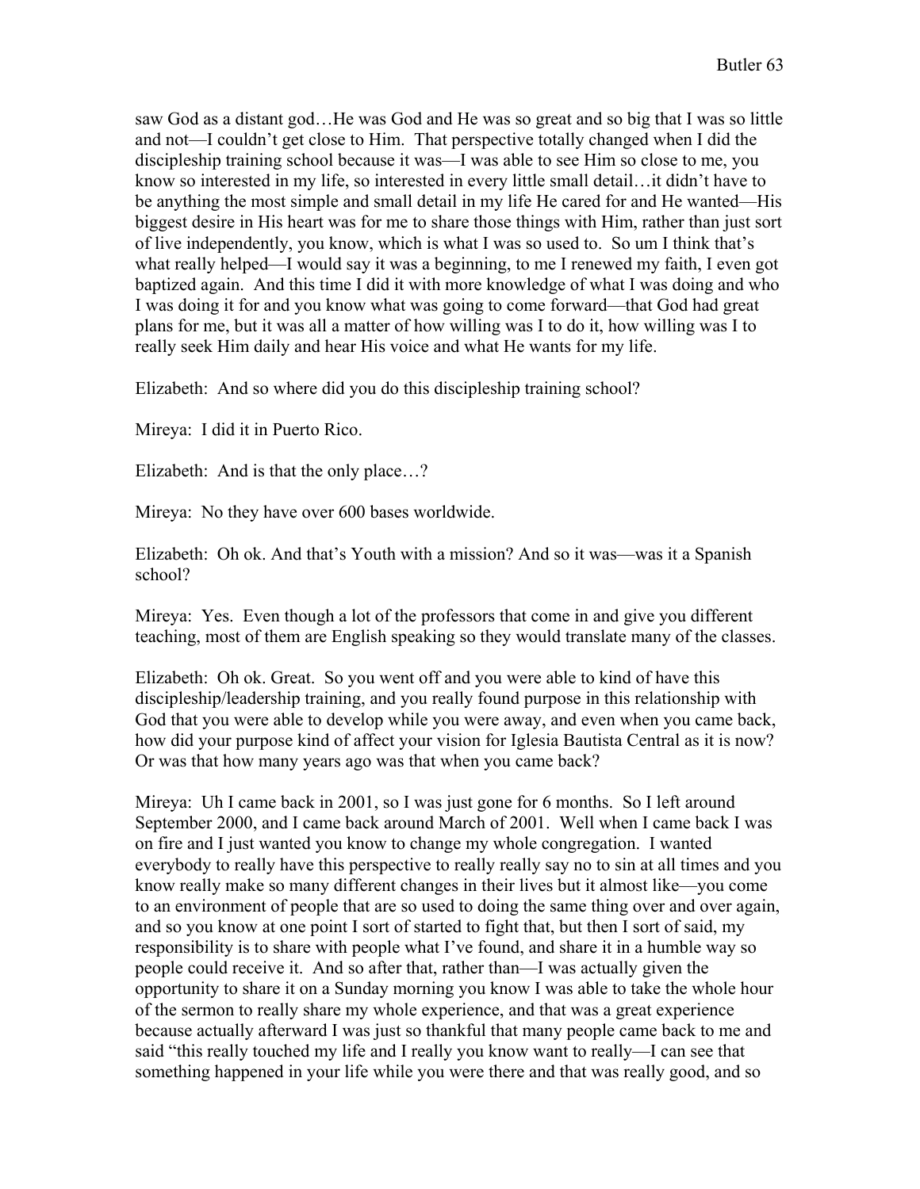saw God as a distant god…He was God and He was so great and so big that I was so little and not—I couldn't get close to Him. That perspective totally changed when I did the discipleship training school because it was—I was able to see Him so close to me, you know so interested in my life, so interested in every little small detail…it didn't have to be anything the most simple and small detail in my life He cared for and He wanted—His biggest desire in His heart was for me to share those things with Him, rather than just sort of live independently, you know, which is what I was so used to. So um I think that's what really helped—I would say it was a beginning, to me I renewed my faith, I even got baptized again. And this time I did it with more knowledge of what I was doing and who I was doing it for and you know what was going to come forward—that God had great plans for me, but it was all a matter of how willing was I to do it, how willing was I to really seek Him daily and hear His voice and what He wants for my life.

Elizabeth: And so where did you do this discipleship training school?

Mireya: I did it in Puerto Rico.

Elizabeth: And is that the only place…?

Mireya: No they have over 600 bases worldwide.

Elizabeth: Oh ok. And that's Youth with a mission? And so it was—was it a Spanish school?

Mireya: Yes. Even though a lot of the professors that come in and give you different teaching, most of them are English speaking so they would translate many of the classes.

Elizabeth: Oh ok. Great. So you went off and you were able to kind of have this discipleship/leadership training, and you really found purpose in this relationship with God that you were able to develop while you were away, and even when you came back, how did your purpose kind of affect your vision for Iglesia Bautista Central as it is now? Or was that how many years ago was that when you came back?

Mireya: Uh I came back in 2001, so I was just gone for 6 months. So I left around September 2000, and I came back around March of 2001. Well when I came back I was on fire and I just wanted you know to change my whole congregation. I wanted everybody to really have this perspective to really really say no to sin at all times and you know really make so many different changes in their lives but it almost like—you come to an environment of people that are so used to doing the same thing over and over again, and so you know at one point I sort of started to fight that, but then I sort of said, my responsibility is to share with people what I've found, and share it in a humble way so people could receive it. And so after that, rather than—I was actually given the opportunity to share it on a Sunday morning you know I was able to take the whole hour of the sermon to really share my whole experience, and that was a great experience because actually afterward I was just so thankful that many people came back to me and said "this really touched my life and I really you know want to really—I can see that something happened in your life while you were there and that was really good, and so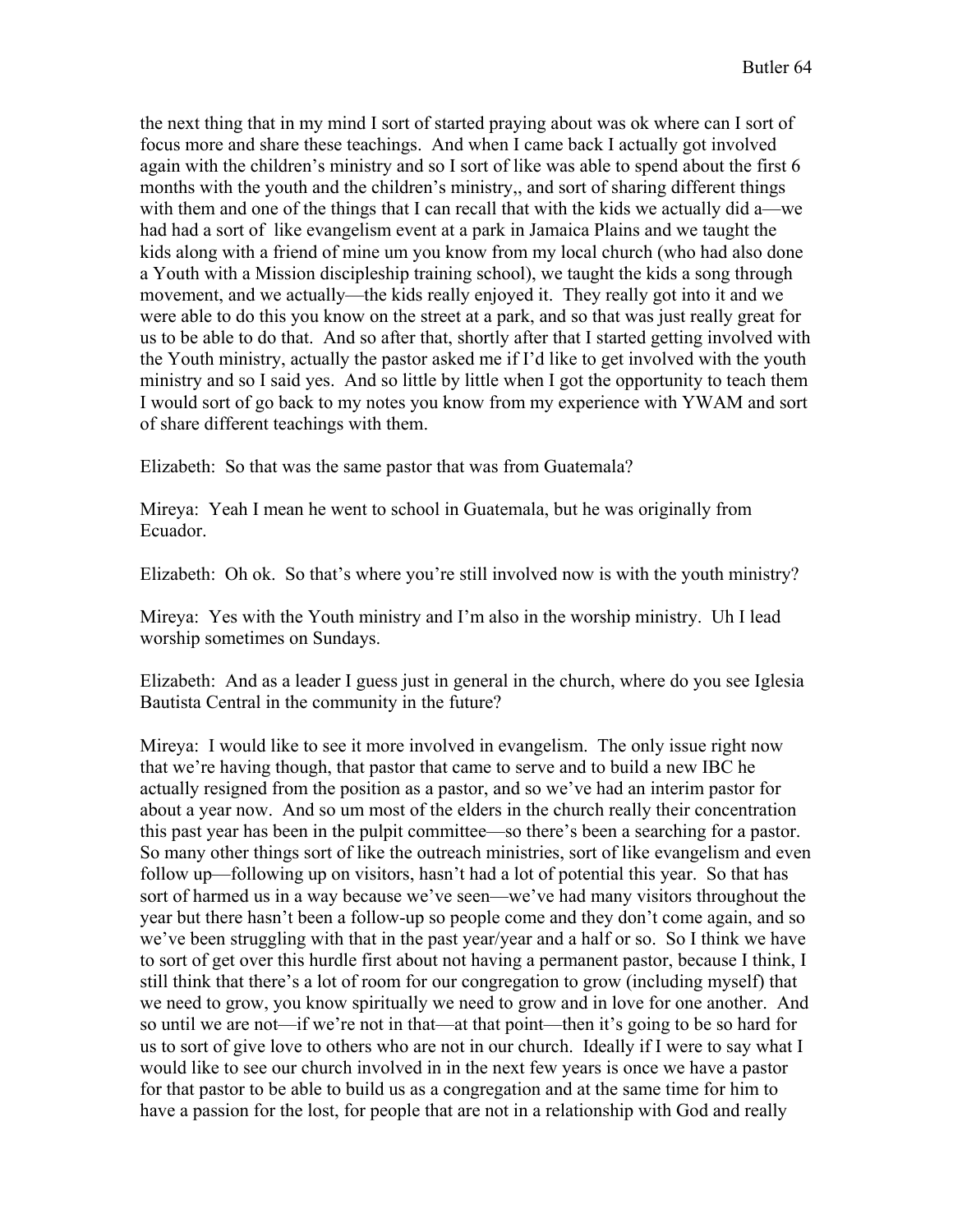the next thing that in my mind I sort of started praying about was ok where can I sort of focus more and share these teachings. And when I came back I actually got involved again with the children's ministry and so I sort of like was able to spend about the first 6 months with the youth and the children's ministry,, and sort of sharing different things with them and one of the things that I can recall that with the kids we actually did a—we had had a sort of like evangelism event at a park in Jamaica Plains and we taught the kids along with a friend of mine um you know from my local church (who had also done a Youth with a Mission discipleship training school), we taught the kids a song through movement, and we actually—the kids really enjoyed it. They really got into it and we were able to do this you know on the street at a park, and so that was just really great for us to be able to do that. And so after that, shortly after that I started getting involved with the Youth ministry, actually the pastor asked me if I'd like to get involved with the youth ministry and so I said yes. And so little by little when I got the opportunity to teach them I would sort of go back to my notes you know from my experience with YWAM and sort of share different teachings with them.

Elizabeth: So that was the same pastor that was from Guatemala?

Mireya: Yeah I mean he went to school in Guatemala, but he was originally from Ecuador.

Elizabeth: Oh ok. So that's where you're still involved now is with the youth ministry?

Mireya: Yes with the Youth ministry and I'm also in the worship ministry. Uh I lead worship sometimes on Sundays.

Elizabeth: And as a leader I guess just in general in the church, where do you see Iglesia Bautista Central in the community in the future?

Mireya: I would like to see it more involved in evangelism. The only issue right now that we're having though, that pastor that came to serve and to build a new IBC he actually resigned from the position as a pastor, and so we've had an interim pastor for about a year now. And so um most of the elders in the church really their concentration this past year has been in the pulpit committee—so there's been a searching for a pastor. So many other things sort of like the outreach ministries, sort of like evangelism and even follow up—following up on visitors, hasn't had a lot of potential this year. So that has sort of harmed us in a way because we've seen—we've had many visitors throughout the year but there hasn't been a follow-up so people come and they don't come again, and so we've been struggling with that in the past year/year and a half or so. So I think we have to sort of get over this hurdle first about not having a permanent pastor, because I think, I still think that there's a lot of room for our congregation to grow (including myself) that we need to grow, you know spiritually we need to grow and in love for one another. And so until we are not—if we're not in that—at that point—then it's going to be so hard for us to sort of give love to others who are not in our church. Ideally if I were to say what I would like to see our church involved in in the next few years is once we have a pastor for that pastor to be able to build us as a congregation and at the same time for him to have a passion for the lost, for people that are not in a relationship with God and really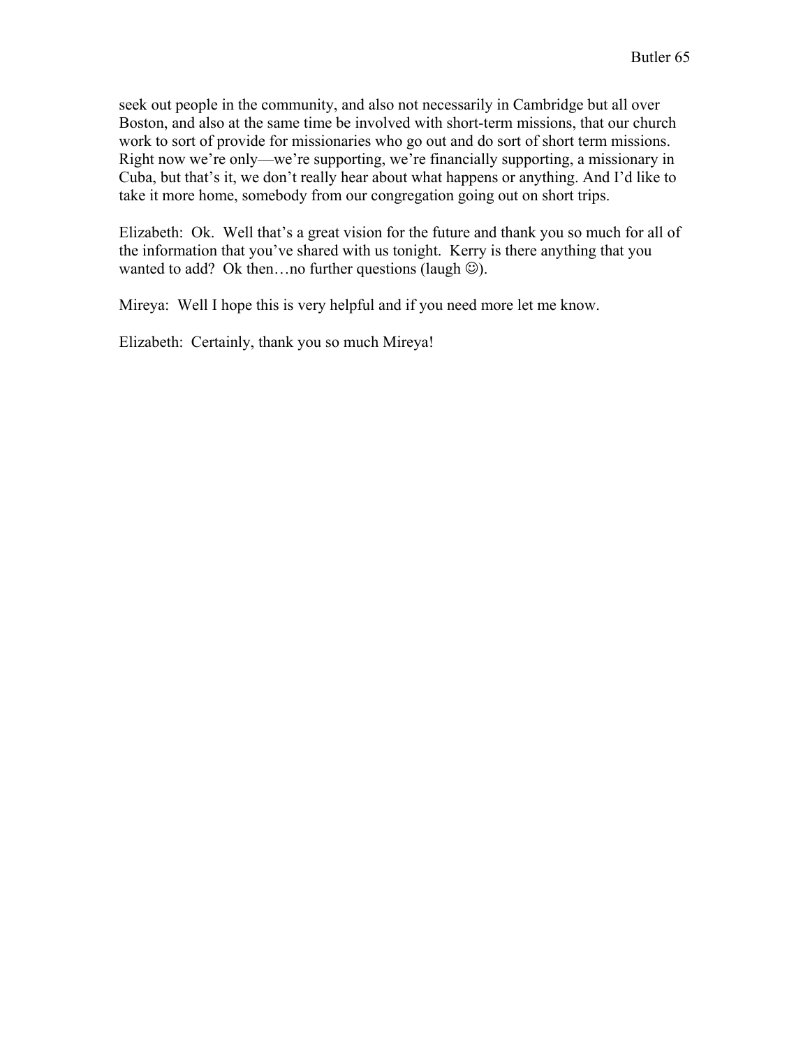seek out people in the community, and also not necessarily in Cambridge but all over Boston, and also at the same time be involved with short-term missions, that our church work to sort of provide for missionaries who go out and do sort of short term missions. Right now we're only—we're supporting, we're financially supporting, a missionary in Cuba, but that's it, we don't really hear about what happens or anything. And I'd like to take it more home, somebody from our congregation going out on short trips.

Elizabeth: Ok. Well that's a great vision for the future and thank you so much for all of the information that you've shared with us tonight. Kerry is there anything that you wanted to add? Ok then…no further questions (laugh ☺).

Mireya: Well I hope this is very helpful and if you need more let me know.

Elizabeth: Certainly, thank you so much Mireya!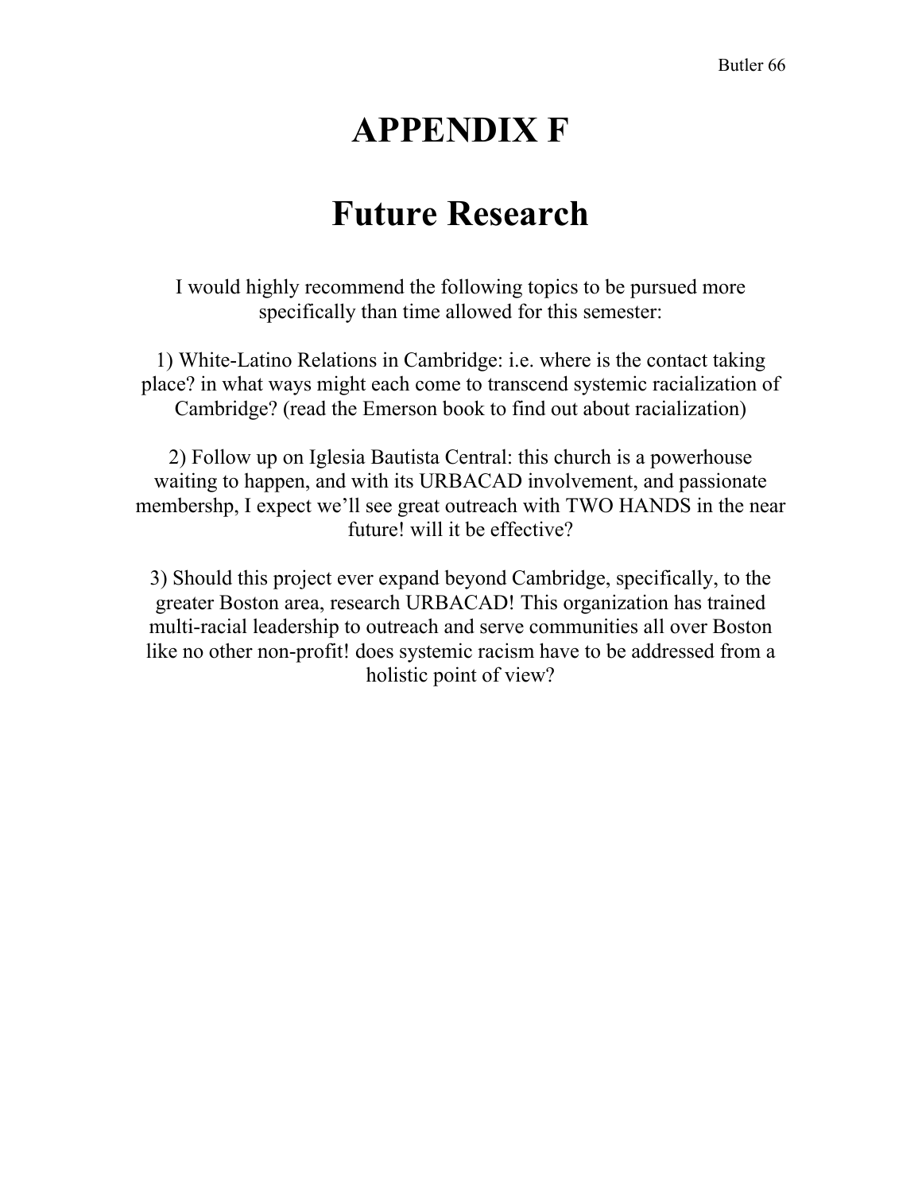# APPENDIX F

# Future Research

I would highly recommend the following topics to be pursued more specifically than time allowed for this semester:

1) White-Latino Relations in Cambridge: i.e. where is the contact taking place? in what ways might each come to transcend systemic racialization of Cambridge? (read the Emerson book to find out about racialization)

2) Follow up on Iglesia Bautista Central: this church is a powerhouse waiting to happen, and with its URBACAD involvement, and passionate membershp, I expect we'll see great outreach with TWO HANDS in the near future! will it be effective?

3) Should this project ever expand beyond Cambridge, specifically, to the greater Boston area, research URBACAD! This organization has trained multi-racial leadership to outreach and serve communities all over Boston like no other non-profit! does systemic racism have to be addressed from a holistic point of view?